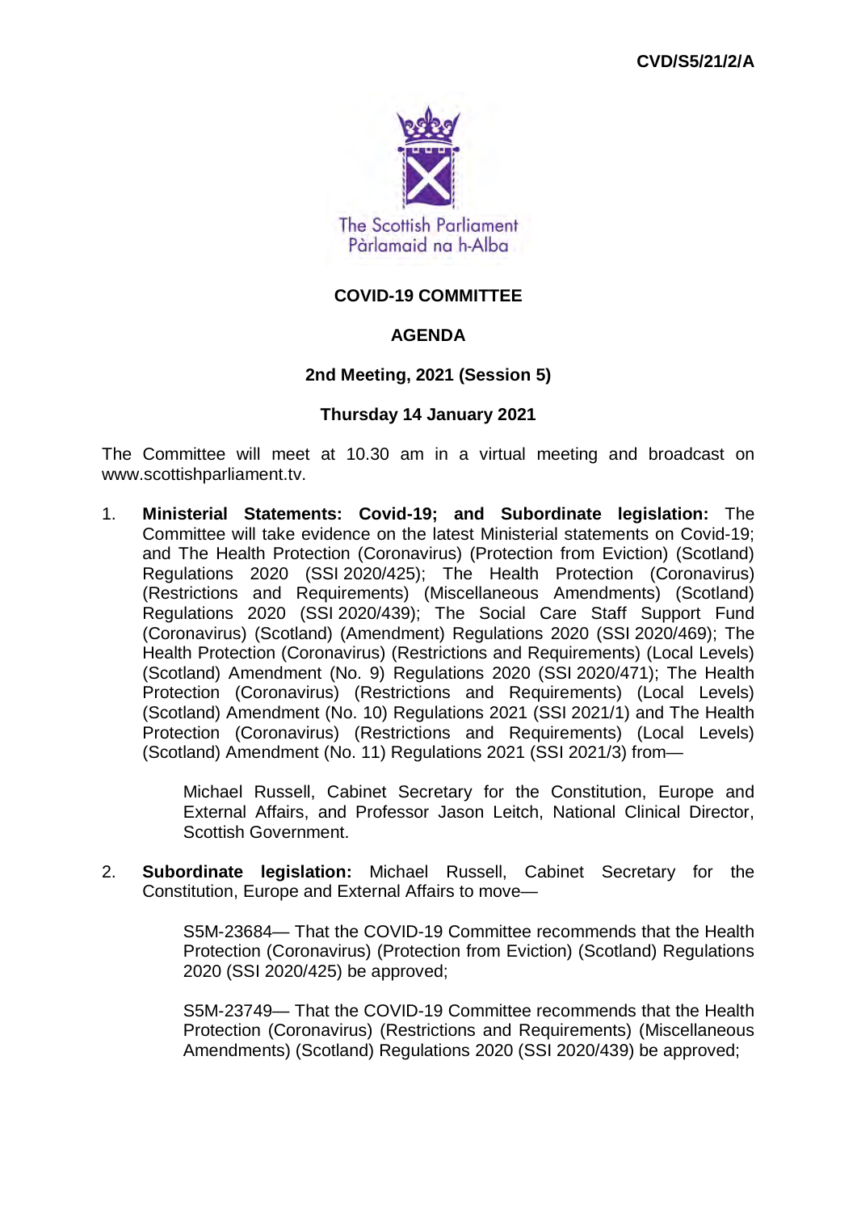CVD/S5/21/2/A

The Scottish Parliament
Pàrlamaid na h-Alba

# COVID-19 COMMITTEE

## AGENDA

### 2nd Meeting, 2021 (Session 5)

### Thursday 14 January 2021

The Committee will meet at 10.30 am in a virtual meeting and broadcast on www.scottishparliament.tv.

1. **Ministerial Statements: Covid-19; and Subordinate legislation:** The Committee will take evidence on the latest Ministerial statements on Covid-19; and The Health Protection (Coronavirus) (Protection from Eviction) (Scotland) Regulations 2020 (SSI 2020/425); The Health Protection (Coronavirus) (Restrictions and Requirements) (Miscellaneous Amendments) (Scotland) Regulations 2020 (SSI 2020/439); The Social Care Staff Support Fund (Coronavirus) (Scotland) (Amendment) Regulations 2020 (SSI 2020/469); The Health Protection (Coronavirus) (Restrictions and Requirements) (Local Levels) (Scotland) Amendment (No. 9) Regulations 2020 (SSI 2020/471); The Health Protection (Coronavirus) (Restrictions and Requirements) (Local Levels) (Scotland) Amendment (No. 10) Regulations 2021 (SSI 2021/1) and The Health Protection (Coronavirus) (Restrictions and Requirements) (Local Levels) (Scotland) Amendment (No. 11) Regulations 2021 (SSI 2021/3) from—

   Michael Russell, Cabinet Secretary for the Constitution, Europe and External Affairs, and Professor Jason Leitch, National Clinical Director, Scottish Government.

2. **Subordinate legislation:** Michael Russell, Cabinet Secretary for the Constitution, Europe and External Affairs to move—

   S5M-23684— That the COVID-19 Committee recommends that the Health Protection (Coronavirus) (Protection from Eviction) (Scotland) Regulations 2020 (SSI 2020/425) be approved;

   S5M-23749— That the COVID-19 Committee recommends that the Health Protection (Coronavirus) (Restrictions and Requirements) (Miscellaneous Amendments) (Scotland) Regulations 2020 (SSI 2020/439) be approved;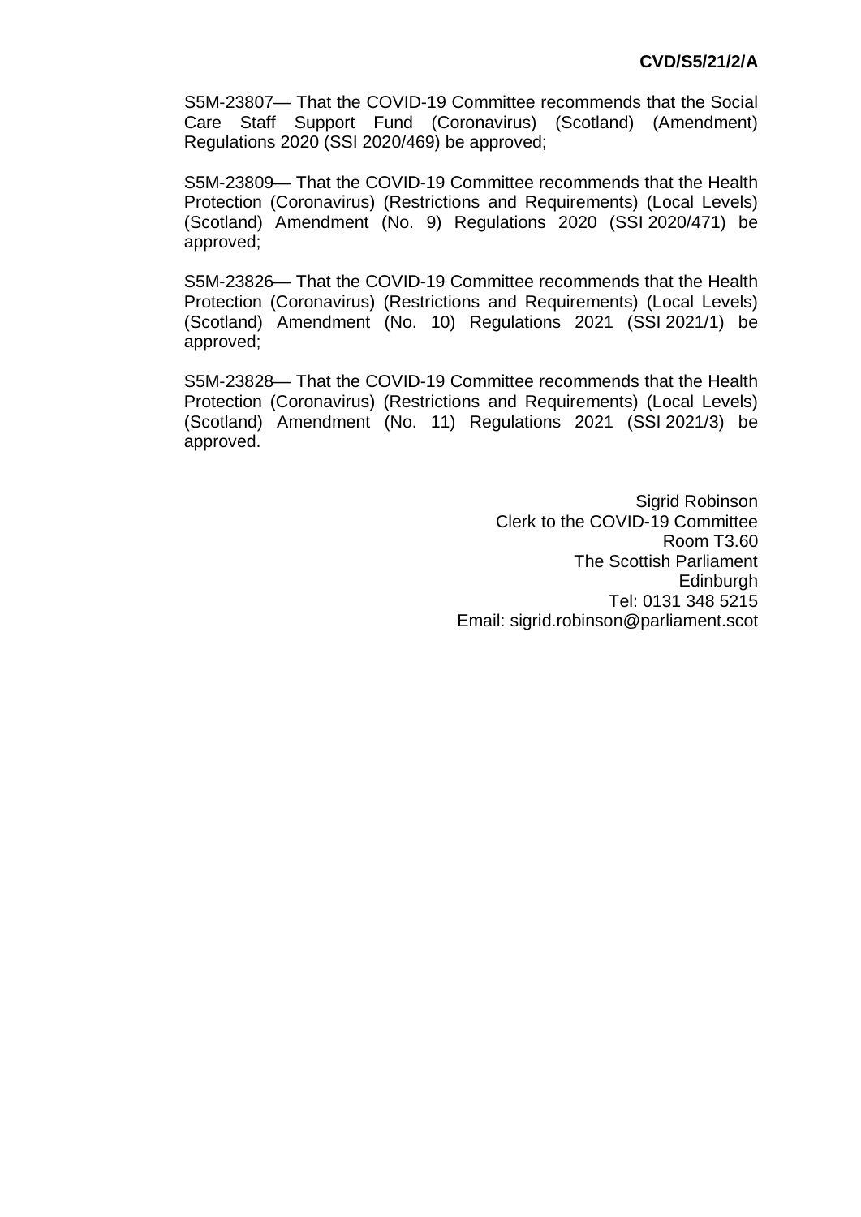S5M-23807— That the COVID-19 Committee recommends that the Social Care Staff Support Fund (Coronavirus) (Scotland) (Amendment) Regulations 2020 (SSI 2020/469) be approved;

S5M-23809— That the COVID-19 Committee recommends that the Health Protection (Coronavirus) (Restrictions and Requirements) (Local Levels) (Scotland) Amendment (No. 9) Regulations 2020 (SSI 2020/471) be approved;

S5M-23826— That the COVID-19 Committee recommends that the Health Protection (Coronavirus) (Restrictions and Requirements) (Local Levels) (Scotland) Amendment (No. 10) Regulations 2021 (SSI 2021/1) be approved;

S5M-23828— That the COVID-19 Committee recommends that the Health Protection (Coronavirus) (Restrictions and Requirements) (Local Levels) (Scotland) Amendment (No. 11) Regulations 2021 (SSI 2021/3) be approved.

Sigrid Robinson
Clerk to the COVID-19 Committee
Room T3.60
The Scottish Parliament
Edinburgh
Tel: 0131 348 5215
Email: sigrid.robinson@parliament.scot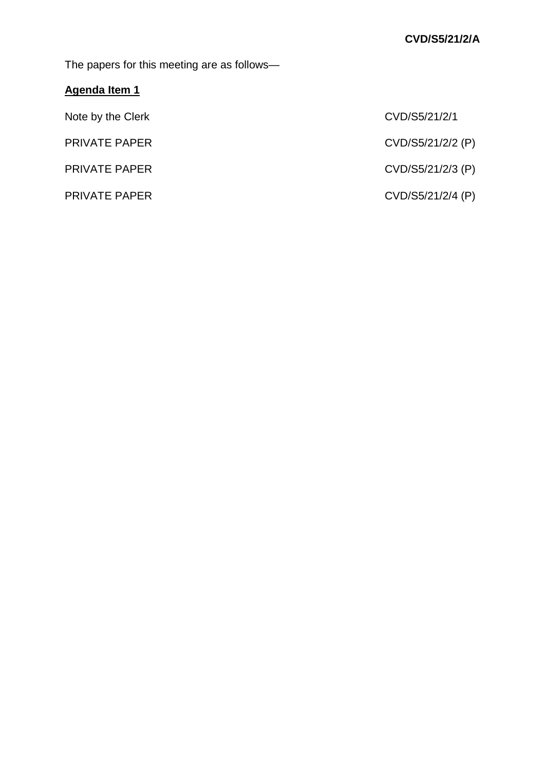**CVD/S5/21/2/A**

The papers for this meeting are as follows—

**Agenda Item 1**

| | |
|---|---|
| Note by the Clerk | CVD/S5/21/2/1 |
| PRIVATE PAPER | CVD/S5/21/2/2 (P) |
| PRIVATE PAPER | CVD/S5/21/2/3 (P) |
| PRIVATE PAPER | CVD/S5/21/2/4 (P) |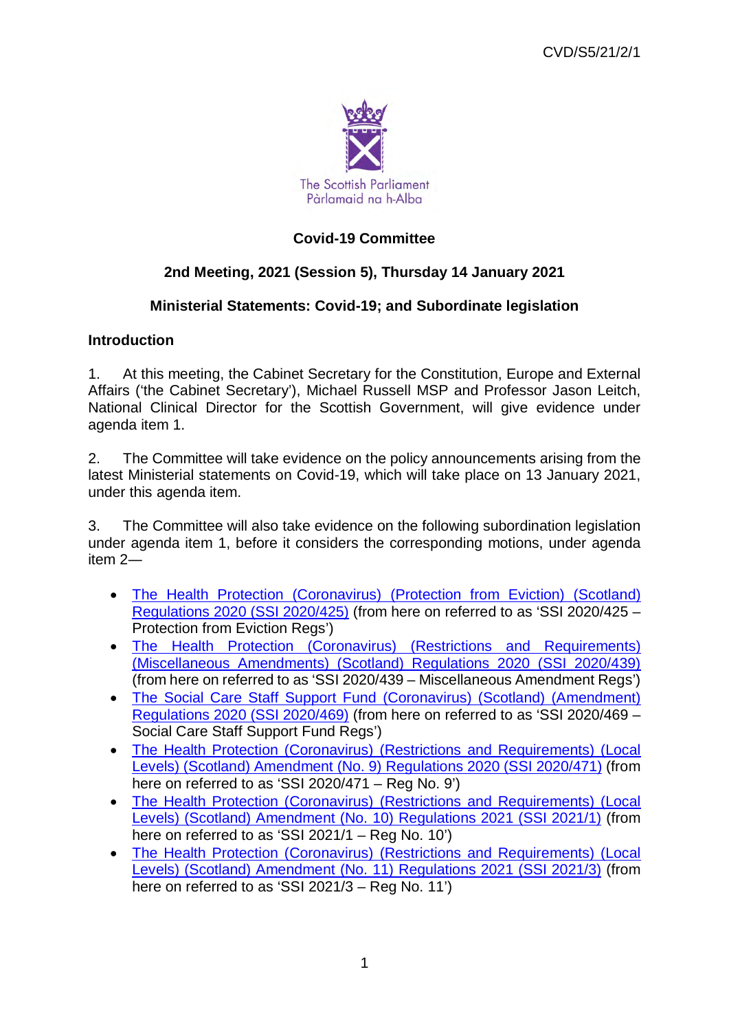CVD/S5/21/2/1

The Scottish Parliament
Pàrlamaid na h-Alba

## Covid-19 Committee

### 2nd Meeting, 2021 (Session 5), Thursday 14 January 2021

### Ministerial Statements: Covid-19; and Subordinate legislation

### Introduction

1. At this meeting, the Cabinet Secretary for the Constitution, Europe and External Affairs ('the Cabinet Secretary'), Michael Russell MSP and Professor Jason Leitch, National Clinical Director for the Scottish Government, will give evidence under agenda item 1.

2. The Committee will take evidence on the policy announcements arising from the latest Ministerial statements on Covid-19, which will take place on 13 January 2021, under this agenda item.

3. The Committee will also take evidence on the following subordination legislation under agenda item 1, before it considers the corresponding motions, under agenda item 2—

- The Health Protection (Coronavirus) (Protection from Eviction) (Scotland) Regulations 2020 (SSI 2020/425) (from here on referred to as 'SSI 2020/425 – Protection from Eviction Regs')
- The Health Protection (Coronavirus) (Restrictions and Requirements) (Miscellaneous Amendments) (Scotland) Regulations 2020 (SSI 2020/439) (from here on referred to as 'SSI 2020/439 – Miscellaneous Amendment Regs')
- The Social Care Staff Support Fund (Coronavirus) (Scotland) (Amendment) Regulations 2020 (SSI 2020/469) (from here on referred to as 'SSI 2020/469 – Social Care Staff Support Fund Regs')
- The Health Protection (Coronavirus) (Restrictions and Requirements) (Local Levels) (Scotland) Amendment (No. 9) Regulations 2020 (SSI 2020/471) (from here on referred to as 'SSI 2020/471 – Reg No. 9')
- The Health Protection (Coronavirus) (Restrictions and Requirements) (Local Levels) (Scotland) Amendment (No. 10) Regulations 2021 (SSI 2021/1) (from here on referred to as 'SSI 2021/1 – Reg No. 10')
- The Health Protection (Coronavirus) (Restrictions and Requirements) (Local Levels) (Scotland) Amendment (No. 11) Regulations 2021 (SSI 2021/3) (from here on referred to as 'SSI 2021/3 – Reg No. 11')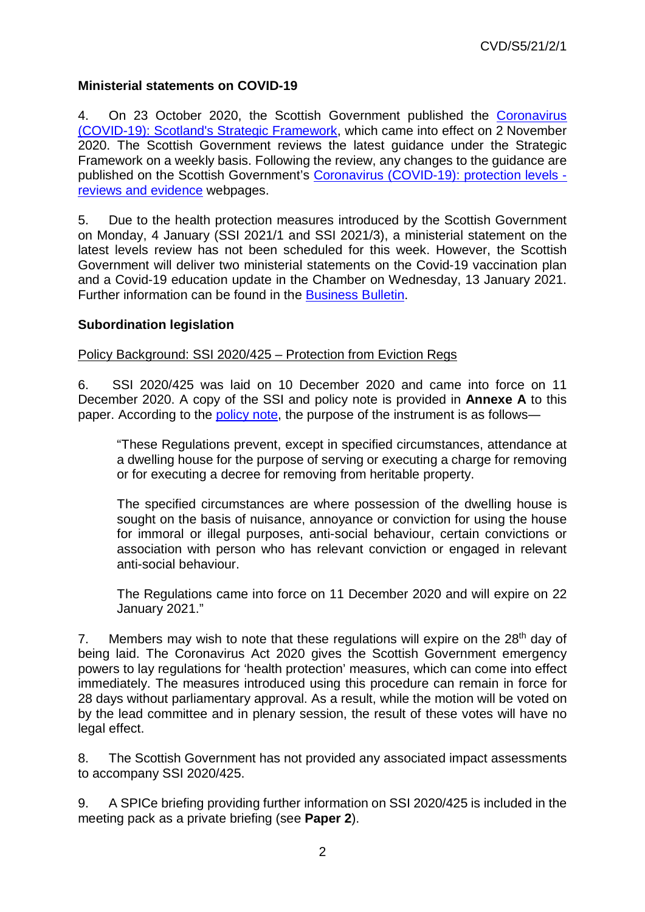**Ministerial statements on COVID-19**

4. On 23 October 2020, the Scottish Government published the [Coronavirus (COVID-19): Scotland's Strategic Framework](), which came into effect on 2 November 2020. The Scottish Government reviews the latest guidance under the Strategic Framework on a weekly basis. Following the review, any changes to the guidance are published on the Scottish Government's [Coronavirus (COVID-19): protection levels - reviews and evidence]() webpages.

5. Due to the health protection measures introduced by the Scottish Government on Monday, 4 January (SSI 2021/1 and SSI 2021/3), a ministerial statement on the latest levels review has not been scheduled for this week. However, the Scottish Government will deliver two ministerial statements on the Covid-19 vaccination plan and a Covid-19 education update in the Chamber on Wednesday, 13 January 2021. Further information can be found in the [Business Bulletin]().

**Subordination legislation**

Policy Background: SSI 2020/425 – Protection from Eviction Regs

6. SSI 2020/425 was laid on 10 December 2020 and came into force on 11 December 2020. A copy of the SSI and policy note is provided in **Annexe A** to this paper. According to the [policy note](), the purpose of the instrument is as follows—

> "These Regulations prevent, except in specified circumstances, attendance at a dwelling house for the purpose of serving or executing a charge for removing or for executing a decree for removing from heritable property.
>
> The specified circumstances are where possession of the dwelling house is sought on the basis of nuisance, annoyance or conviction for using the house for immoral or illegal purposes, anti-social behaviour, certain convictions or association with person who has relevant conviction or engaged in relevant anti-social behaviour.
>
> The Regulations came into force on 11 December 2020 and will expire on 22 January 2021."

7. Members may wish to note that these regulations will expire on the 28th day of being laid. The Coronavirus Act 2020 gives the Scottish Government emergency powers to lay regulations for 'health protection' measures, which can come into effect immediately. The measures introduced using this procedure can remain in force for 28 days without parliamentary approval. As a result, while the motion will be voted on by the lead committee and in plenary session, the result of these votes will have no legal effect.

8. The Scottish Government has not provided any associated impact assessments to accompany SSI 2020/425.

9. A SPICe briefing providing further information on SSI 2020/425 is included in the meeting pack as a private briefing (see **Paper 2**).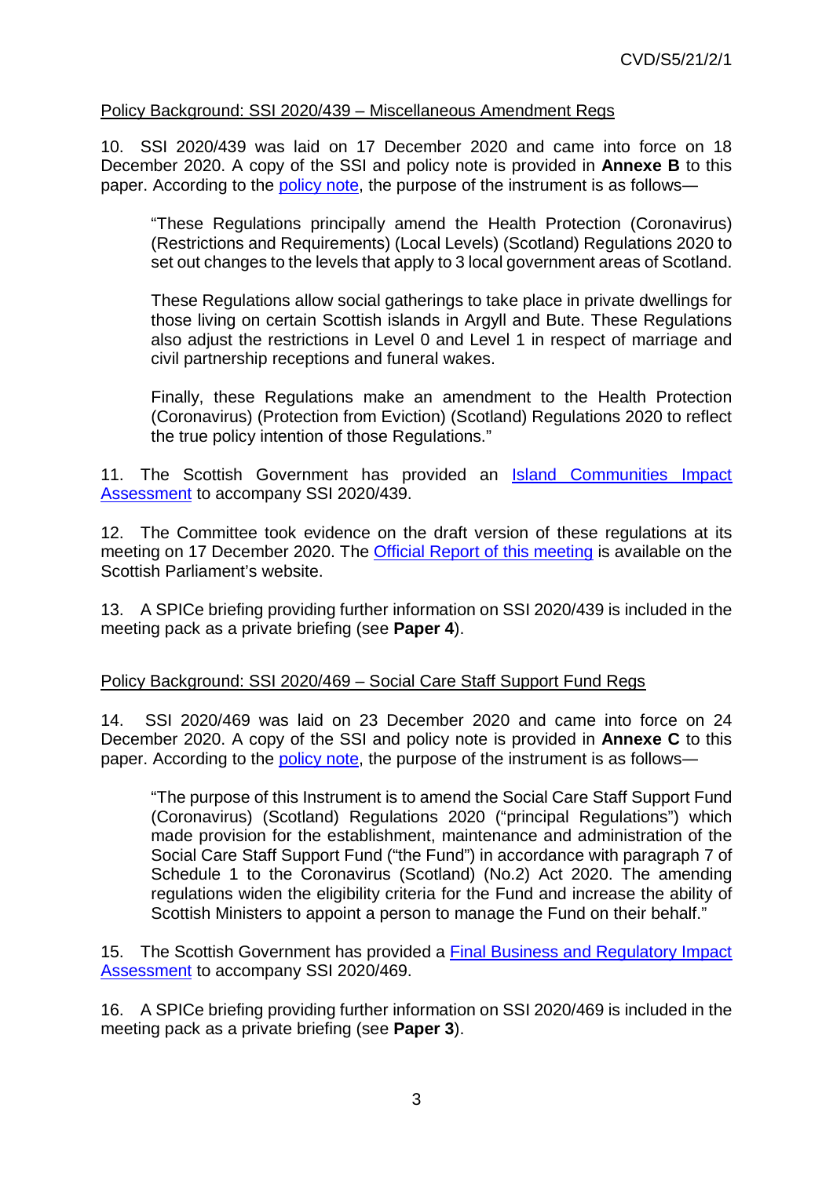Policy Background: SSI 2020/439 – Miscellaneous Amendment Regs

10. SSI 2020/439 was laid on 17 December 2020 and came into force on 18 December 2020. A copy of the SSI and policy note is provided in **Annexe B** to this paper. According to the policy note, the purpose of the instrument is as follows—

> "These Regulations principally amend the Health Protection (Coronavirus) (Restrictions and Requirements) (Local Levels) (Scotland) Regulations 2020 to set out changes to the levels that apply to 3 local government areas of Scotland.
>
> These Regulations allow social gatherings to take place in private dwellings for those living on certain Scottish islands in Argyll and Bute. These Regulations also adjust the restrictions in Level 0 and Level 1 in respect of marriage and civil partnership receptions and funeral wakes.
>
> Finally, these Regulations make an amendment to the Health Protection (Coronavirus) (Protection from Eviction) (Scotland) Regulations 2020 to reflect the true policy intention of those Regulations."

11. The Scottish Government has provided an Island Communities Impact Assessment to accompany SSI 2020/439.

12. The Committee took evidence on the draft version of these regulations at its meeting on 17 December 2020. The Official Report of this meeting is available on the Scottish Parliament's website.

13. A SPICe briefing providing further information on SSI 2020/439 is included in the meeting pack as a private briefing (see **Paper 4**).

Policy Background: SSI 2020/469 – Social Care Staff Support Fund Regs

14. SSI 2020/469 was laid on 23 December 2020 and came into force on 24 December 2020. A copy of the SSI and policy note is provided in **Annexe C** to this paper. According to the policy note, the purpose of the instrument is as follows—

> "The purpose of this Instrument is to amend the Social Care Staff Support Fund (Coronavirus) (Scotland) Regulations 2020 ("principal Regulations") which made provision for the establishment, maintenance and administration of the Social Care Staff Support Fund ("the Fund") in accordance with paragraph 7 of Schedule 1 to the Coronavirus (Scotland) (No.2) Act 2020. The amending regulations widen the eligibility criteria for the Fund and increase the ability of Scottish Ministers to appoint a person to manage the Fund on their behalf."

15. The Scottish Government has provided a Final Business and Regulatory Impact Assessment to accompany SSI 2020/469.

16. A SPICe briefing providing further information on SSI 2020/469 is included in the meeting pack as a private briefing (see **Paper 3**).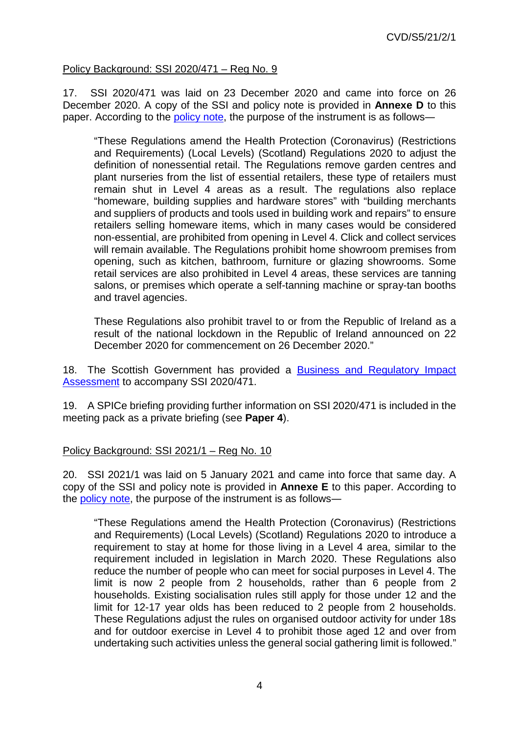Policy Background: SSI 2020/471 – Reg No. 9

17. SSI 2020/471 was laid on 23 December 2020 and came into force on 26 December 2020. A copy of the SSI and policy note is provided in **Annexe D** to this paper. According to the policy note, the purpose of the instrument is as follows—

> "These Regulations amend the Health Protection (Coronavirus) (Restrictions and Requirements) (Local Levels) (Scotland) Regulations 2020 to adjust the definition of nonessential retail. The Regulations remove garden centres and plant nurseries from the list of essential retailers, these type of retailers must remain shut in Level 4 areas as a result. The regulations also replace "homeware, building supplies and hardware stores" with "building merchants and suppliers of products and tools used in building work and repairs" to ensure retailers selling homeware items, which in many cases would be considered non-essential, are prohibited from opening in Level 4. Click and collect services will remain available. The Regulations prohibit home showroom premises from opening, such as kitchen, bathroom, furniture or glazing showrooms. Some retail services are also prohibited in Level 4 areas, these services are tanning salons, or premises which operate a self-tanning machine or spray-tan booths and travel agencies.
>
> These Regulations also prohibit travel to or from the Republic of Ireland as a result of the national lockdown in the Republic of Ireland announced on 22 December 2020 for commencement on 26 December 2020."

18. The Scottish Government has provided a Business and Regulatory Impact Assessment to accompany SSI 2020/471.

19. A SPICe briefing providing further information on SSI 2020/471 is included in the meeting pack as a private briefing (see **Paper 4**).

Policy Background: SSI 2021/1 – Reg No. 10

20. SSI 2021/1 was laid on 5 January 2021 and came into force that same day. A copy of the SSI and policy note is provided in **Annexe E** to this paper. According to the policy note, the purpose of the instrument is as follows—

> "These Regulations amend the Health Protection (Coronavirus) (Restrictions and Requirements) (Local Levels) (Scotland) Regulations 2020 to introduce a requirement to stay at home for those living in a Level 4 area, similar to the requirement included in legislation in March 2020. These Regulations also reduce the number of people who can meet for social purposes in Level 4. The limit is now 2 people from 2 households, rather than 6 people from 2 households. Existing socialisation rules still apply for those under 12 and the limit for 12-17 year olds has been reduced to 2 people from 2 households. These Regulations adjust the rules on organised outdoor activity for under 18s and for outdoor exercise in Level 4 to prohibit those aged 12 and over from undertaking such activities unless the general social gathering limit is followed."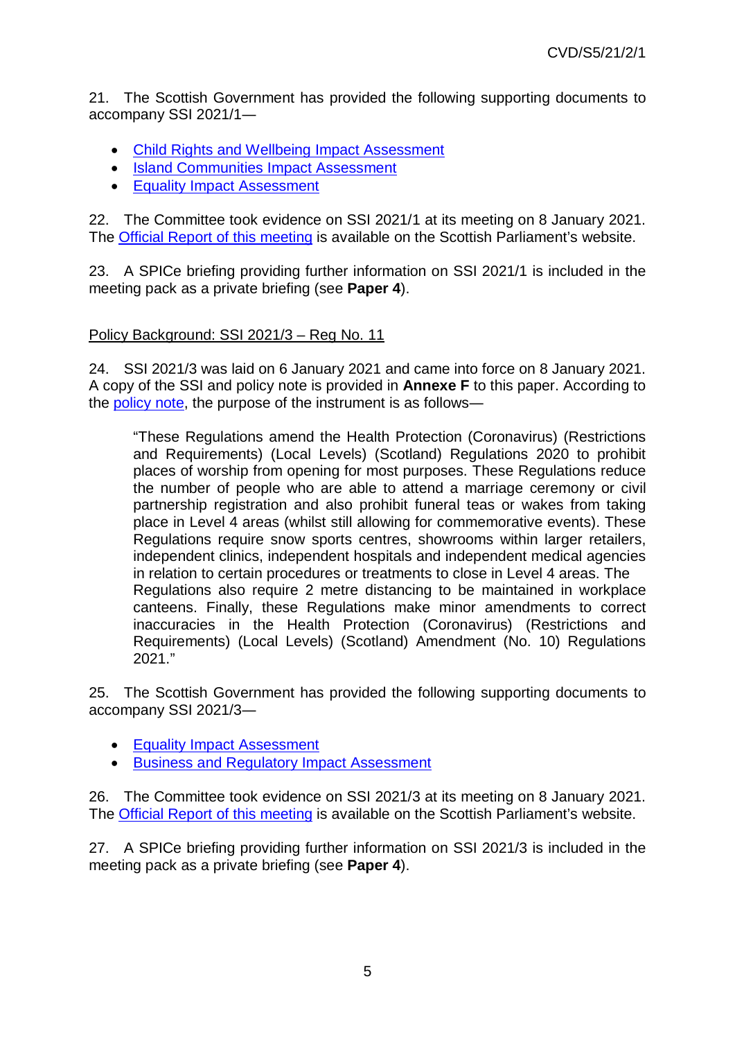21. The Scottish Government has provided the following supporting documents to accompany SSI 2021/1—

- [Child Rights and Wellbeing Impact Assessment]
- [Island Communities Impact Assessment]
- [Equality Impact Assessment]

22. The Committee took evidence on SSI 2021/1 at its meeting on 8 January 2021. The [Official Report of this meeting] is available on the Scottish Parliament's website.

23. A SPICe briefing providing further information on SSI 2021/1 is included in the meeting pack as a private briefing (see **Paper 4**).

<u>Policy Background: SSI 2021/3 – Reg No. 11</u>

24. SSI 2021/3 was laid on 6 January 2021 and came into force on 8 January 2021. A copy of the SSI and policy note is provided in **Annexe F** to this paper. According to the [policy note], the purpose of the instrument is as follows—

> "These Regulations amend the Health Protection (Coronavirus) (Restrictions and Requirements) (Local Levels) (Scotland) Regulations 2020 to prohibit places of worship from opening for most purposes. These Regulations reduce the number of people who are able to attend a marriage ceremony or civil partnership registration and also prohibit funeral teas or wakes from taking place in Level 4 areas (whilst still allowing for commemorative events). These Regulations require snow sports centres, showrooms within larger retailers, independent clinics, independent hospitals and independent medical agencies in relation to certain procedures or treatments to close in Level 4 areas. The Regulations also require 2 metre distancing to be maintained in workplace canteens. Finally, these Regulations make minor amendments to correct inaccuracies in the Health Protection (Coronavirus) (Restrictions and Requirements) (Local Levels) (Scotland) Amendment (No. 10) Regulations 2021."

25. The Scottish Government has provided the following supporting documents to accompany SSI 2021/3—

- [Equality Impact Assessment]
- [Business and Regulatory Impact Assessment]

26. The Committee took evidence on SSI 2021/3 at its meeting on 8 January 2021. The [Official Report of this meeting] is available on the Scottish Parliament's website.

27. A SPICe briefing providing further information on SSI 2021/3 is included in the meeting pack as a private briefing (see **Paper 4**).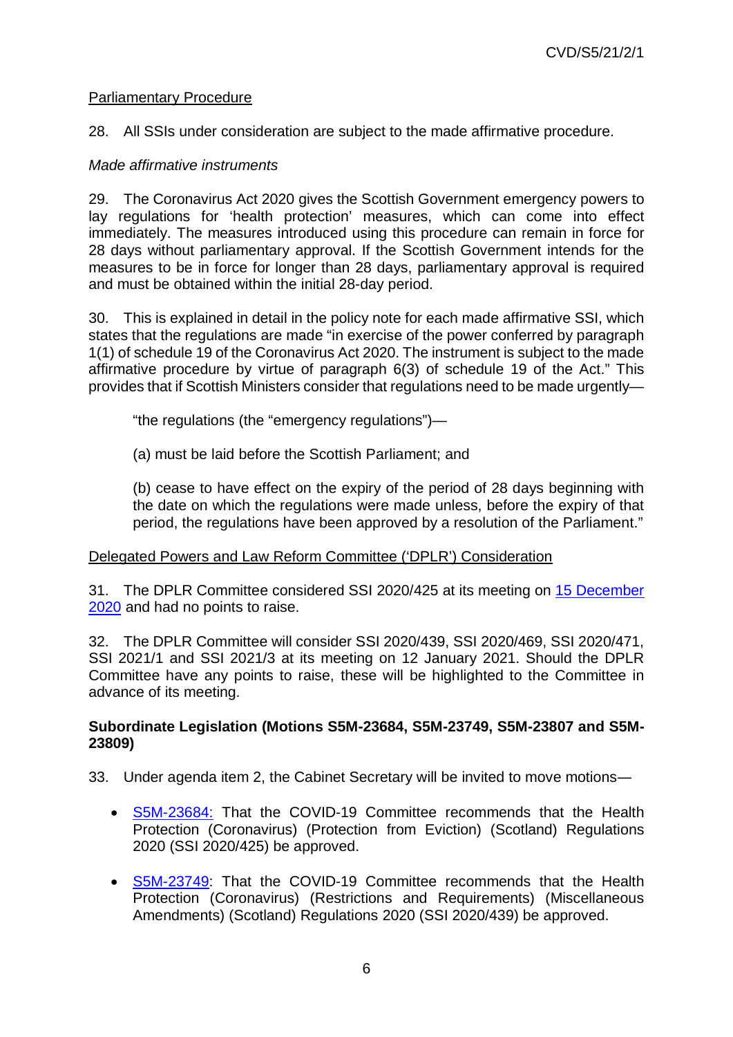Parliamentary Procedure

28. All SSIs under consideration are subject to the made affirmative procedure.

*Made affirmative instruments*

29. The Coronavirus Act 2020 gives the Scottish Government emergency powers to lay regulations for 'health protection' measures, which can come into effect immediately. The measures introduced using this procedure can remain in force for 28 days without parliamentary approval. If the Scottish Government intends for the measures to be in force for longer than 28 days, parliamentary approval is required and must be obtained within the initial 28-day period.

30. This is explained in detail in the policy note for each made affirmative SSI, which states that the regulations are made "in exercise of the power conferred by paragraph 1(1) of schedule 19 of the Coronavirus Act 2020. The instrument is subject to the made affirmative procedure by virtue of paragraph 6(3) of schedule 19 of the Act." This provides that if Scottish Ministers consider that regulations need to be made urgently—

> "the regulations (the "emergency regulations")—
>
> (a) must be laid before the Scottish Parliament; and
>
> (b) cease to have effect on the expiry of the period of 28 days beginning with the date on which the regulations were made unless, before the expiry of that period, the regulations have been approved by a resolution of the Parliament."

Delegated Powers and Law Reform Committee ('DPLR') Consideration

31. The DPLR Committee considered SSI 2020/425 at its meeting on 15 December 2020 and had no points to raise.

32. The DPLR Committee will consider SSI 2020/439, SSI 2020/469, SSI 2020/471, SSI 2021/1 and SSI 2021/3 at its meeting on 12 January 2021. Should the DPLR Committee have any points to raise, these will be highlighted to the Committee in advance of its meeting.

**Subordinate Legislation (Motions S5M-23684, S5M-23749, S5M-23807 and S5M-23809)**

33. Under agenda item 2, the Cabinet Secretary will be invited to move motions—

- S5M-23684: That the COVID-19 Committee recommends that the Health Protection (Coronavirus) (Protection from Eviction) (Scotland) Regulations 2020 (SSI 2020/425) be approved.
- S5M-23749: That the COVID-19 Committee recommends that the Health Protection (Coronavirus) (Restrictions and Requirements) (Miscellaneous Amendments) (Scotland) Regulations 2020 (SSI 2020/439) be approved.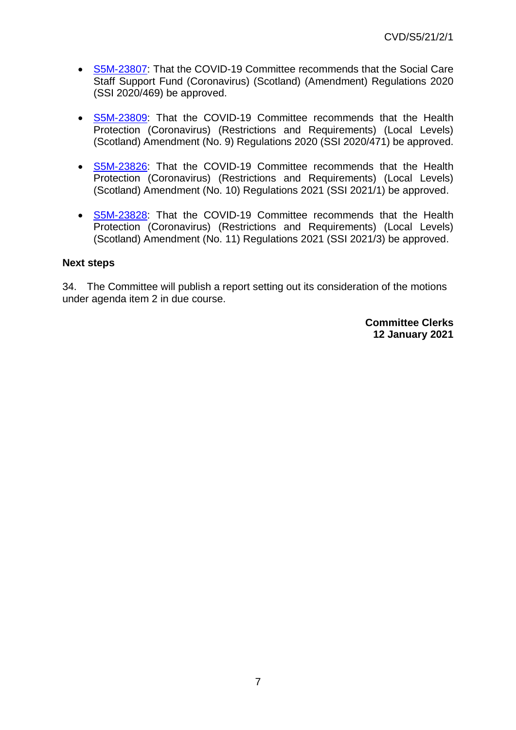- S5M-23807: That the COVID-19 Committee recommends that the Social Care Staff Support Fund (Coronavirus) (Scotland) (Amendment) Regulations 2020 (SSI 2020/469) be approved.

- S5M-23809: That the COVID-19 Committee recommends that the Health Protection (Coronavirus) (Restrictions and Requirements) (Local Levels) (Scotland) Amendment (No. 9) Regulations 2020 (SSI 2020/471) be approved.

- S5M-23826: That the COVID-19 Committee recommends that the Health Protection (Coronavirus) (Restrictions and Requirements) (Local Levels) (Scotland) Amendment (No. 10) Regulations 2021 (SSI 2021/1) be approved.

- S5M-23828: That the COVID-19 Committee recommends that the Health Protection (Coronavirus) (Restrictions and Requirements) (Local Levels) (Scotland) Amendment (No. 11) Regulations 2021 (SSI 2021/3) be approved.

**Next steps**

34. The Committee will publish a report setting out its consideration of the motions under agenda item 2 in due course.

**Committee Clerks**
**12 January 2021**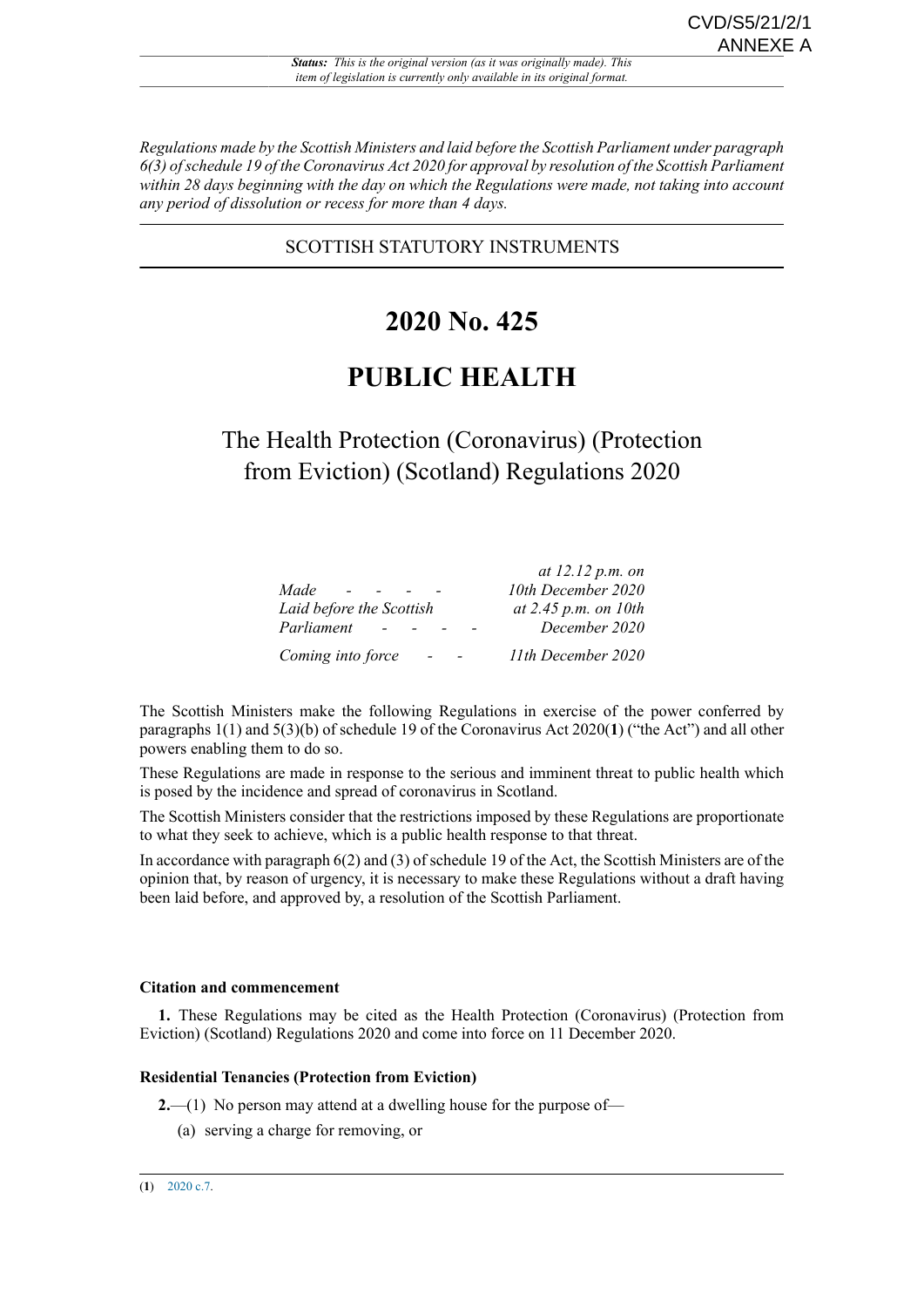CVD/S5/21/2/1
ANNEXE A

***Status:*** *This is the original version (as it was originally made). This item of legislation is currently only available in its original format.*

*Regulations made by the Scottish Ministers and laid before the Scottish Parliament under paragraph 6(3) of schedule 19 of the Coronavirus Act 2020 for approval by resolution of the Scottish Parliament within 28 days beginning with the day on which the Regulations were made, not taking into account any period of dissolution or recess for more than 4 days.*

SCOTTISH STATUTORY INSTRUMENTS

# 2020 No. 425

# PUBLIC HEALTH

## The Health Protection (Coronavirus) (Protection from Eviction) (Scotland) Regulations 2020

| | |
|---|---|
| *Made* | *at 12.12 p.m. on 10th December 2020* |
| *Laid before the Scottish Parliament* | *at 2.45 p.m. on 10th December 2020* |
| *Coming into force* | *11th December 2020* |

The Scottish Ministers make the following Regulations in exercise of the power conferred by paragraphs 1(1) and 5(3)(b) of schedule 19 of the Coronavirus Act 2020(**1**) ("the Act") and all other powers enabling them to do so.

These Regulations are made in response to the serious and imminent threat to public health which is posed by the incidence and spread of coronavirus in Scotland.

The Scottish Ministers consider that the restrictions imposed by these Regulations are proportionate to what they seek to achieve, which is a public health response to that threat.

In accordance with paragraph 6(2) and (3) of schedule 19 of the Act, the Scottish Ministers are of the opinion that, by reason of urgency, it is necessary to make these Regulations without a draft having been laid before, and approved by, a resolution of the Scottish Parliament.

**Citation and commencement**

**1.** These Regulations may be cited as the Health Protection (Coronavirus) (Protection from Eviction) (Scotland) Regulations 2020 and come into force on 11 December 2020.

**Residential Tenancies (Protection from Eviction)**

**2.**—(1) No person may attend at a dwelling house for the purpose of—

(a) serving a charge for removing, or

(**1**) 2020 c.7.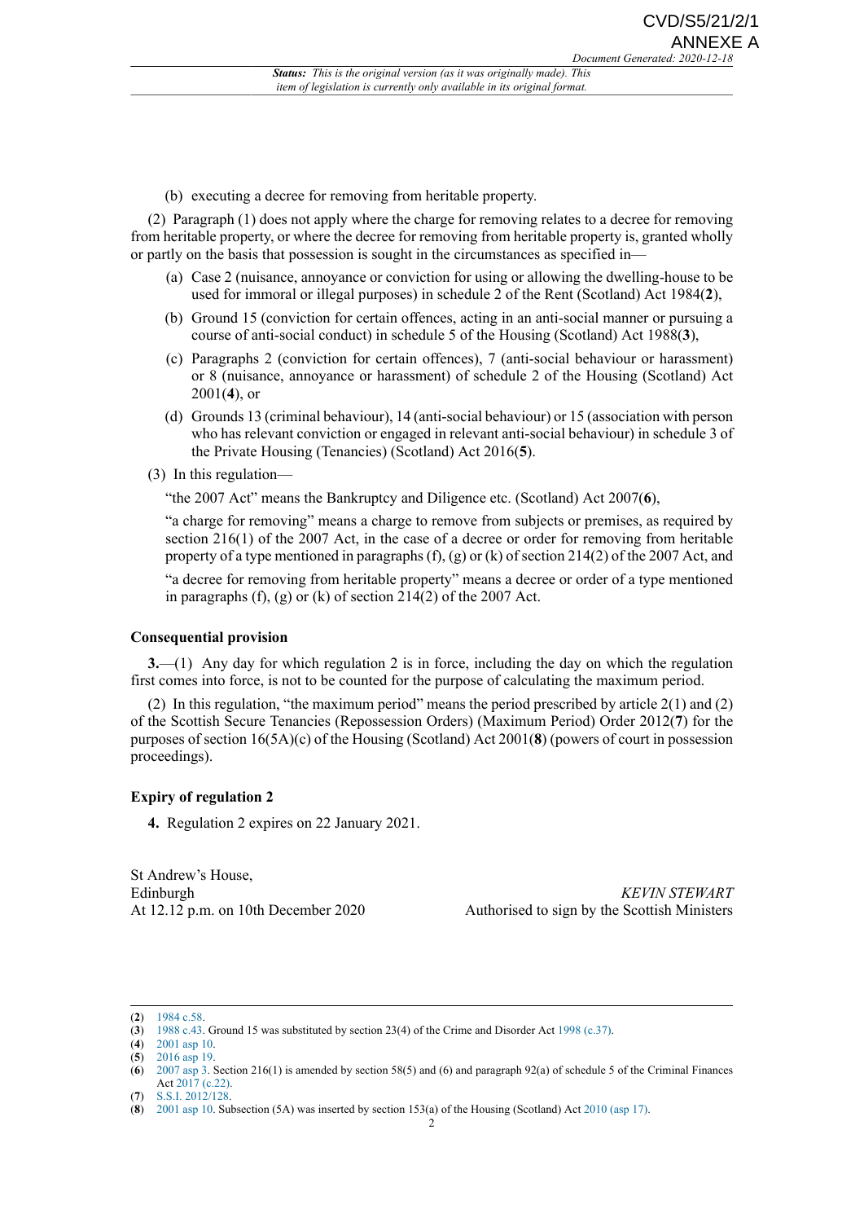(b) executing a decree for removing from heritable property.

(2) Paragraph (1) does not apply where the charge for removing relates to a decree for removing from heritable property, or where the decree for removing from heritable property is, granted wholly or partly on the basis that possession is sought in the circumstances as specified in—

(a) Case 2 (nuisance, annoyance or conviction for using or allowing the dwelling-house to be used for immoral or illegal purposes) in schedule 2 of the Rent (Scotland) Act 1984(**2**),

(b) Ground 15 (conviction for certain offences, acting in an anti-social manner or pursuing a course of anti-social conduct) in schedule 5 of the Housing (Scotland) Act 1988(**3**),

(c) Paragraphs 2 (conviction for certain offences), 7 (anti-social behaviour or harassment) or 8 (nuisance, annoyance or harassment) of schedule 2 of the Housing (Scotland) Act 2001(**4**), or

(d) Grounds 13 (criminal behaviour), 14 (anti-social behaviour) or 15 (association with person who has relevant conviction or engaged in relevant anti-social behaviour) in schedule 3 of the Private Housing (Tenancies) (Scotland) Act 2016(**5**).

(3) In this regulation—

"the 2007 Act" means the Bankruptcy and Diligence etc. (Scotland) Act 2007(**6**),

"a charge for removing" means a charge to remove from subjects or premises, as required by section 216(1) of the 2007 Act, in the case of a decree or order for removing from heritable property of a type mentioned in paragraphs (f), (g) or (k) of section 214(2) of the 2007 Act, and

"a decree for removing from heritable property" means a decree or order of a type mentioned in paragraphs (f), (g) or (k) of section 214(2) of the 2007 Act.

### Consequential provision

**3.**—(1) Any day for which regulation 2 is in force, including the day on which the regulation first comes into force, is not to be counted for the purpose of calculating the maximum period.

(2) In this regulation, "the maximum period" means the period prescribed by article 2(1) and (2) of the Scottish Secure Tenancies (Repossession Orders) (Maximum Period) Order 2012(**7**) for the purposes of section 16(5A)(c) of the Housing (Scotland) Act 2001(**8**) (powers of court in possession proceedings).

### Expiry of regulation 2

**4.** Regulation 2 expires on 22 January 2021.

St Andrew's House,
Edinburgh
At 12.12 p.m. on 10th December 2020

*KEVIN STEWART*
Authorised to sign by the Scottish Ministers

---

(**2**) 1984 c.58.
(**3**) 1988 c.43. Ground 15 was substituted by section 23(4) of the Crime and Disorder Act 1998 (c.37).
(**4**) 2001 asp 10.
(**5**) 2016 asp 19.
(**6**) 2007 asp 3. Section 216(1) is amended by section 58(5) and (6) and paragraph 92(a) of schedule 5 of the Criminal Finances Act 2017 (c.22).
(**7**) S.S.I. 2012/128.
(**8**) 2001 asp 10. Subsection (5A) was inserted by section 153(a) of the Housing (Scotland) Act 2010 (asp 17).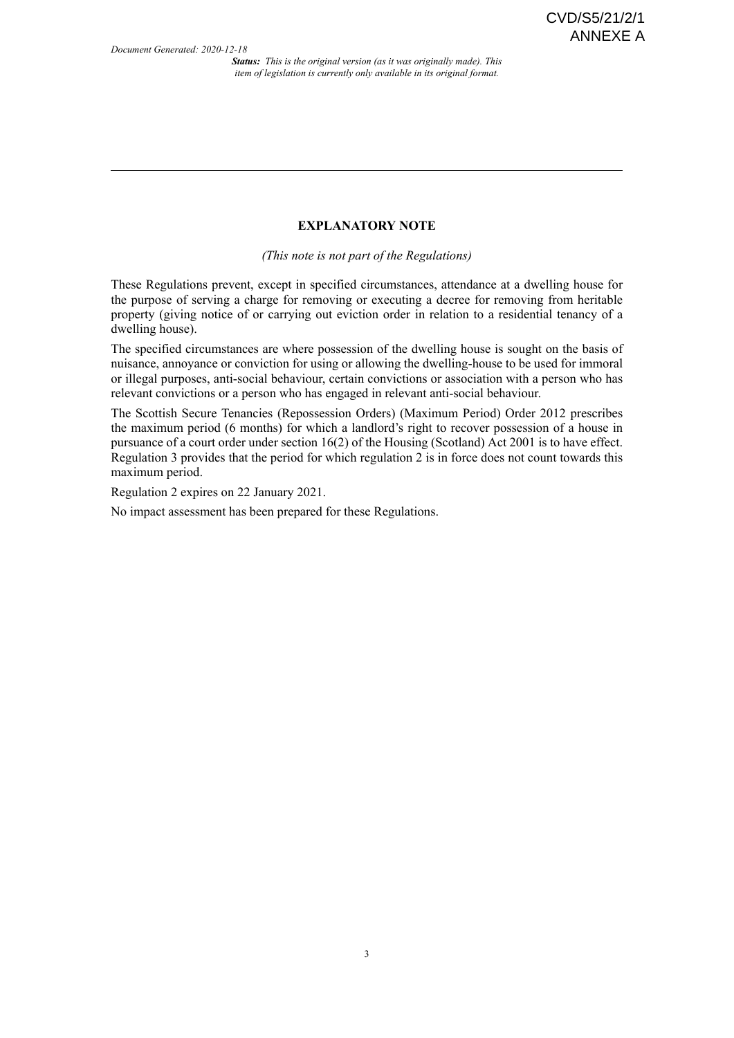## EXPLANATORY NOTE

*(This note is not part of the Regulations)*

These Regulations prevent, except in specified circumstances, attendance at a dwelling house for the purpose of serving a charge for removing or executing a decree for removing from heritable property (giving notice of or carrying out eviction order in relation to a residential tenancy of a dwelling house).

The specified circumstances are where possession of the dwelling house is sought on the basis of nuisance, annoyance or conviction for using or allowing the dwelling-house to be used for immoral or illegal purposes, anti-social behaviour, certain convictions or association with a person who has relevant convictions or a person who has engaged in relevant anti-social behaviour.

The Scottish Secure Tenancies (Repossession Orders) (Maximum Period) Order 2012 prescribes the maximum period (6 months) for which a landlord's right to recover possession of a house in pursuance of a court order under section 16(2) of the Housing (Scotland) Act 2001 is to have effect. Regulation 3 provides that the period for which regulation 2 is in force does not count towards this maximum period.

Regulation 2 expires on 22 January 2021.

No impact assessment has been prepared for these Regulations.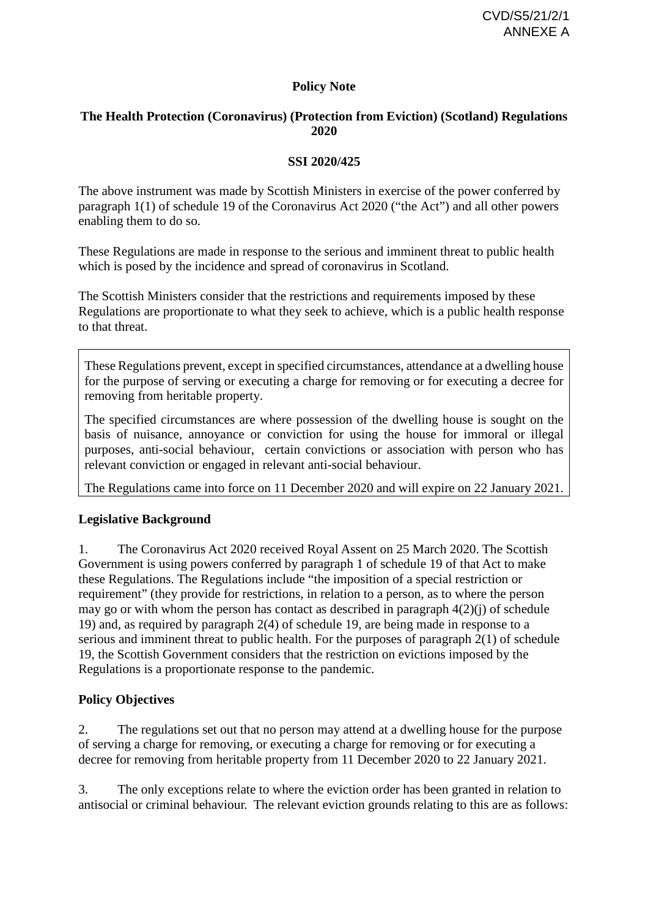CVD/S5/21/2/1
ANNEXE A

**Policy Note**

**The Health Protection (Coronavirus) (Protection from Eviction) (Scotland) Regulations 2020**

**SSI 2020/425**

The above instrument was made by Scottish Ministers in exercise of the power conferred by paragraph 1(1) of schedule 19 of the Coronavirus Act 2020 ("the Act") and all other powers enabling them to do so.

These Regulations are made in response to the serious and imminent threat to public health which is posed by the incidence and spread of coronavirus in Scotland.

The Scottish Ministers consider that the restrictions and requirements imposed by these Regulations are proportionate to what they seek to achieve, which is a public health response to that threat.

> These Regulations prevent, except in specified circumstances, attendance at a dwelling house for the purpose of serving or executing a charge for removing or for executing a decree for removing from heritable property.
>
> The specified circumstances are where possession of the dwelling house is sought on the basis of nuisance, annoyance or conviction for using the house for immoral or illegal purposes, anti-social behaviour, certain convictions or association with person who has relevant conviction or engaged in relevant anti-social behaviour.
>
> The Regulations came into force on 11 December 2020 and will expire on 22 January 2021.

**Legislative Background**

1. The Coronavirus Act 2020 received Royal Assent on 25 March 2020. The Scottish Government is using powers conferred by paragraph 1 of schedule 19 of that Act to make these Regulations. The Regulations include "the imposition of a special restriction or requirement" (they provide for restrictions, in relation to a person, as to where the person may go or with whom the person has contact as described in paragraph 4(2)(j) of schedule 19) and, as required by paragraph 2(4) of schedule 19, are being made in response to a serious and imminent threat to public health. For the purposes of paragraph 2(1) of schedule 19, the Scottish Government considers that the restriction on evictions imposed by the Regulations is a proportionate response to the pandemic.

**Policy Objectives**

2. The regulations set out that no person may attend at a dwelling house for the purpose of serving a charge for removing, or executing a charge for removing or for executing a decree for removing from heritable property from 11 December 2020 to 22 January 2021.

3. The only exceptions relate to where the eviction order has been granted in relation to antisocial or criminal behaviour. The relevant eviction grounds relating to this are as follows: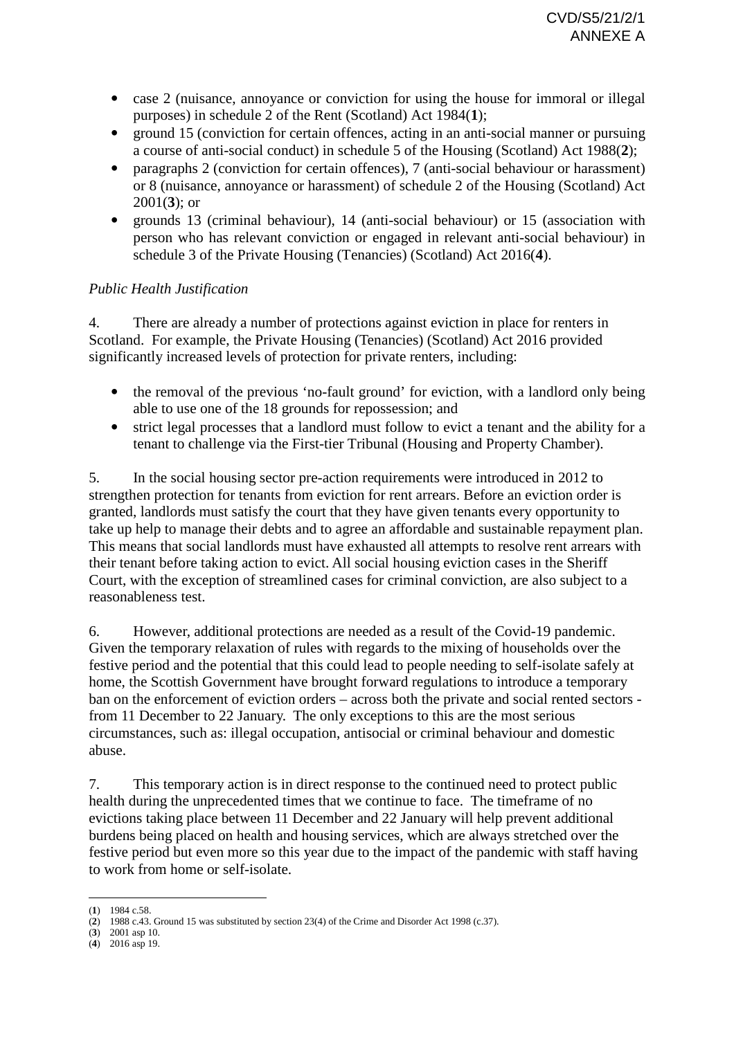- case 2 (nuisance, annoyance or conviction for using the house for immoral or illegal purposes) in schedule 2 of the Rent (Scotland) Act 1984(**1**);
- ground 15 (conviction for certain offences, acting in an anti-social manner or pursuing a course of anti-social conduct) in schedule 5 of the Housing (Scotland) Act 1988(**2**);
- paragraphs 2 (conviction for certain offences), 7 (anti-social behaviour or harassment) or 8 (nuisance, annoyance or harassment) of schedule 2 of the Housing (Scotland) Act 2001(**3**); or
- grounds 13 (criminal behaviour), 14 (anti-social behaviour) or 15 (association with person who has relevant conviction or engaged in relevant anti-social behaviour) in schedule 3 of the Private Housing (Tenancies) (Scotland) Act 2016(**4**).

*Public Health Justification*

4. There are already a number of protections against eviction in place for renters in Scotland. For example, the Private Housing (Tenancies) (Scotland) Act 2016 provided significantly increased levels of protection for private renters, including:

- the removal of the previous 'no-fault ground' for eviction, with a landlord only being able to use one of the 18 grounds for repossession; and
- strict legal processes that a landlord must follow to evict a tenant and the ability for a tenant to challenge via the First-tier Tribunal (Housing and Property Chamber).

5. In the social housing sector pre-action requirements were introduced in 2012 to strengthen protection for tenants from eviction for rent arrears. Before an eviction order is granted, landlords must satisfy the court that they have given tenants every opportunity to take up help to manage their debts and to agree an affordable and sustainable repayment plan. This means that social landlords must have exhausted all attempts to resolve rent arrears with their tenant before taking action to evict. All social housing eviction cases in the Sheriff Court, with the exception of streamlined cases for criminal conviction, are also subject to a reasonableness test.

6. However, additional protections are needed as a result of the Covid-19 pandemic. Given the temporary relaxation of rules with regards to the mixing of households over the festive period and the potential that this could lead to people needing to self-isolate safely at home, the Scottish Government have brought forward regulations to introduce a temporary ban on the enforcement of eviction orders – across both the private and social rented sectors - from 11 December to 22 January. The only exceptions to this are the most serious circumstances, such as: illegal occupation, antisocial or criminal behaviour and domestic abuse.

7. This temporary action is in direct response to the continued need to protect public health during the unprecedented times that we continue to face. The timeframe of no evictions taking place between 11 December and 22 January will help prevent additional burdens being placed on health and housing services, which are always stretched over the festive period but even more so this year due to the impact of the pandemic with staff having to work from home or self-isolate.

---

(**1**) 1984 c.58.
(**2**) 1988 c.43. Ground 15 was substituted by section 23(4) of the Crime and Disorder Act 1998 (c.37).
(**3**) 2001 asp 10.
(**4**) 2016 asp 19.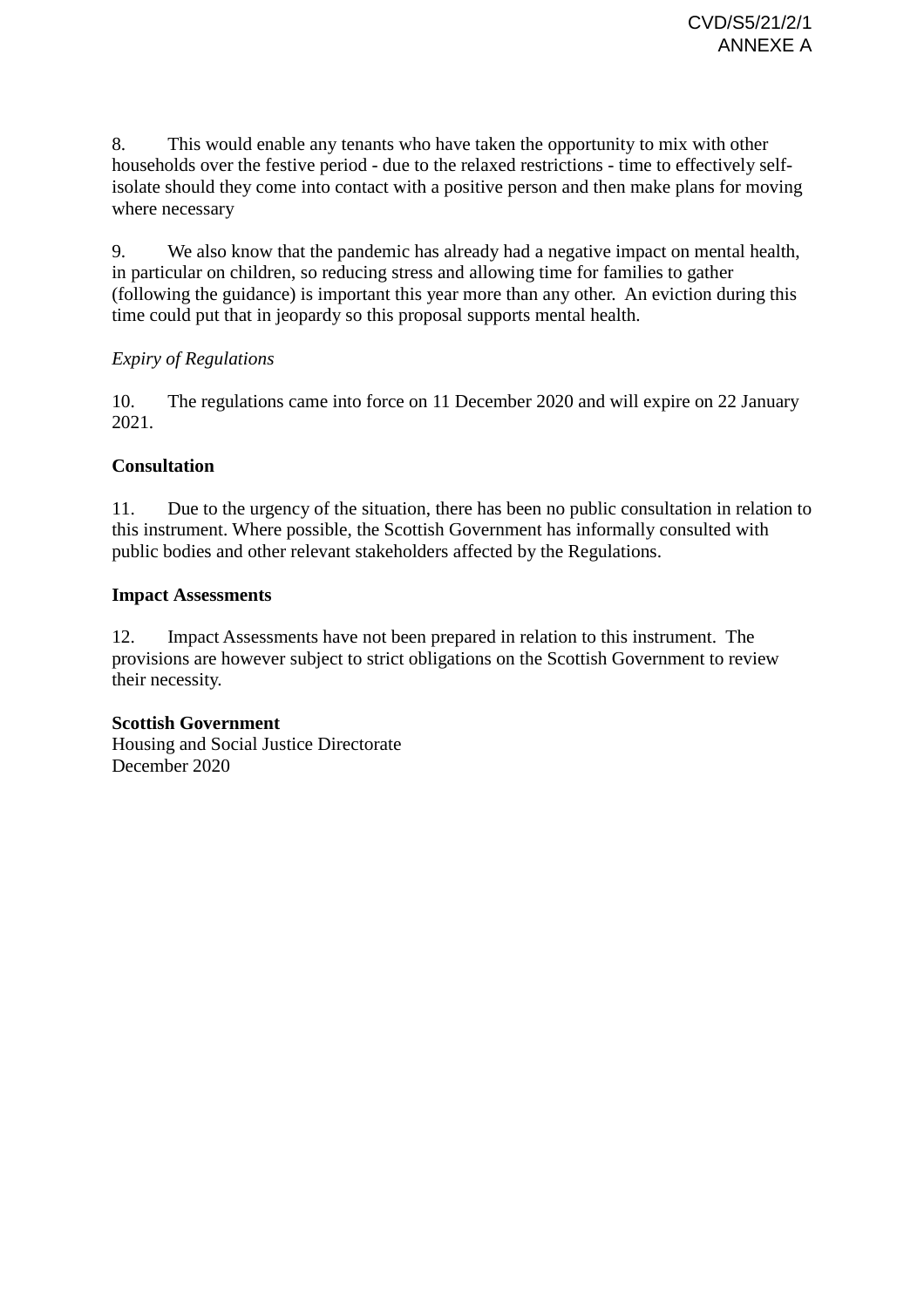8. This would enable any tenants who have taken the opportunity to mix with other households over the festive period - due to the relaxed restrictions - time to effectively self-isolate should they come into contact with a positive person and then make plans for moving where necessary

9. We also know that the pandemic has already had a negative impact on mental health, in particular on children, so reducing stress and allowing time for families to gather (following the guidance) is important this year more than any other. An eviction during this time could put that in jeopardy so this proposal supports mental health.

*Expiry of Regulations*

10. The regulations came into force on 11 December 2020 and will expire on 22 January 2021.

**Consultation**

11. Due to the urgency of the situation, there has been no public consultation in relation to this instrument. Where possible, the Scottish Government has informally consulted with public bodies and other relevant stakeholders affected by the Regulations.

**Impact Assessments**

12. Impact Assessments have not been prepared in relation to this instrument. The provisions are however subject to strict obligations on the Scottish Government to review their necessity.

**Scottish Government**
Housing and Social Justice Directorate
December 2020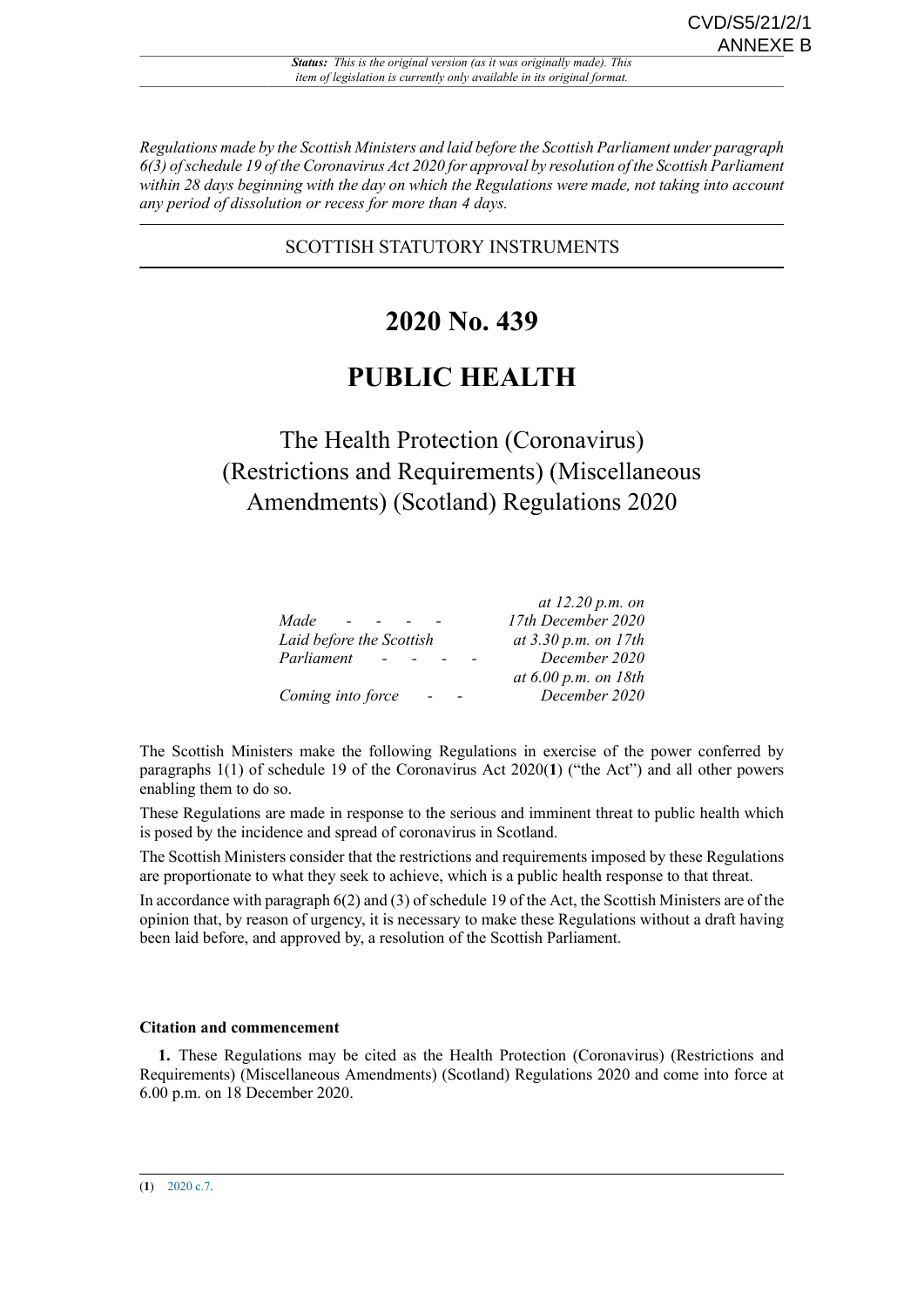CVD/S5/21/2/1
ANNEXE B

***Status:** This is the original version (as it was originally made). This item of legislation is currently only available in its original format.*

*Regulations made by the Scottish Ministers and laid before the Scottish Parliament under paragraph 6(3) of schedule 19 of the Coronavirus Act 2020 for approval by resolution of the Scottish Parliament within 28 days beginning with the day on which the Regulations were made, not taking into account any period of dissolution or recess for more than 4 days.*

SCOTTISH STATUTORY INSTRUMENTS

# 2020 No. 439

# PUBLIC HEALTH

## The Health Protection (Coronavirus) (Restrictions and Requirements) (Miscellaneous Amendments) (Scotland) Regulations 2020

| | |
|---|---|
| *Made* | *at 12.20 p.m. on 17th December 2020* |
| *Laid before the Scottish Parliament* | *at 3.30 p.m. on 17th December 2020* |
| *Coming into force* | *at 6.00 p.m. on 18th December 2020* |

The Scottish Ministers make the following Regulations in exercise of the power conferred by paragraphs 1(1) of schedule 19 of the Coronavirus Act 2020(**1**) ("the Act") and all other powers enabling them to do so.

These Regulations are made in response to the serious and imminent threat to public health which is posed by the incidence and spread of coronavirus in Scotland.

The Scottish Ministers consider that the restrictions and requirements imposed by these Regulations are proportionate to what they seek to achieve, which is a public health response to that threat.

In accordance with paragraph 6(2) and (3) of schedule 19 of the Act, the Scottish Ministers are of the opinion that, by reason of urgency, it is necessary to make these Regulations without a draft having been laid before, and approved by, a resolution of the Scottish Parliament.

**Citation and commencement**

**1.** These Regulations may be cited as the Health Protection (Coronavirus) (Restrictions and Requirements) (Miscellaneous Amendments) (Scotland) Regulations 2020 and come into force at 6.00 p.m. on 18 December 2020.

(**1**) 2020 c.7.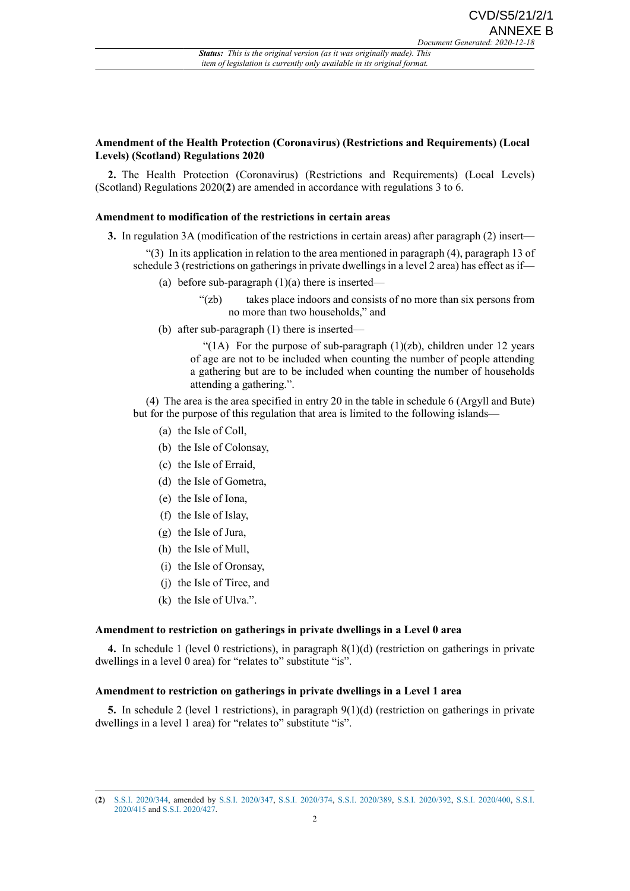**Amendment of the Health Protection (Coronavirus) (Restrictions and Requirements) (Local Levels) (Scotland) Regulations 2020**

**2.** The Health Protection (Coronavirus) (Restrictions and Requirements) (Local Levels) (Scotland) Regulations 2020(**2**) are amended in accordance with regulations 3 to 6.

**Amendment to modification of the restrictions in certain areas**

**3.** In regulation 3A (modification of the restrictions in certain areas) after paragraph (2) insert—

"(3) In its application in relation to the area mentioned in paragraph (4), paragraph 13 of schedule 3 (restrictions on gatherings in private dwellings in a level 2 area) has effect as if—

(a) before sub-paragraph (1)(a) there is inserted—

"(zb) takes place indoors and consists of no more than six persons from no more than two households," and

(b) after sub-paragraph (1) there is inserted—

"(1A) For the purpose of sub-paragraph (1)(zb), children under 12 years of age are not to be included when counting the number of people attending a gathering but are to be included when counting the number of households attending a gathering.".

(4) The area is the area specified in entry 20 in the table in schedule 6 (Argyll and Bute) but for the purpose of this regulation that area is limited to the following islands—

(a) the Isle of Coll,

(b) the Isle of Colonsay,

(c) the Isle of Erraid,

(d) the Isle of Gometra,

(e) the Isle of Iona,

(f) the Isle of Islay,

(g) the Isle of Jura,

(h) the Isle of Mull,

(i) the Isle of Oronsay,

(j) the Isle of Tiree, and

(k) the Isle of Ulva.".

**Amendment to restriction on gatherings in private dwellings in a Level 0 area**

**4.** In schedule 1 (level 0 restrictions), in paragraph 8(1)(d) (restriction on gatherings in private dwellings in a level 0 area) for "relates to" substitute "is".

**Amendment to restriction on gatherings in private dwellings in a Level 1 area**

**5.** In schedule 2 (level 1 restrictions), in paragraph 9(1)(d) (restriction on gatherings in private dwellings in a level 1 area) for "relates to" substitute "is".

(**2**) S.S.I. 2020/344, amended by S.S.I. 2020/347, S.S.I. 2020/374, S.S.I. 2020/389, S.S.I. 2020/392, S.S.I. 2020/400, S.S.I. 2020/415 and S.S.I. 2020/427.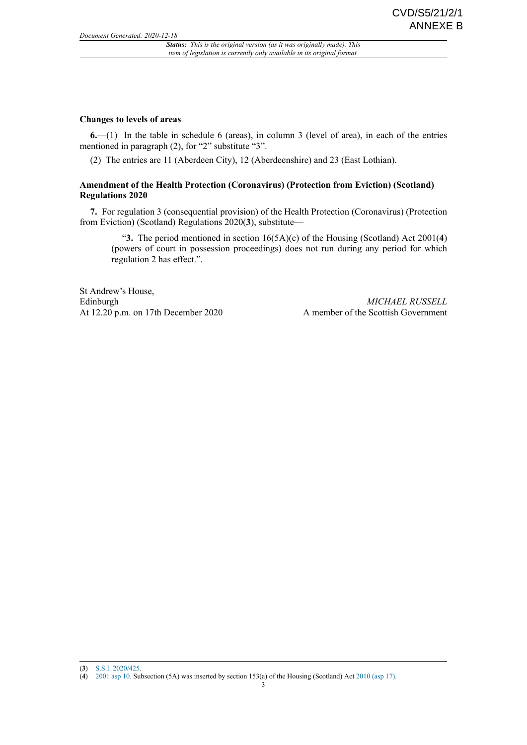### Changes to levels of areas

**6.**—(1) In the table in schedule 6 (areas), in column 3 (level of area), in each of the entries mentioned in paragraph (2), for "2" substitute "3".

(2) The entries are 11 (Aberdeen City), 12 (Aberdeenshire) and 23 (East Lothian).

### Amendment of the Health Protection (Coronavirus) (Protection from Eviction) (Scotland) Regulations 2020

**7.** For regulation 3 (consequential provision) of the Health Protection (Coronavirus) (Protection from Eviction) (Scotland) Regulations 2020(**3**), substitute—

> "**3.** The period mentioned in section 16(5A)(c) of the Housing (Scotland) Act 2001(**4**) (powers of court in possession proceedings) does not run during any period for which regulation 2 has effect.".

St Andrew's House,
Edinburgh
At 12.20 p.m. on 17th December 2020

*MICHAEL RUSSELL*
A member of the Scottish Government

---

(**3**) S.S.I. 2020/425.

(**4**) 2001 asp 10. Subsection (5A) was inserted by section 153(a) of the Housing (Scotland) Act 2010 (asp 17).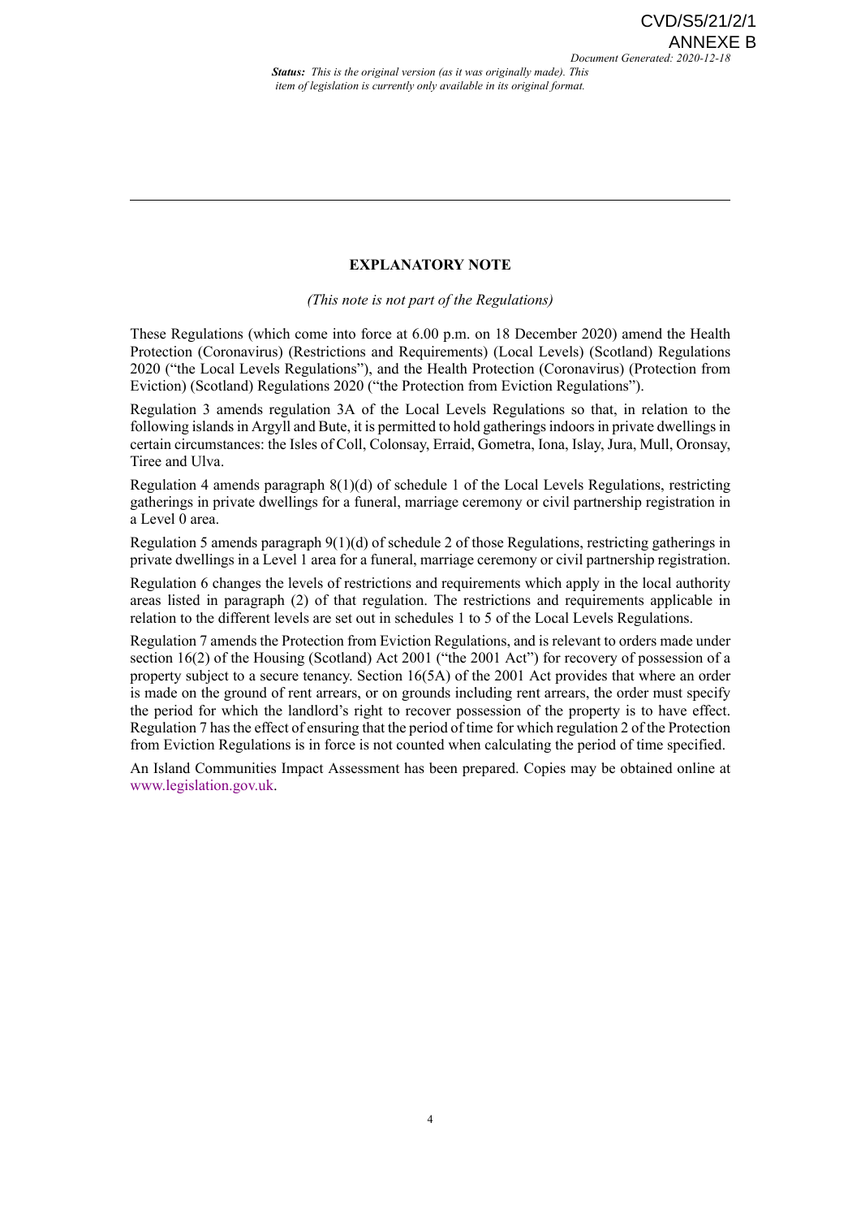## EXPLANATORY NOTE

*(This note is not part of the Regulations)*

These Regulations (which come into force at 6.00 p.m. on 18 December 2020) amend the Health Protection (Coronavirus) (Restrictions and Requirements) (Local Levels) (Scotland) Regulations 2020 ("the Local Levels Regulations"), and the Health Protection (Coronavirus) (Protection from Eviction) (Scotland) Regulations 2020 ("the Protection from Eviction Regulations").

Regulation 3 amends regulation 3A of the Local Levels Regulations so that, in relation to the following islands in Argyll and Bute, it is permitted to hold gatherings indoors in private dwellings in certain circumstances: the Isles of Coll, Colonsay, Erraid, Gometra, Iona, Islay, Jura, Mull, Oronsay, Tiree and Ulva.

Regulation 4 amends paragraph 8(1)(d) of schedule 1 of the Local Levels Regulations, restricting gatherings in private dwellings for a funeral, marriage ceremony or civil partnership registration in a Level 0 area.

Regulation 5 amends paragraph 9(1)(d) of schedule 2 of those Regulations, restricting gatherings in private dwellings in a Level 1 area for a funeral, marriage ceremony or civil partnership registration.

Regulation 6 changes the levels of restrictions and requirements which apply in the local authority areas listed in paragraph (2) of that regulation. The restrictions and requirements applicable in relation to the different levels are set out in schedules 1 to 5 of the Local Levels Regulations.

Regulation 7 amends the Protection from Eviction Regulations, and is relevant to orders made under section 16(2) of the Housing (Scotland) Act 2001 ("the 2001 Act") for recovery of possession of a property subject to a secure tenancy. Section 16(5A) of the 2001 Act provides that where an order is made on the ground of rent arrears, or on grounds including rent arrears, the order must specify the period for which the landlord's right to recover possession of the property is to have effect. Regulation 7 has the effect of ensuring that the period of time for which regulation 2 of the Protection from Eviction Regulations is in force is not counted when calculating the period of time specified.

An Island Communities Impact Assessment has been prepared. Copies may be obtained online at www.legislation.gov.uk.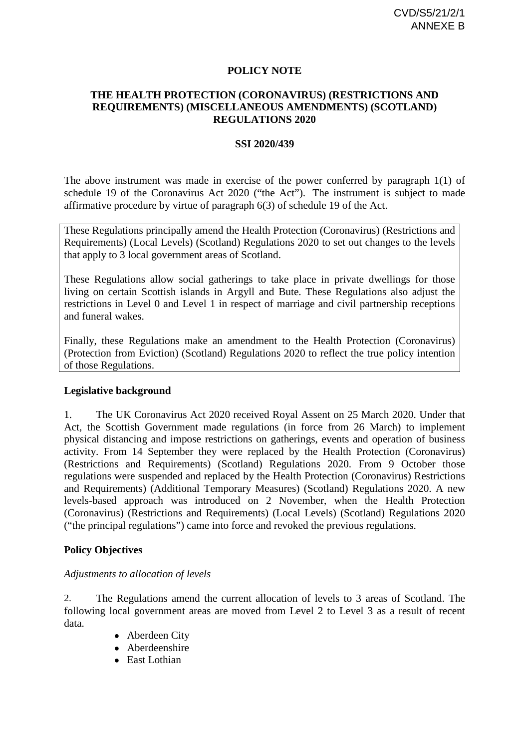CVD/S5/21/2/1
ANNEXE B

**POLICY NOTE**

**THE HEALTH PROTECTION (CORONAVIRUS) (RESTRICTIONS AND REQUIREMENTS) (MISCELLANEOUS AMENDMENTS) (SCOTLAND) REGULATIONS 2020**

**SSI 2020/439**

The above instrument was made in exercise of the power conferred by paragraph 1(1) of schedule 19 of the Coronavirus Act 2020 ("the Act"). The instrument is subject to made affirmative procedure by virtue of paragraph 6(3) of schedule 19 of the Act.

These Regulations principally amend the Health Protection (Coronavirus) (Restrictions and Requirements) (Local Levels) (Scotland) Regulations 2020 to set out changes to the levels that apply to 3 local government areas of Scotland.

These Regulations allow social gatherings to take place in private dwellings for those living on certain Scottish islands in Argyll and Bute. These Regulations also adjust the restrictions in Level 0 and Level 1 in respect of marriage and civil partnership receptions and funeral wakes.

Finally, these Regulations make an amendment to the Health Protection (Coronavirus) (Protection from Eviction) (Scotland) Regulations 2020 to reflect the true policy intention of those Regulations.

**Legislative background**

1. The UK Coronavirus Act 2020 received Royal Assent on 25 March 2020. Under that Act, the Scottish Government made regulations (in force from 26 March) to implement physical distancing and impose restrictions on gatherings, events and operation of business activity. From 14 September they were replaced by the Health Protection (Coronavirus) (Restrictions and Requirements) (Scotland) Regulations 2020. From 9 October those regulations were suspended and replaced by the Health Protection (Coronavirus) Restrictions and Requirements) (Additional Temporary Measures) (Scotland) Regulations 2020. A new levels-based approach was introduced on 2 November, when the Health Protection (Coronavirus) (Restrictions and Requirements) (Local Levels) (Scotland) Regulations 2020 ("the principal regulations") came into force and revoked the previous regulations.

**Policy Objectives**

*Adjustments to allocation of levels*

2. The Regulations amend the current allocation of levels to 3 areas of Scotland. The following local government areas are moved from Level 2 to Level 3 as a result of recent data.

- Aberdeen City
- Aberdeenshire
- East Lothian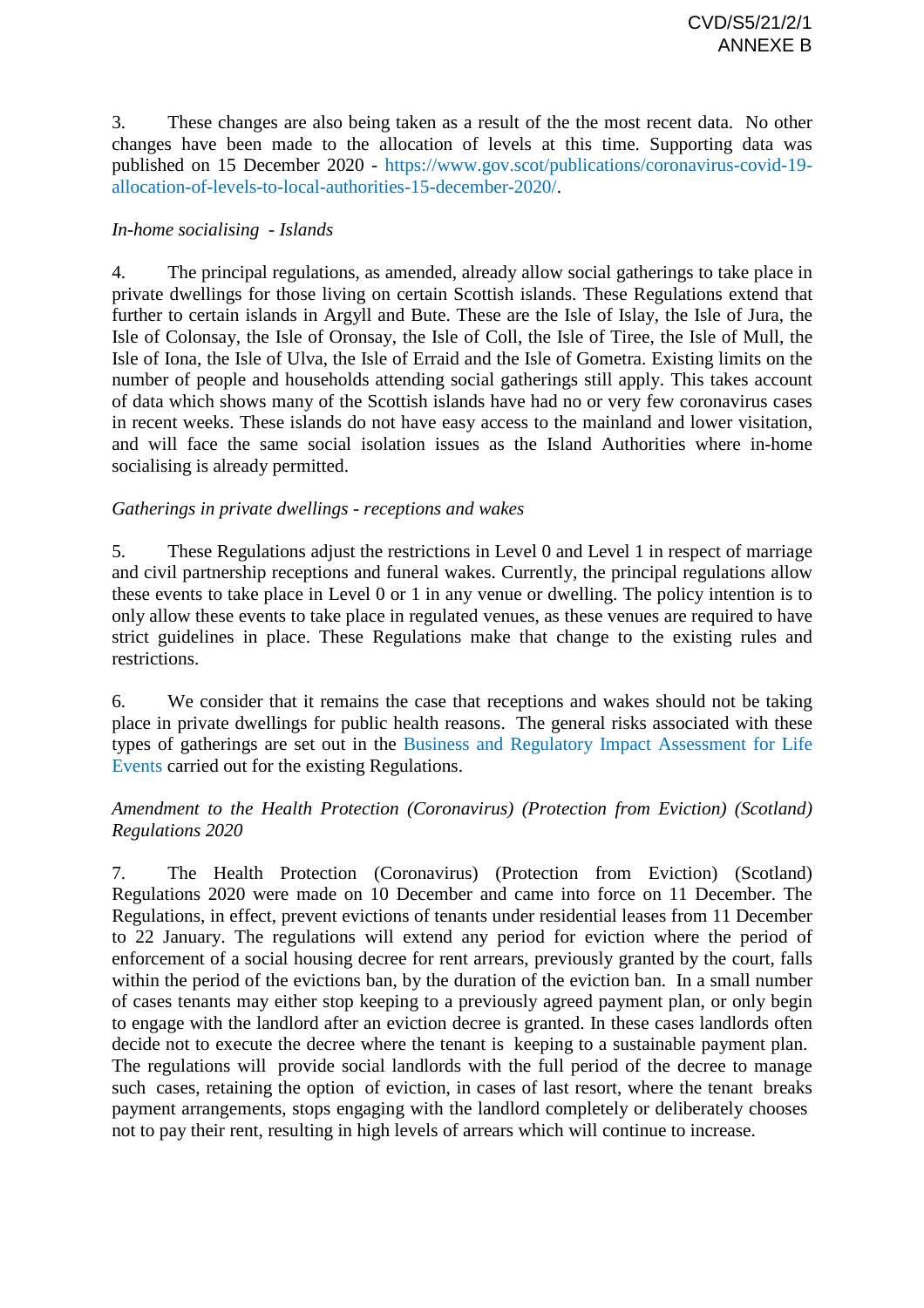3. These changes are also being taken as a result of the the most recent data. No other changes have been made to the allocation of levels at this time. Supporting data was published on 15 December 2020 - https://www.gov.scot/publications/coronavirus-covid-19-allocation-of-levels-to-local-authorities-15-december-2020/.

*In-home socialising - Islands*

4. The principal regulations, as amended, already allow social gatherings to take place in private dwellings for those living on certain Scottish islands. These Regulations extend that further to certain islands in Argyll and Bute. These are the Isle of Islay, the Isle of Jura, the Isle of Colonsay, the Isle of Oronsay, the Isle of Coll, the Isle of Tiree, the Isle of Mull, the Isle of Iona, the Isle of Ulva, the Isle of Erraid and the Isle of Gometra. Existing limits on the number of people and households attending social gatherings still apply. This takes account of data which shows many of the Scottish islands have had no or very few coronavirus cases in recent weeks. These islands do not have easy access to the mainland and lower visitation, and will face the same social isolation issues as the Island Authorities where in-home socialising is already permitted.

*Gatherings in private dwellings - receptions and wakes*

5. These Regulations adjust the restrictions in Level 0 and Level 1 in respect of marriage and civil partnership receptions and funeral wakes. Currently, the principal regulations allow these events to take place in Level 0 or 1 in any venue or dwelling. The policy intention is to only allow these events to take place in regulated venues, as these venues are required to have strict guidelines in place. These Regulations make that change to the existing rules and restrictions.

6. We consider that it remains the case that receptions and wakes should not be taking place in private dwellings for public health reasons. The general risks associated with these types of gatherings are set out in the Business and Regulatory Impact Assessment for Life Events carried out for the existing Regulations.

*Amendment to the Health Protection (Coronavirus) (Protection from Eviction) (Scotland) Regulations 2020*

7. The Health Protection (Coronavirus) (Protection from Eviction) (Scotland) Regulations 2020 were made on 10 December and came into force on 11 December. The Regulations, in effect, prevent evictions of tenants under residential leases from 11 December to 22 January. The regulations will extend any period for eviction where the period of enforcement of a social housing decree for rent arrears, previously granted by the court, falls within the period of the evictions ban, by the duration of the eviction ban. In a small number of cases tenants may either stop keeping to a previously agreed payment plan, or only begin to engage with the landlord after an eviction decree is granted. In these cases landlords often decide not to execute the decree where the tenant is keeping to a sustainable payment plan. The regulations will provide social landlords with the full period of the decree to manage such cases, retaining the option of eviction, in cases of last resort, where the tenant breaks payment arrangements, stops engaging with the landlord completely or deliberately chooses not to pay their rent, resulting in high levels of arrears which will continue to increase.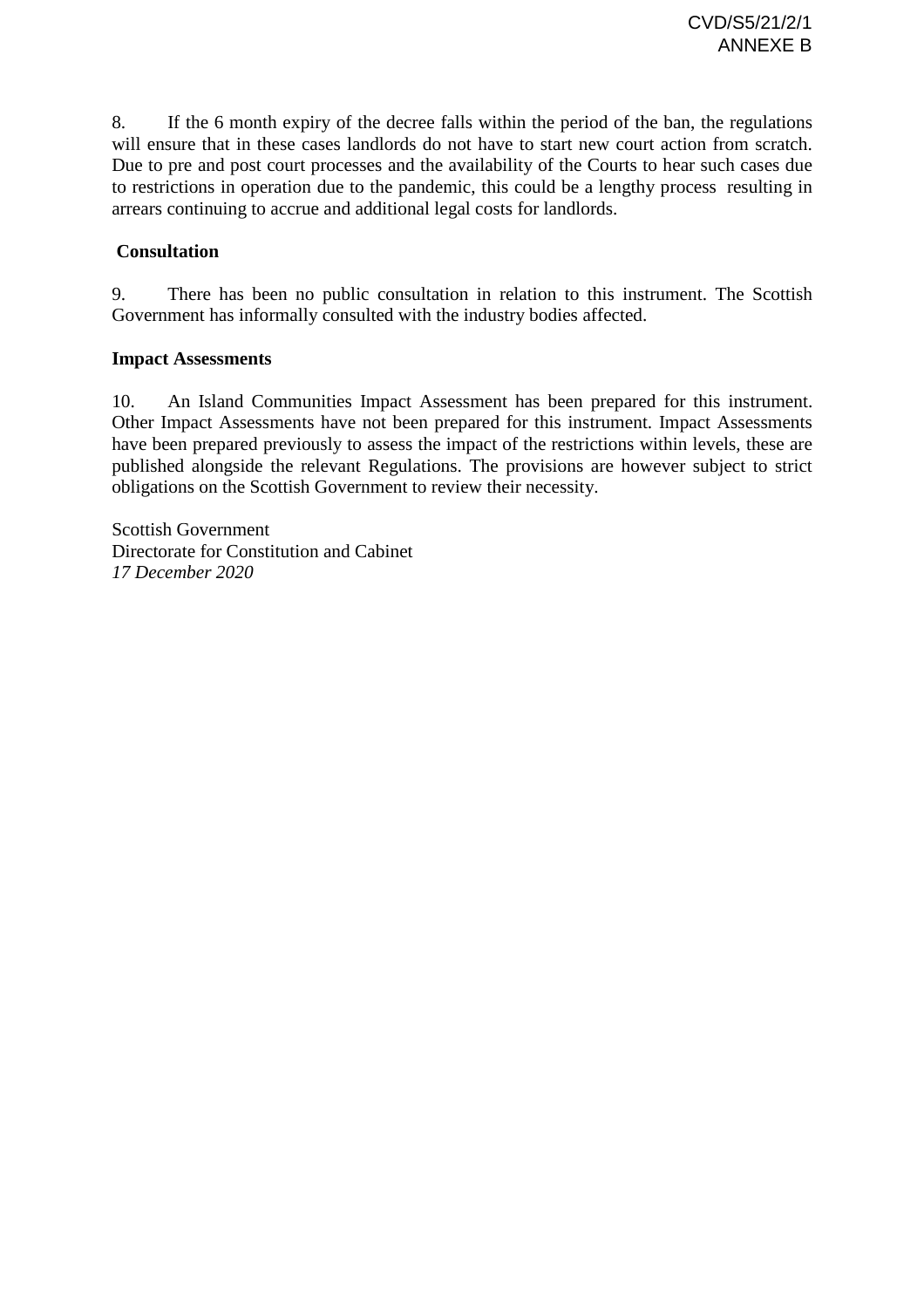8. If the 6 month expiry of the decree falls within the period of the ban, the regulations will ensure that in these cases landlords do not have to start new court action from scratch. Due to pre and post court processes and the availability of the Courts to hear such cases due to restrictions in operation due to the pandemic, this could be a lengthy process resulting in arrears continuing to accrue and additional legal costs for landlords.

**Consultation**

9. There has been no public consultation in relation to this instrument. The Scottish Government has informally consulted with the industry bodies affected.

**Impact Assessments**

10. An Island Communities Impact Assessment has been prepared for this instrument. Other Impact Assessments have not been prepared for this instrument. Impact Assessments have been prepared previously to assess the impact of the restrictions within levels, these are published alongside the relevant Regulations. The provisions are however subject to strict obligations on the Scottish Government to review their necessity.

Scottish Government
Directorate for Constitution and Cabinet
*17 December 2020*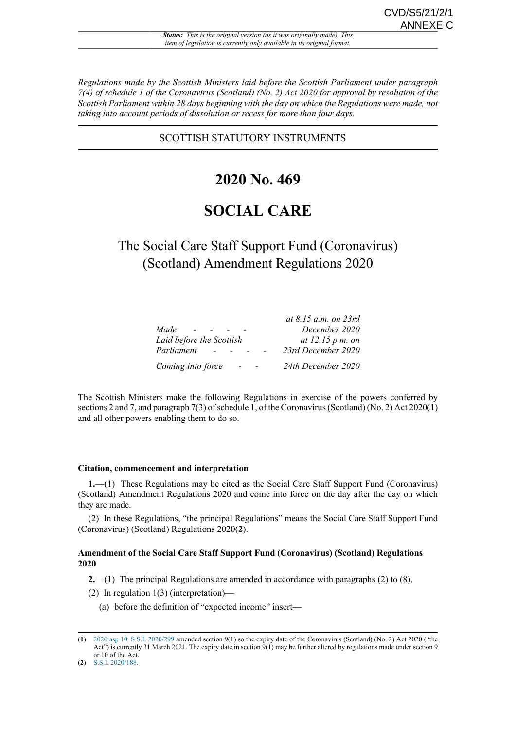CVD/S5/21/2/1
ANNEXE C

*Status: This is the original version (as it was originally made). This item of legislation is currently only available in its original format.*

*Regulations made by the Scottish Ministers laid before the Scottish Parliament under paragraph 7(4) of schedule 1 of the Coronavirus (Scotland) (No. 2) Act 2020 for approval by resolution of the Scottish Parliament within 28 days beginning with the day on which the Regulations were made, not taking into account periods of dissolution or recess for more than four days.*

SCOTTISH STATUTORY INSTRUMENTS

# 2020 No. 469

# SOCIAL CARE

## The Social Care Staff Support Fund (Coronavirus) (Scotland) Amendment Regulations 2020

| | |
|---|---|
| *Made* | *at 8.15 a.m. on 23rd December 2020* |
| *Laid before the Scottish Parliament* | *at 12.15 p.m. on 23rd December 2020* |
| *Coming into force* | *24th December 2020* |

The Scottish Ministers make the following Regulations in exercise of the powers conferred by sections 2 and 7, and paragraph 7(3) of schedule 1, of the Coronavirus (Scotland) (No. 2) Act 2020(**1**) and all other powers enabling them to do so.

**Citation, commencement and interpretation**

**1.**—(1) These Regulations may be cited as the Social Care Staff Support Fund (Coronavirus) (Scotland) Amendment Regulations 2020 and come into force on the day after the day on which they are made.

(2) In these Regulations, "the principal Regulations" means the Social Care Staff Support Fund (Coronavirus) (Scotland) Regulations 2020(**2**).

**Amendment of the Social Care Staff Support Fund (Coronavirus) (Scotland) Regulations 2020**

**2.**—(1) The principal Regulations are amended in accordance with paragraphs (2) to (8).

(2) In regulation 1(3) (interpretation)—

(a) before the definition of "expected income" insert—

---

(**1**) 2020 asp 10. S.S.I. 2020/299 amended section 9(1) so the expiry date of the Coronavirus (Scotland) (No. 2) Act 2020 ("the Act") is currently 31 March 2021. The expiry date in section 9(1) may be further altered by regulations made under section 9 or 10 of the Act.

(**2**) S.S.I. 2020/188.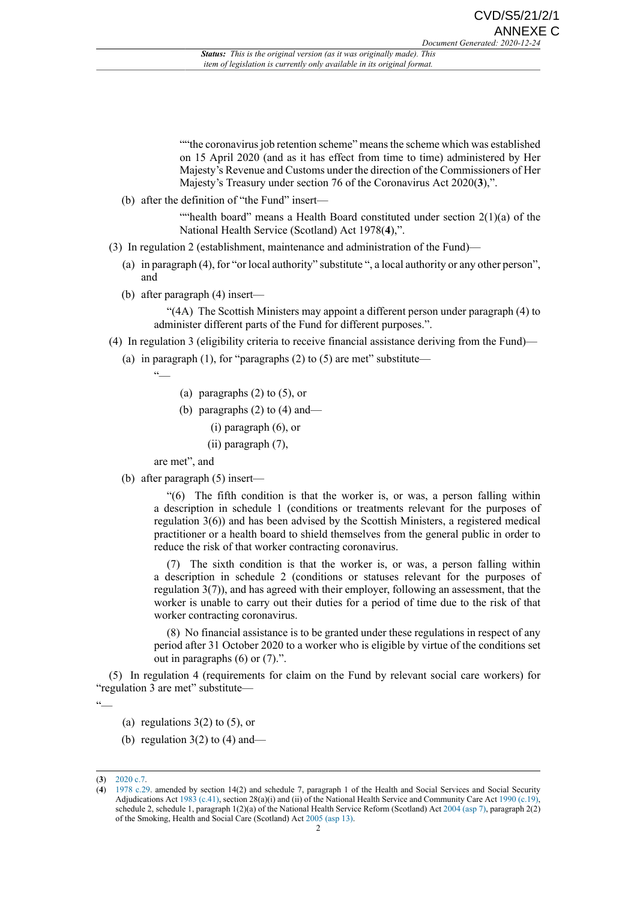““the coronavirus job retention scheme” means the scheme which was established on 15 April 2020 (and as it has effect from time to time) administered by Her Majesty’s Revenue and Customs under the direction of the Commissioners of Her Majesty’s Treasury under section 76 of the Coronavirus Act 2020(**3**),”.

(b) after the definition of “the Fund” insert—

““health board” means a Health Board constituted under section 2(1)(a) of the National Health Service (Scotland) Act 1978(**4**),”.

(3) In regulation 2 (establishment, maintenance and administration of the Fund)—

(a) in paragraph (4), for “or local authority” substitute “, a local authority or any other person”, and

(b) after paragraph (4) insert—

“(4A) The Scottish Ministers may appoint a different person under paragraph (4) to administer different parts of the Fund for different purposes.”.

(4) In regulation 3 (eligibility criteria to receive financial assistance deriving from the Fund)—

(a) in paragraph (1), for “paragraphs (2) to (5) are met” substitute—

“—

(a) paragraphs (2) to (5), or

(b) paragraphs (2) to (4) and—

(i) paragraph (6), or

(ii) paragraph (7),

are met”, and

(b) after paragraph (5) insert—

“(6) The fifth condition is that the worker is, or was, a person falling within a description in schedule 1 (conditions or treatments relevant for the purposes of regulation 3(6)) and has been advised by the Scottish Ministers, a registered medical practitioner or a health board to shield themselves from the general public in order to reduce the risk of that worker contracting coronavirus.

(7) The sixth condition is that the worker is, or was, a person falling within a description in schedule 2 (conditions or statuses relevant for the purposes of regulation 3(7)), and has agreed with their employer, following an assessment, that the worker is unable to carry out their duties for a period of time due to the risk of that worker contracting coronavirus.

(8) No financial assistance is to be granted under these regulations in respect of any period after 31 October 2020 to a worker who is eligible by virtue of the conditions set out in paragraphs (6) or (7).”.

(5) In regulation 4 (requirements for claim on the Fund by relevant social care workers) for “regulation 3 are met” substitute—

“—

(a) regulations 3(2) to (5), or

(b) regulation 3(2) to (4) and—

---

(**3**) 2020 c.7.

(**4**) 1978 c.29. amended by section 14(2) and schedule 7, paragraph 1 of the Health and Social Services and Social Security Adjudications Act 1983 (c.41), section 28(a)(i) and (ii) of the National Health Service and Community Care Act 1990 (c.19), schedule 2, schedule 1, paragraph 1(2)(a) of the National Health Service Reform (Scotland) Act 2004 (asp 7), paragraph 2(2) of the Smoking, Health and Social Care (Scotland) Act 2005 (asp 13).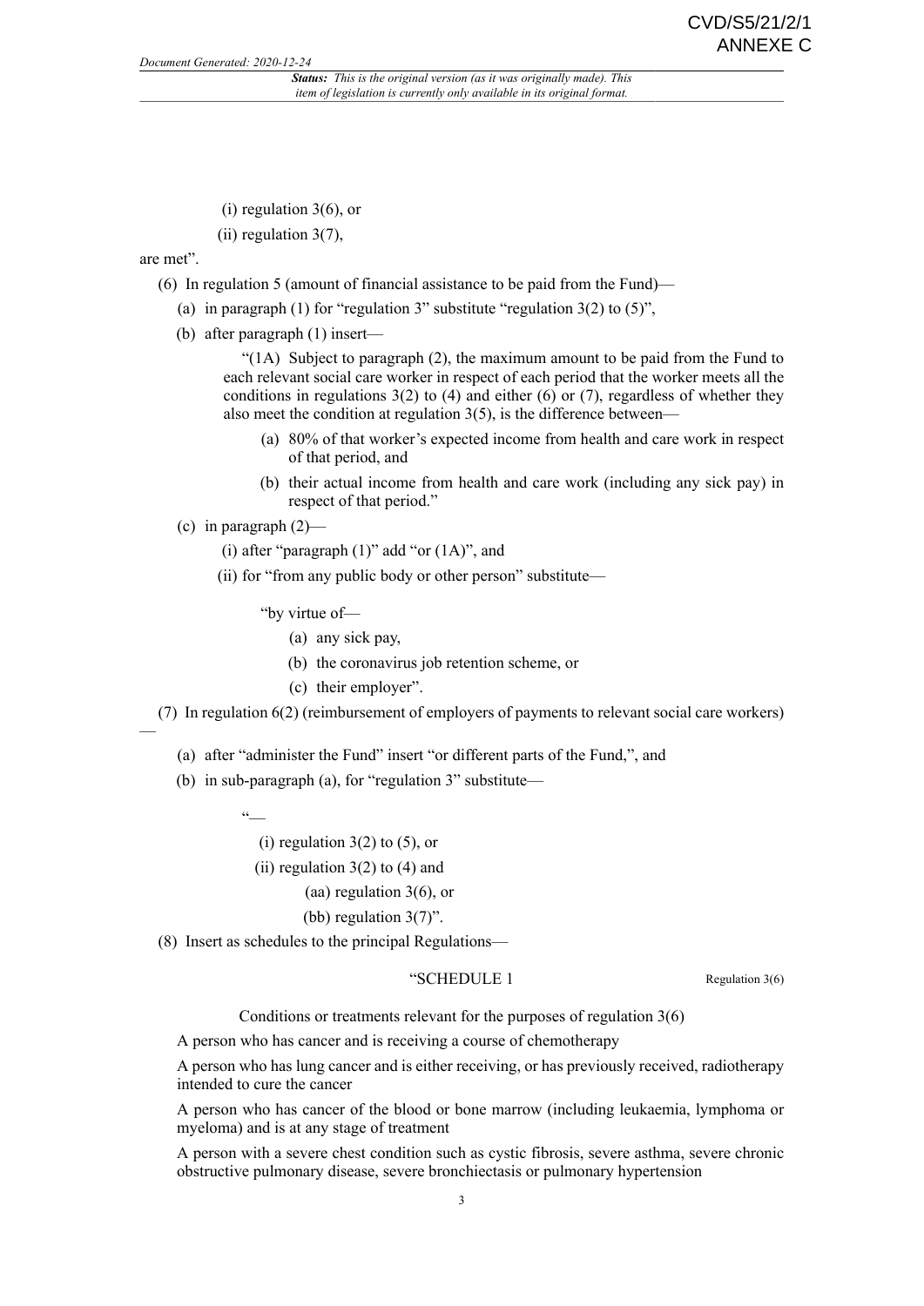(i) regulation 3(6), or

(ii) regulation 3(7),

are met".

(6) In regulation 5 (amount of financial assistance to be paid from the Fund)—

(a) in paragraph (1) for "regulation 3" substitute "regulation 3(2) to (5)",

(b) after paragraph (1) insert—

"(1A) Subject to paragraph (2), the maximum amount to be paid from the Fund to each relevant social care worker in respect of each period that the worker meets all the conditions in regulations 3(2) to (4) and either (6) or (7), regardless of whether they also meet the condition at regulation 3(5), is the difference between—

(a) 80% of that worker's expected income from health and care work in respect of that period, and

(b) their actual income from health and care work (including any sick pay) in respect of that period."

(c) in paragraph (2)—

(i) after "paragraph (1)" add "or (1A)", and

(ii) for "from any public body or other person" substitute—

"by virtue of—

(a) any sick pay,

(b) the coronavirus job retention scheme, or

(c) their employer".

(7) In regulation 6(2) (reimbursement of employers of payments to relevant social care workers)—

(a) after "administer the Fund" insert "or different parts of the Fund,", and

(b) in sub-paragraph (a), for "regulation 3" substitute—

"—

(i) regulation 3(2) to (5), or

(ii) regulation 3(2) to (4) and

(aa) regulation 3(6), or

(bb) regulation 3(7)".

(8) Insert as schedules to the principal Regulations—

"SCHEDULE 1

Regulation 3(6)

Conditions or treatments relevant for the purposes of regulation 3(6)

A person who has cancer and is receiving a course of chemotherapy

A person who has lung cancer and is either receiving, or has previously received, radiotherapy intended to cure the cancer

A person who has cancer of the blood or bone marrow (including leukaemia, lymphoma or myeloma) and is at any stage of treatment

A person with a severe chest condition such as cystic fibrosis, severe asthma, severe chronic obstructive pulmonary disease, severe bronchiectasis or pulmonary hypertension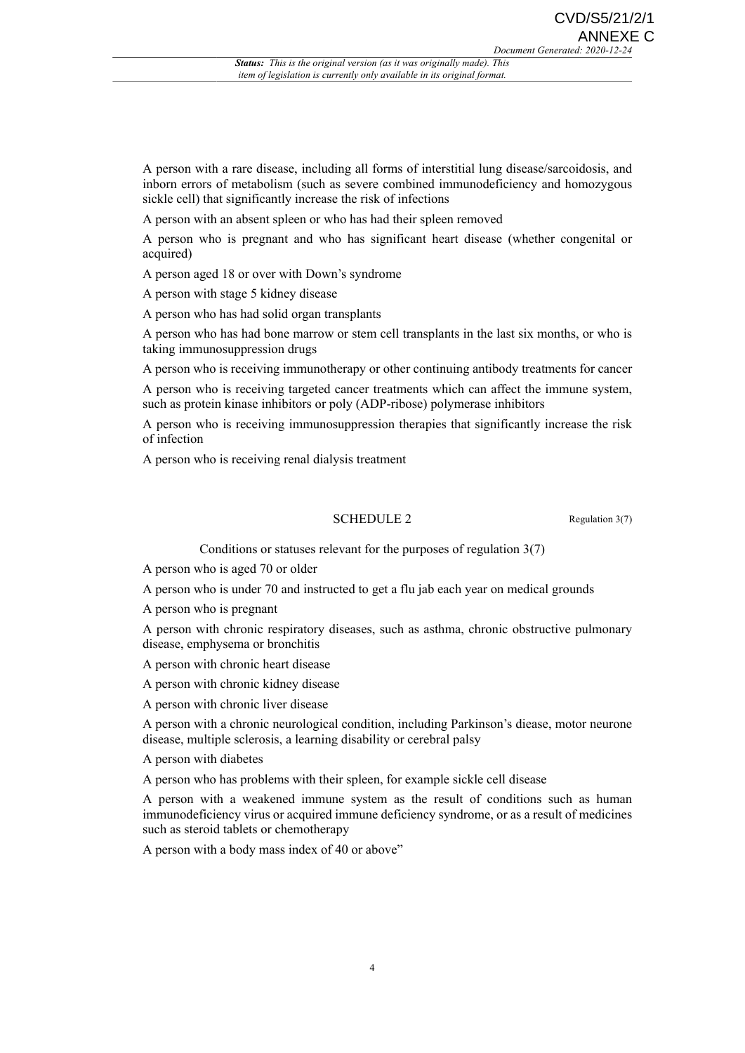A person with a rare disease, including all forms of interstitial lung disease/sarcoidosis, and inborn errors of metabolism (such as severe combined immunodeficiency and homozygous sickle cell) that significantly increase the risk of infections

A person with an absent spleen or who has had their spleen removed

A person who is pregnant and who has significant heart disease (whether congenital or acquired)

A person aged 18 or over with Down's syndrome

A person with stage 5 kidney disease

A person who has had solid organ transplants

A person who has had bone marrow or stem cell transplants in the last six months, or who is taking immunosuppression drugs

A person who is receiving immunotherapy or other continuing antibody treatments for cancer

A person who is receiving targeted cancer treatments which can affect the immune system, such as protein kinase inhibitors or poly (ADP-ribose) polymerase inhibitors

A person who is receiving immunosuppression therapies that significantly increase the risk of infection

A person who is receiving renal dialysis treatment

## SCHEDULE 2

Regulation 3(7)

Conditions or statuses relevant for the purposes of regulation 3(7)

A person who is aged 70 or older

A person who is under 70 and instructed to get a flu jab each year on medical grounds

A person who is pregnant

A person with chronic respiratory diseases, such as asthma, chronic obstructive pulmonary disease, emphysema or bronchitis

A person with chronic heart disease

A person with chronic kidney disease

A person with chronic liver disease

A person with a chronic neurological condition, including Parkinson's diease, motor neurone disease, multiple sclerosis, a learning disability or cerebral palsy

A person with diabetes

A person who has problems with their spleen, for example sickle cell disease

A person with a weakened immune system as the result of conditions such as human immunodeficiency virus or acquired immune deficiency syndrome, or as a result of medicines such as steroid tablets or chemotherapy

A person with a body mass index of 40 or above"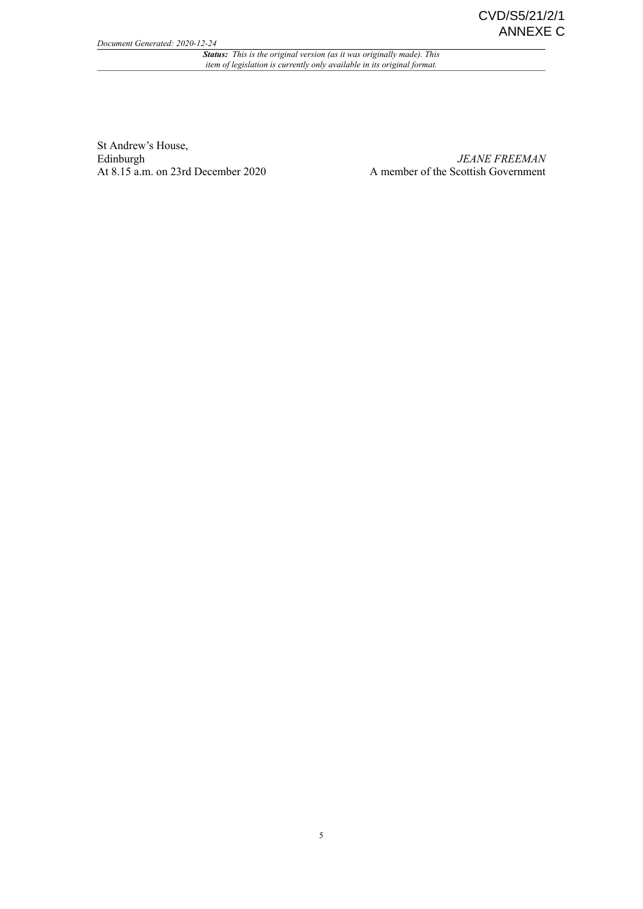St Andrew's House,
Edinburgh
At 8.15 a.m. on 23rd December 2020

*JEANE FREEMAN*
A member of the Scottish Government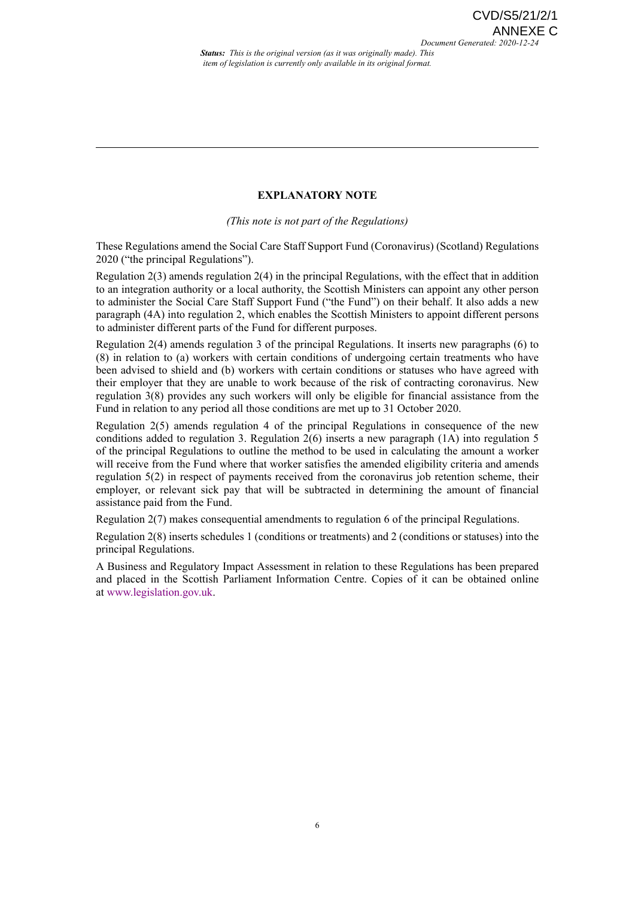## EXPLANATORY NOTE

*(This note is not part of the Regulations)*

These Regulations amend the Social Care Staff Support Fund (Coronavirus) (Scotland) Regulations 2020 ("the principal Regulations").

Regulation 2(3) amends regulation 2(4) in the principal Regulations, with the effect that in addition to an integration authority or a local authority, the Scottish Ministers can appoint any other person to administer the Social Care Staff Support Fund ("the Fund") on their behalf. It also adds a new paragraph (4A) into regulation 2, which enables the Scottish Ministers to appoint different persons to administer different parts of the Fund for different purposes.

Regulation 2(4) amends regulation 3 of the principal Regulations. It inserts new paragraphs (6) to (8) in relation to (a) workers with certain conditions of undergoing certain treatments who have been advised to shield and (b) workers with certain conditions or statuses who have agreed with their employer that they are unable to work because of the risk of contracting coronavirus. New regulation 3(8) provides any such workers will only be eligible for financial assistance from the Fund in relation to any period all those conditions are met up to 31 October 2020.

Regulation 2(5) amends regulation 4 of the principal Regulations in consequence of the new conditions added to regulation 3. Regulation 2(6) inserts a new paragraph (1A) into regulation 5 of the principal Regulations to outline the method to be used in calculating the amount a worker will receive from the Fund where that worker satisfies the amended eligibility criteria and amends regulation 5(2) in respect of payments received from the coronavirus job retention scheme, their employer, or relevant sick pay that will be subtracted in determining the amount of financial assistance paid from the Fund.

Regulation 2(7) makes consequential amendments to regulation 6 of the principal Regulations.

Regulation 2(8) inserts schedules 1 (conditions or treatments) and 2 (conditions or statuses) into the principal Regulations.

A Business and Regulatory Impact Assessment in relation to these Regulations has been prepared and placed in the Scottish Parliament Information Centre. Copies of it can be obtained online at www.legislation.gov.uk.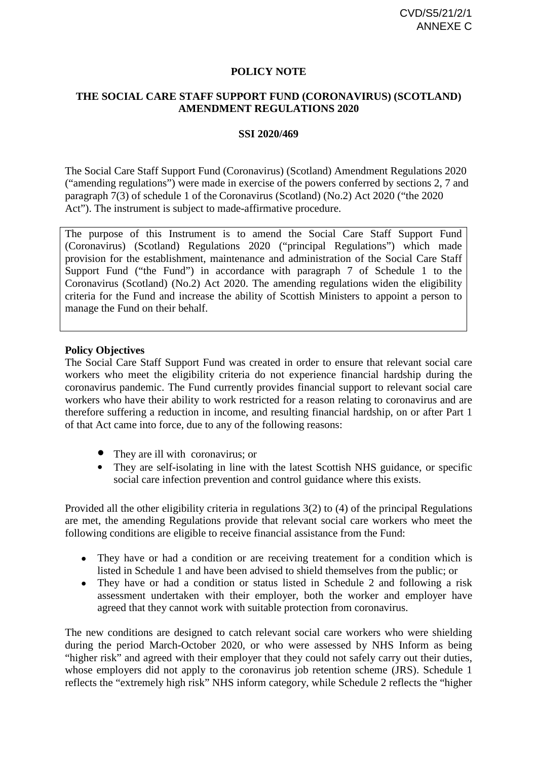CVD/S5/21/2/1
ANNEXE C

**POLICY NOTE**

**THE SOCIAL CARE STAFF SUPPORT FUND (CORONAVIRUS) (SCOTLAND) AMENDMENT REGULATIONS 2020**

**SSI 2020/469**

The Social Care Staff Support Fund (Coronavirus) (Scotland) Amendment Regulations 2020 ("amending regulations") were made in exercise of the powers conferred by sections 2, 7 and paragraph 7(3) of schedule 1 of the Coronavirus (Scotland) (No.2) Act 2020 ("the 2020 Act"). The instrument is subject to made-affirmative procedure.

The purpose of this Instrument is to amend the Social Care Staff Support Fund (Coronavirus) (Scotland) Regulations 2020 ("principal Regulations") which made provision for the establishment, maintenance and administration of the Social Care Staff Support Fund ("the Fund") in accordance with paragraph 7 of Schedule 1 to the Coronavirus (Scotland) (No.2) Act 2020. The amending regulations widen the eligibility criteria for the Fund and increase the ability of Scottish Ministers to appoint a person to manage the Fund on their behalf.

**Policy Objectives**

The Social Care Staff Support Fund was created in order to ensure that relevant social care workers who meet the eligibility criteria do not experience financial hardship during the coronavirus pandemic. The Fund currently provides financial support to relevant social care workers who have their ability to work restricted for a reason relating to coronavirus and are therefore suffering a reduction in income, and resulting financial hardship, on or after Part 1 of that Act came into force, due to any of the following reasons:

- They are ill with coronavirus; or
- They are self-isolating in line with the latest Scottish NHS guidance, or specific social care infection prevention and control guidance where this exists.

Provided all the other eligibility criteria in regulations 3(2) to (4) of the principal Regulations are met, the amending Regulations provide that relevant social care workers who meet the following conditions are eligible to receive financial assistance from the Fund:

- They have or had a condition or are receiving treatement for a condition which is listed in Schedule 1 and have been advised to shield themselves from the public; or
- They have or had a condition or status listed in Schedule 2 and following a risk assessment undertaken with their employer, both the worker and employer have agreed that they cannot work with suitable protection from coronavirus.

The new conditions are designed to catch relevant social care workers who were shielding during the period March-October 2020, or who were assessed by NHS Inform as being "higher risk" and agreed with their employer that they could not safely carry out their duties, whose employers did not apply to the coronavirus job retention scheme (JRS). Schedule 1 reflects the "extremely high risk" NHS inform category, while Schedule 2 reflects the "higher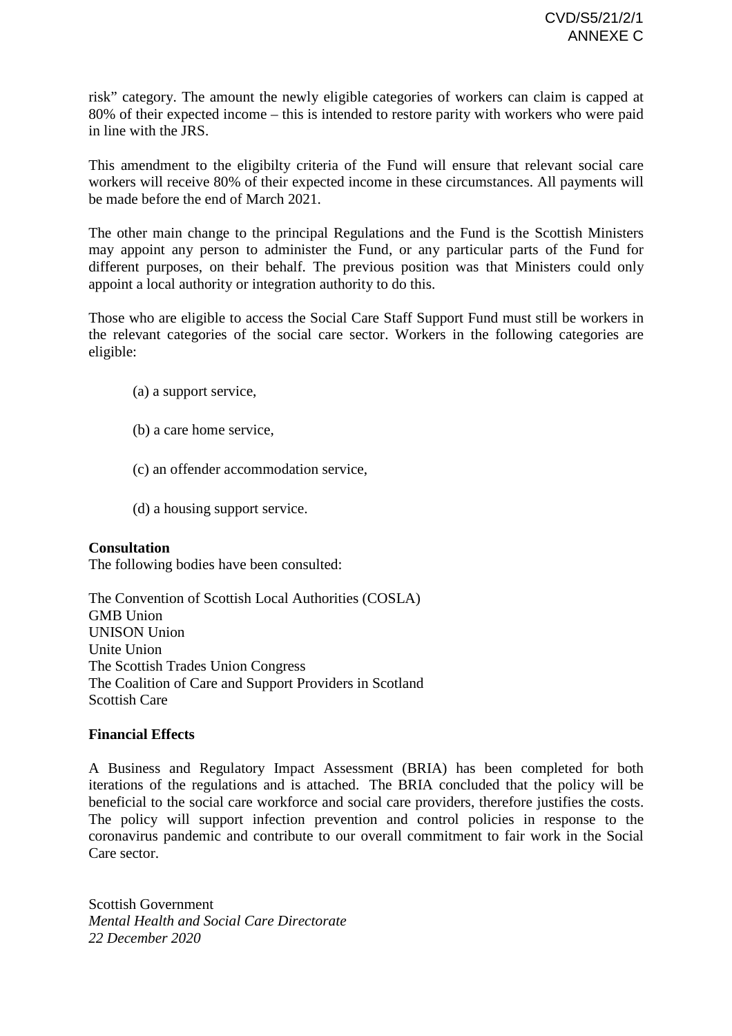risk" category. The amount the newly eligible categories of workers can claim is capped at 80% of their expected income – this is intended to restore parity with workers who were paid in line with the JRS.

This amendment to the eligibilty criteria of the Fund will ensure that relevant social care workers will receive 80% of their expected income in these circumstances. All payments will be made before the end of March 2021.

The other main change to the principal Regulations and the Fund is the Scottish Ministers may appoint any person to administer the Fund, or any particular parts of the Fund for different purposes, on their behalf. The previous position was that Ministers could only appoint a local authority or integration authority to do this.

Those who are eligible to access the Social Care Staff Support Fund must still be workers in the relevant categories of the social care sector. Workers in the following categories are eligible:

(a) a support service,

(b) a care home service,

(c) an offender accommodation service,

(d) a housing support service.

**Consultation**

The following bodies have been consulted:

The Convention of Scottish Local Authorities (COSLA)
GMB Union
UNISON Union
Unite Union
The Scottish Trades Union Congress
The Coalition of Care and Support Providers in Scotland
Scottish Care

**Financial Effects**

A Business and Regulatory Impact Assessment (BRIA) has been completed for both iterations of the regulations and is attached. The BRIA concluded that the policy will be beneficial to the social care workforce and social care providers, therefore justifies the costs. The policy will support infection prevention and control policies in response to the coronavirus pandemic and contribute to our overall commitment to fair work in the Social Care sector.

Scottish Government
*Mental Health and Social Care Directorate*
*22 December 2020*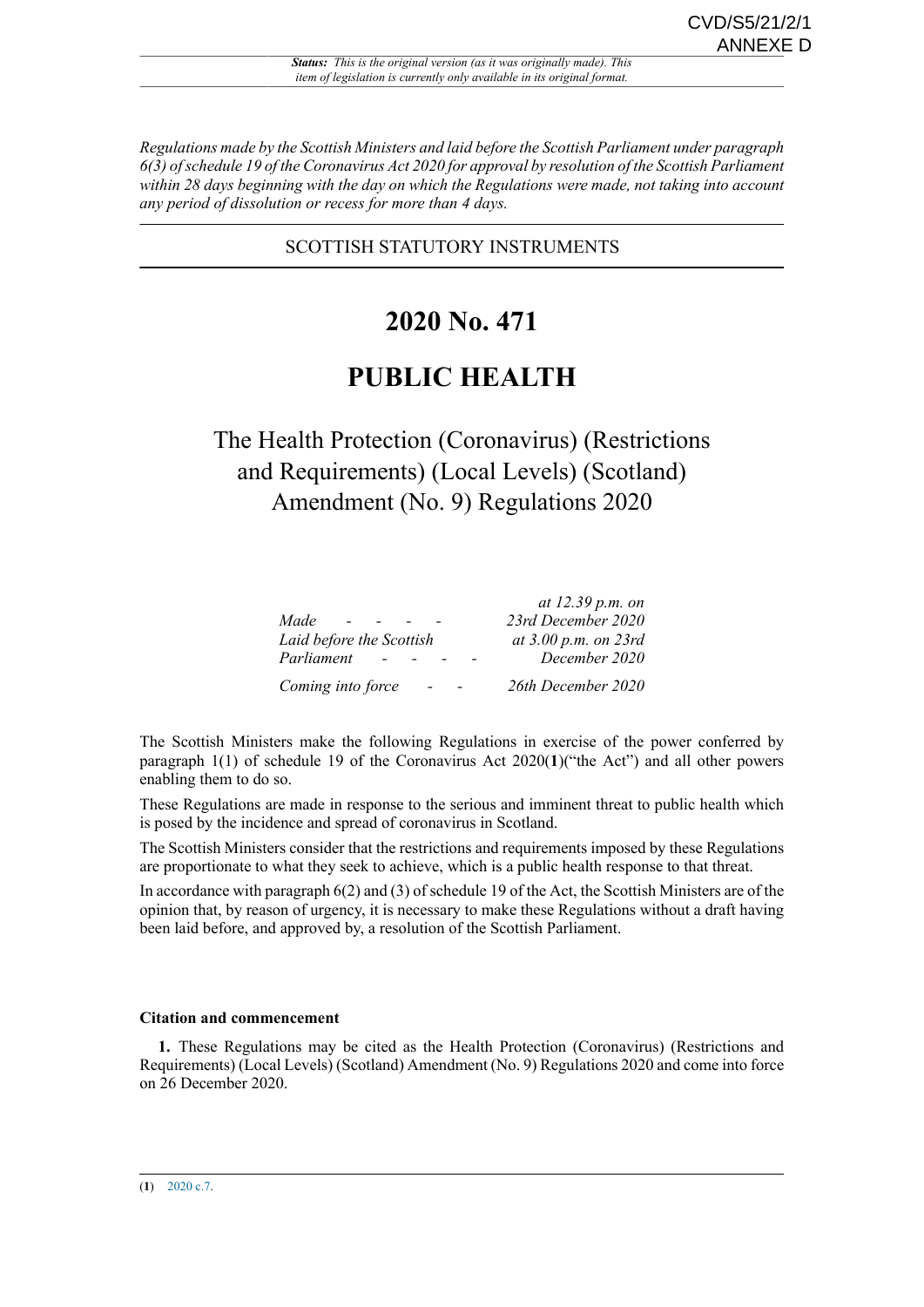CVD/S5/21/2/1
ANNEXE D

*Regulations made by the Scottish Ministers and laid before the Scottish Parliament under paragraph 6(3) of schedule 19 of the Coronavirus Act 2020 for approval by resolution of the Scottish Parliament within 28 days beginning with the day on which the Regulations were made, not taking into account any period of dissolution or recess for more than 4 days.*

SCOTTISH STATUTORY INSTRUMENTS

# 2020 No. 471

# PUBLIC HEALTH

## The Health Protection (Coronavirus) (Restrictions and Requirements) (Local Levels) (Scotland) Amendment (No. 9) Regulations 2020

| | |
|---|---|
| *Made - - - -* | *at 12.39 p.m. on 23rd December 2020* |
| *Laid before the Scottish Parliament - - - -* | *at 3.00 p.m. on 23rd December 2020* |
| *Coming into force - -* | *26th December 2020* |

The Scottish Ministers make the following Regulations in exercise of the power conferred by paragraph 1(1) of schedule 19 of the Coronavirus Act 2020(**1**)("the Act") and all other powers enabling them to do so.

These Regulations are made in response to the serious and imminent threat to public health which is posed by the incidence and spread of coronavirus in Scotland.

The Scottish Ministers consider that the restrictions and requirements imposed by these Regulations are proportionate to what they seek to achieve, which is a public health response to that threat.

In accordance with paragraph 6(2) and (3) of schedule 19 of the Act, the Scottish Ministers are of the opinion that, by reason of urgency, it is necessary to make these Regulations without a draft having been laid before, and approved by, a resolution of the Scottish Parliament.

**Citation and commencement**

**1.** These Regulations may be cited as the Health Protection (Coronavirus) (Restrictions and Requirements) (Local Levels) (Scotland) Amendment (No. 9) Regulations 2020 and come into force on 26 December 2020.

(**1**) 2020 c.7.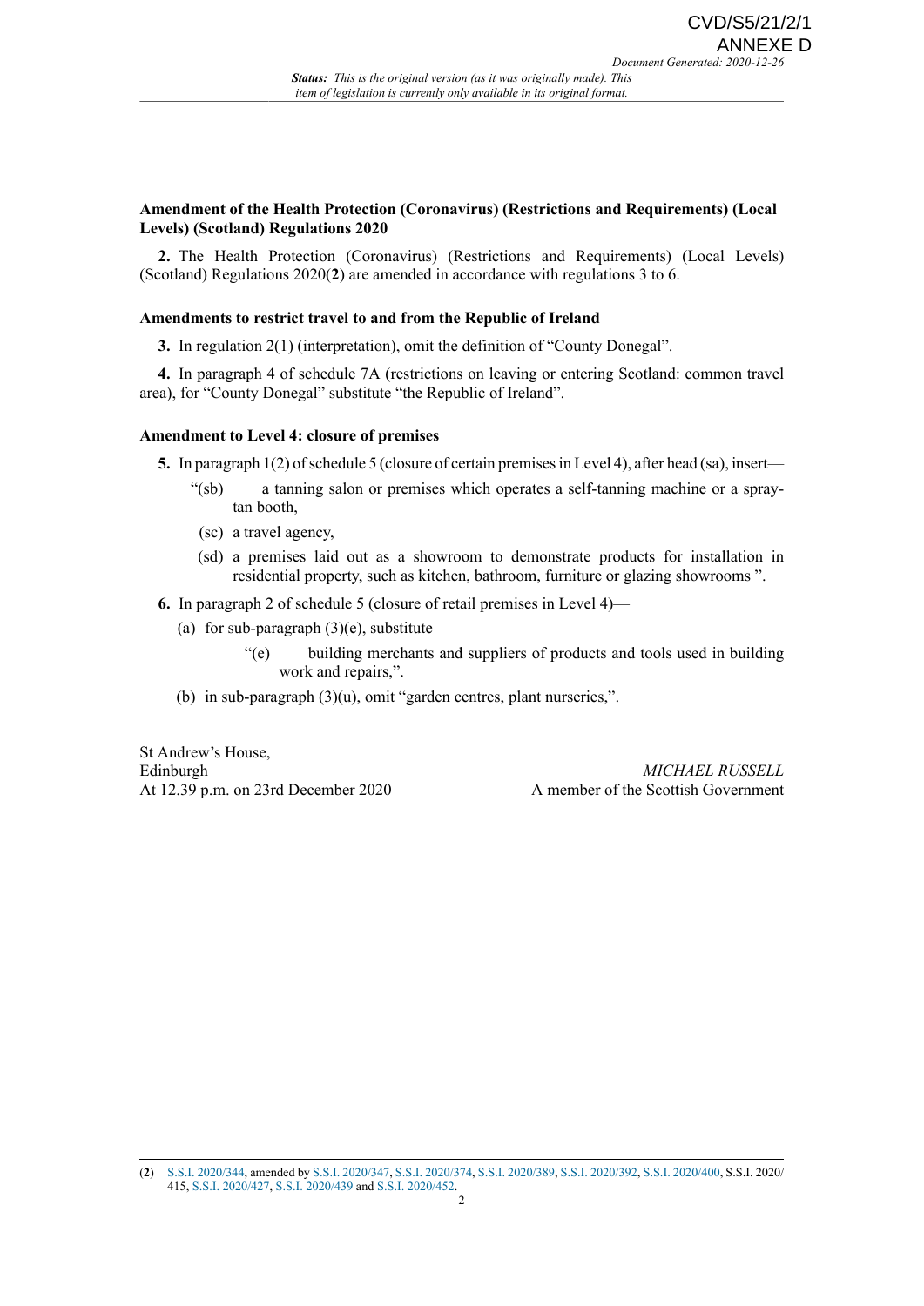**Amendment of the Health Protection (Coronavirus) (Restrictions and Requirements) (Local Levels) (Scotland) Regulations 2020**

**2.** The Health Protection (Coronavirus) (Restrictions and Requirements) (Local Levels) (Scotland) Regulations 2020(**2**) are amended in accordance with regulations 3 to 6.

**Amendments to restrict travel to and from the Republic of Ireland**

**3.** In regulation 2(1) (interpretation), omit the definition of "County Donegal".

**4.** In paragraph 4 of schedule 7A (restrictions on leaving or entering Scotland: common travel area), for "County Donegal" substitute "the Republic of Ireland".

**Amendment to Level 4: closure of premises**

**5.** In paragraph 1(2) of schedule 5 (closure of certain premises in Level 4), after head (sa), insert—

"(sb) a tanning salon or premises which operates a self-tanning machine or a spray-tan booth,

(sc) a travel agency,

(sd) a premises laid out as a showroom to demonstrate products for installation in residential property, such as kitchen, bathroom, furniture or glazing showrooms ".

**6.** In paragraph 2 of schedule 5 (closure of retail premises in Level 4)—

(a) for sub-paragraph (3)(e), substitute—

"(e) building merchants and suppliers of products and tools used in building work and repairs,".

(b) in sub-paragraph (3)(u), omit "garden centres, plant nurseries,".

St Andrew's House,
Edinburgh
At 12.39 p.m. on 23rd December 2020

*MICHAEL RUSSELL*
A member of the Scottish Government

(**2**) S.S.I. 2020/344, amended by S.S.I. 2020/347, S.S.I. 2020/374, S.S.I. 2020/389, S.S.I. 2020/392, S.S.I. 2020/400, S.S.I. 2020/415, S.S.I. 2020/427, S.S.I. 2020/439 and S.S.I. 2020/452.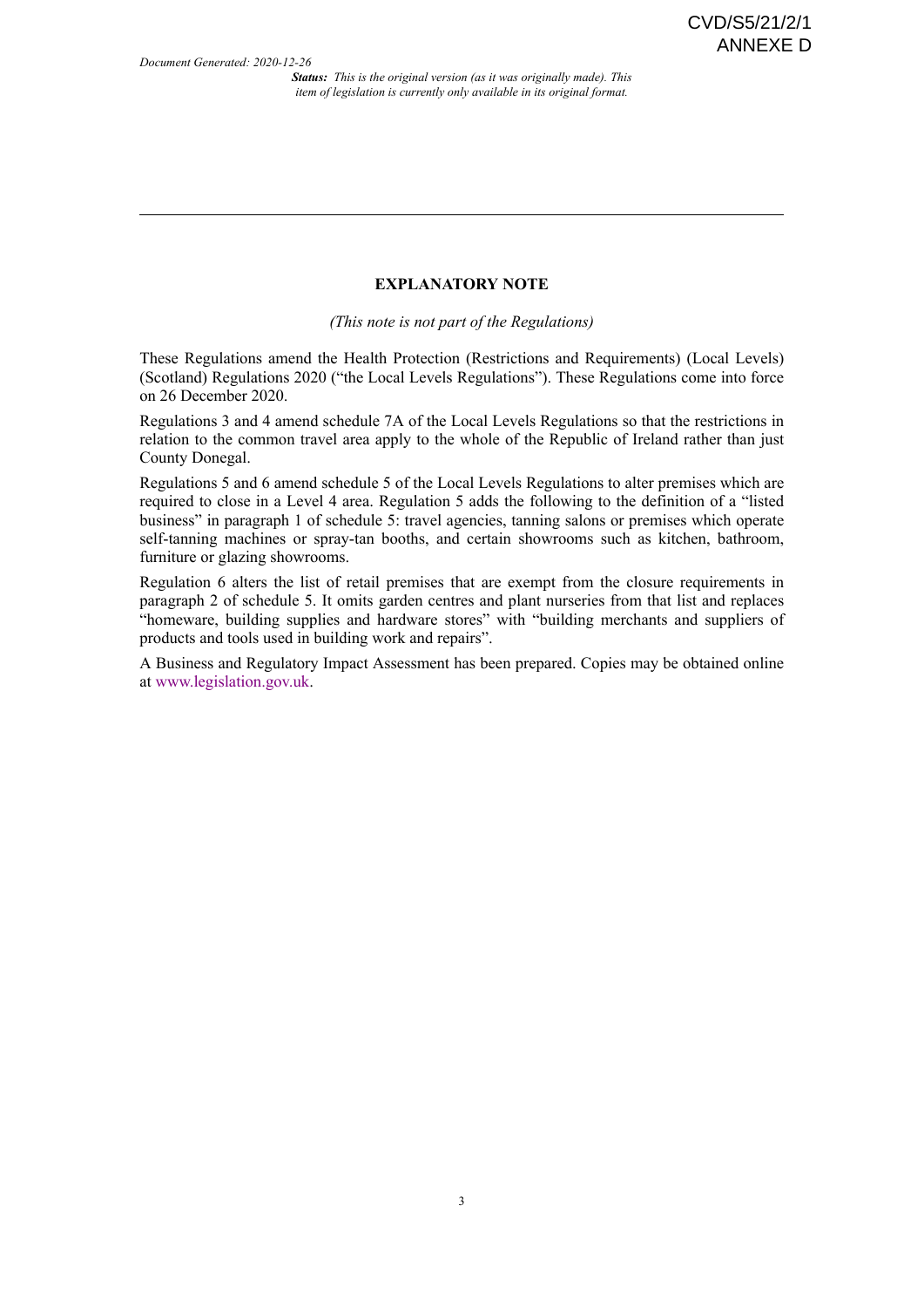CVD/S5/21/2/1
ANNEXE D

*Document Generated: 2020-12-26*

***Status:*** *This is the original version (as it was originally made). This item of legislation is currently only available in its original format.*

---

## EXPLANATORY NOTE

*(This note is not part of the Regulations)*

These Regulations amend the Health Protection (Restrictions and Requirements) (Local Levels) (Scotland) Regulations 2020 ("the Local Levels Regulations"). These Regulations come into force on 26 December 2020.

Regulations 3 and 4 amend schedule 7A of the Local Levels Regulations so that the restrictions in relation to the common travel area apply to the whole of the Republic of Ireland rather than just County Donegal.

Regulations 5 and 6 amend schedule 5 of the Local Levels Regulations to alter premises which are required to close in a Level 4 area. Regulation 5 adds the following to the definition of a "listed business" in paragraph 1 of schedule 5: travel agencies, tanning salons or premises which operate self-tanning machines or spray-tan booths, and certain showrooms such as kitchen, bathroom, furniture or glazing showrooms.

Regulation 6 alters the list of retail premises that are exempt from the closure requirements in paragraph 2 of schedule 5. It omits garden centres and plant nurseries from that list and replaces "homeware, building supplies and hardware stores" with "building merchants and suppliers of products and tools used in building work and repairs".

A Business and Regulatory Impact Assessment has been prepared. Copies may be obtained online at www.legislation.gov.uk.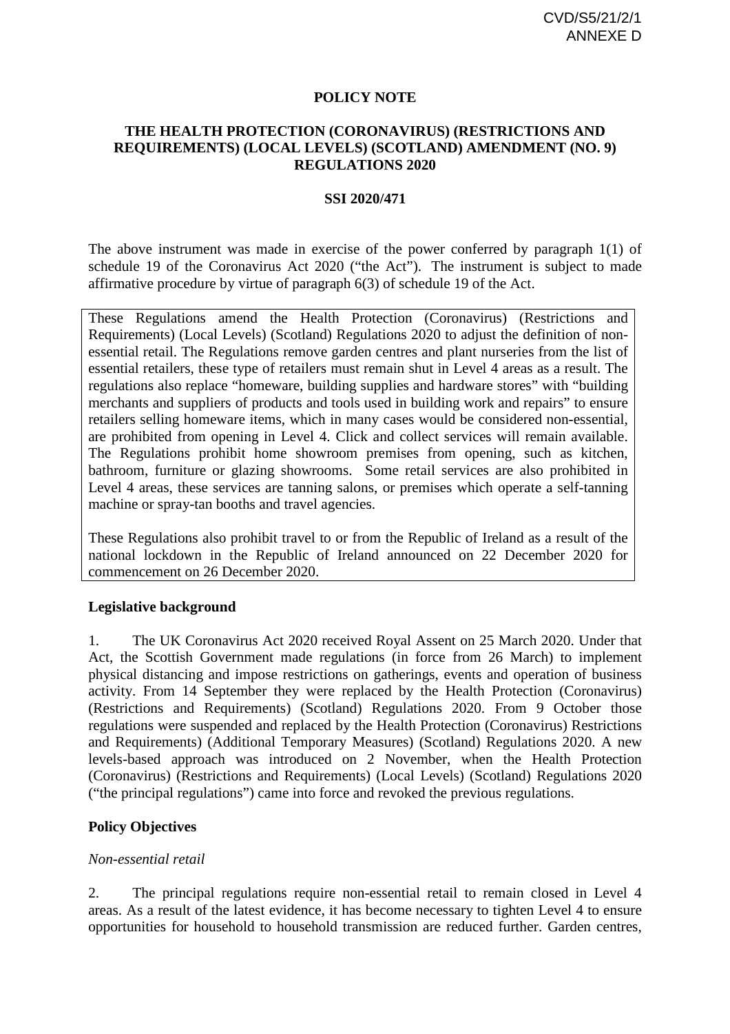CVD/S5/21/2/1
ANNEXE D

**POLICY NOTE**

**THE HEALTH PROTECTION (CORONAVIRUS) (RESTRICTIONS AND REQUIREMENTS) (LOCAL LEVELS) (SCOTLAND) AMENDMENT (NO. 9) REGULATIONS 2020**

**SSI 2020/471**

The above instrument was made in exercise of the power conferred by paragraph 1(1) of schedule 19 of the Coronavirus Act 2020 ("the Act"). The instrument is subject to made affirmative procedure by virtue of paragraph 6(3) of schedule 19 of the Act.

> These Regulations amend the Health Protection (Coronavirus) (Restrictions and Requirements) (Local Levels) (Scotland) Regulations 2020 to adjust the definition of non-essential retail. The Regulations remove garden centres and plant nurseries from the list of essential retailers, these type of retailers must remain shut in Level 4 areas as a result. The regulations also replace "homeware, building supplies and hardware stores" with "building merchants and suppliers of products and tools used in building work and repairs" to ensure retailers selling homeware items, which in many cases would be considered non-essential, are prohibited from opening in Level 4. Click and collect services will remain available. The Regulations prohibit home showroom premises from opening, such as kitchen, bathroom, furniture or glazing showrooms. Some retail services are also prohibited in Level 4 areas, these services are tanning salons, or premises which operate a self-tanning machine or spray-tan booths and travel agencies.
>
> These Regulations also prohibit travel to or from the Republic of Ireland as a result of the national lockdown in the Republic of Ireland announced on 22 December 2020 for commencement on 26 December 2020.

**Legislative background**

1. The UK Coronavirus Act 2020 received Royal Assent on 25 March 2020. Under that Act, the Scottish Government made regulations (in force from 26 March) to implement physical distancing and impose restrictions on gatherings, events and operation of business activity. From 14 September they were replaced by the Health Protection (Coronavirus) (Restrictions and Requirements) (Scotland) Regulations 2020. From 9 October those regulations were suspended and replaced by the Health Protection (Coronavirus) Restrictions and Requirements) (Additional Temporary Measures) (Scotland) Regulations 2020. A new levels-based approach was introduced on 2 November, when the Health Protection (Coronavirus) (Restrictions and Requirements) (Local Levels) (Scotland) Regulations 2020 ("the principal regulations") came into force and revoked the previous regulations.

**Policy Objectives**

*Non-essential retail*

2. The principal regulations require non-essential retail to remain closed in Level 4 areas. As a result of the latest evidence, it has become necessary to tighten Level 4 to ensure opportunities for household to household transmission are reduced further. Garden centres,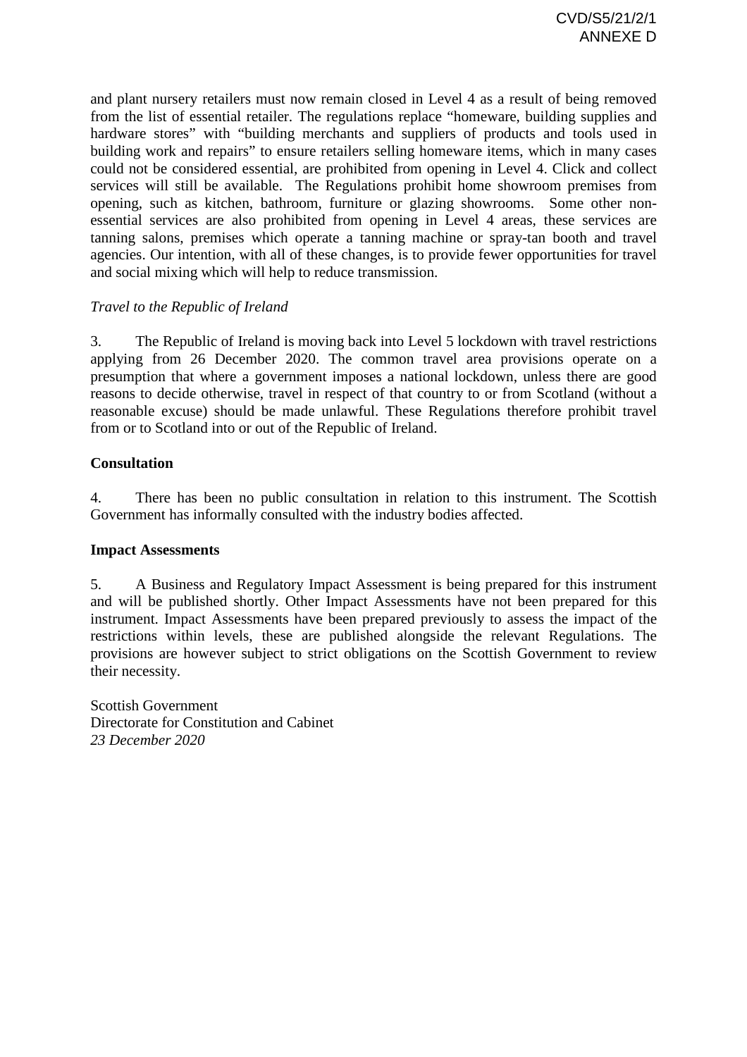and plant nursery retailers must now remain closed in Level 4 as a result of being removed from the list of essential retailer. The regulations replace "homeware, building supplies and hardware stores" with "building merchants and suppliers of products and tools used in building work and repairs" to ensure retailers selling homeware items, which in many cases could not be considered essential, are prohibited from opening in Level 4. Click and collect services will still be available. The Regulations prohibit home showroom premises from opening, such as kitchen, bathroom, furniture or glazing showrooms. Some other non-essential services are also prohibited from opening in Level 4 areas, these services are tanning salons, premises which operate a tanning machine or spray-tan booth and travel agencies. Our intention, with all of these changes, is to provide fewer opportunities for travel and social mixing which will help to reduce transmission.

*Travel to the Republic of Ireland*

3. The Republic of Ireland is moving back into Level 5 lockdown with travel restrictions applying from 26 December 2020. The common travel area provisions operate on a presumption that where a government imposes a national lockdown, unless there are good reasons to decide otherwise, travel in respect of that country to or from Scotland (without a reasonable excuse) should be made unlawful. These Regulations therefore prohibit travel from or to Scotland into or out of the Republic of Ireland.

**Consultation**

4. There has been no public consultation in relation to this instrument. The Scottish Government has informally consulted with the industry bodies affected.

**Impact Assessments**

5. A Business and Regulatory Impact Assessment is being prepared for this instrument and will be published shortly. Other Impact Assessments have not been prepared for this instrument. Impact Assessments have been prepared previously to assess the impact of the restrictions within levels, these are published alongside the relevant Regulations. The provisions are however subject to strict obligations on the Scottish Government to review their necessity.

Scottish Government
Directorate for Constitution and Cabinet
*23 December 2020*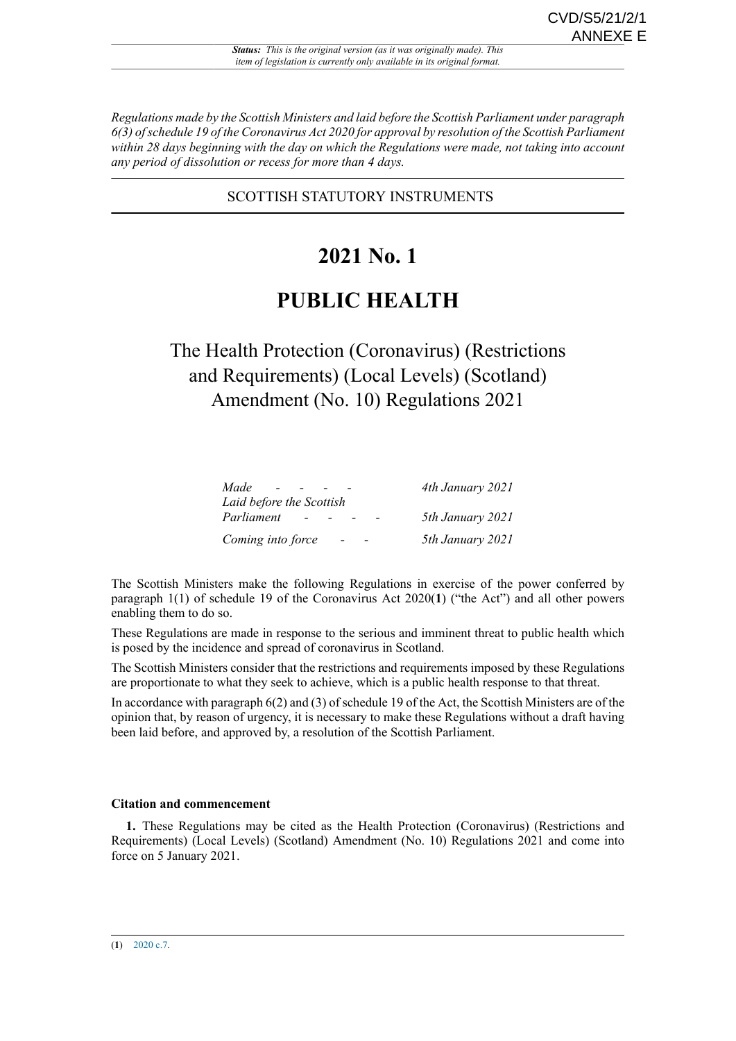*Regulations made by the Scottish Ministers and laid before the Scottish Parliament under paragraph 6(3) of schedule 19 of the Coronavirus Act 2020 for approval by resolution of the Scottish Parliament within 28 days beginning with the day on which the Regulations were made, not taking into account any period of dissolution or recess for more than 4 days.*

SCOTTISH STATUTORY INSTRUMENTS

# 2021 No. 1

# PUBLIC HEALTH

## The Health Protection (Coronavirus) (Restrictions and Requirements) (Local Levels) (Scotland) Amendment (No. 10) Regulations 2021

| | |
|---|---|
| *Made - - - -* | *4th January 2021* |
| *Laid before the Scottish Parliament - - - -* | *5th January 2021* |
| *Coming into force - -* | *5th January 2021* |

The Scottish Ministers make the following Regulations in exercise of the power conferred by paragraph 1(1) of schedule 19 of the Coronavirus Act 2020(**1**) ("the Act") and all other powers enabling them to do so.

These Regulations are made in response to the serious and imminent threat to public health which is posed by the incidence and spread of coronavirus in Scotland.

The Scottish Ministers consider that the restrictions and requirements imposed by these Regulations are proportionate to what they seek to achieve, which is a public health response to that threat.

In accordance with paragraph 6(2) and (3) of schedule 19 of the Act, the Scottish Ministers are of the opinion that, by reason of urgency, it is necessary to make these Regulations without a draft having been laid before, and approved by, a resolution of the Scottish Parliament.

**Citation and commencement**

**1.** These Regulations may be cited as the Health Protection (Coronavirus) (Restrictions and Requirements) (Local Levels) (Scotland) Amendment (No. 10) Regulations 2021 and come into force on 5 January 2021.

(**1**) 2020 c.7.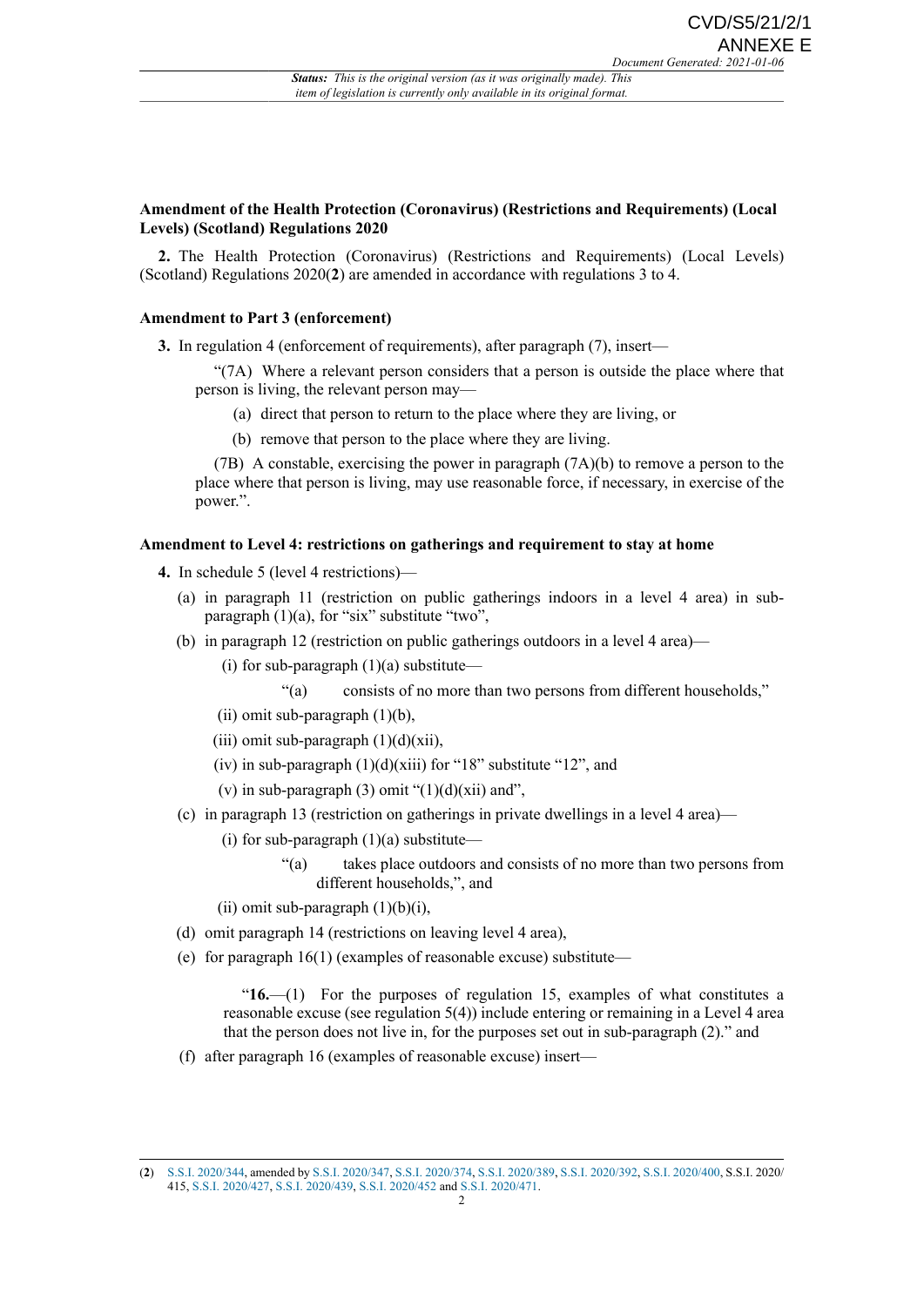### Amendment of the Health Protection (Coronavirus) (Restrictions and Requirements) (Local Levels) (Scotland) Regulations 2020

**2.** The Health Protection (Coronavirus) (Restrictions and Requirements) (Local Levels) (Scotland) Regulations 2020(**2**) are amended in accordance with regulations 3 to 4.

### Amendment to Part 3 (enforcement)

**3.** In regulation 4 (enforcement of requirements), after paragraph (7), insert—

"(7A) Where a relevant person considers that a person is outside the place where that person is living, the relevant person may—

(a) direct that person to return to the place where they are living, or

(b) remove that person to the place where they are living.

(7B) A constable, exercising the power in paragraph (7A)(b) to remove a person to the place where that person is living, may use reasonable force, if necessary, in exercise of the power.".

### Amendment to Level 4: restrictions on gatherings and requirement to stay at home

**4.** In schedule 5 (level 4 restrictions)—

(a) in paragraph 11 (restriction on public gatherings indoors in a level 4 area) in sub-paragraph (1)(a), for "six" substitute "two",

(b) in paragraph 12 (restriction on public gatherings outdoors in a level 4 area)—

(i) for sub-paragraph (1)(a) substitute—

"(a) consists of no more than two persons from different households,"

(ii) omit sub-paragraph (1)(b),

(iii) omit sub-paragraph (1)(d)(xii),

(iv) in sub-paragraph (1)(d)(xiii) for "18" substitute "12", and

(v) in sub-paragraph (3) omit "(1)(d)(xii) and",

(c) in paragraph 13 (restriction on gatherings in private dwellings in a level 4 area)—

(i) for sub-paragraph (1)(a) substitute—

"(a) takes place outdoors and consists of no more than two persons from different households,", and

(ii) omit sub-paragraph (1)(b)(i),

(d) omit paragraph 14 (restrictions on leaving level 4 area),

(e) for paragraph 16(1) (examples of reasonable excuse) substitute—

"**16.**—(1) For the purposes of regulation 15, examples of what constitutes a reasonable excuse (see regulation 5(4)) include entering or remaining in a Level 4 area that the person does not live in, for the purposes set out in sub-paragraph (2)." and

(f) after paragraph 16 (examples of reasonable excuse) insert—

(**2**) S.S.I. 2020/344, amended by S.S.I. 2020/347, S.S.I. 2020/374, S.S.I. 2020/389, S.S.I. 2020/392, S.S.I. 2020/400, S.S.I. 2020/415, S.S.I. 2020/427, S.S.I. 2020/439, S.S.I. 2020/452 and S.S.I. 2020/471.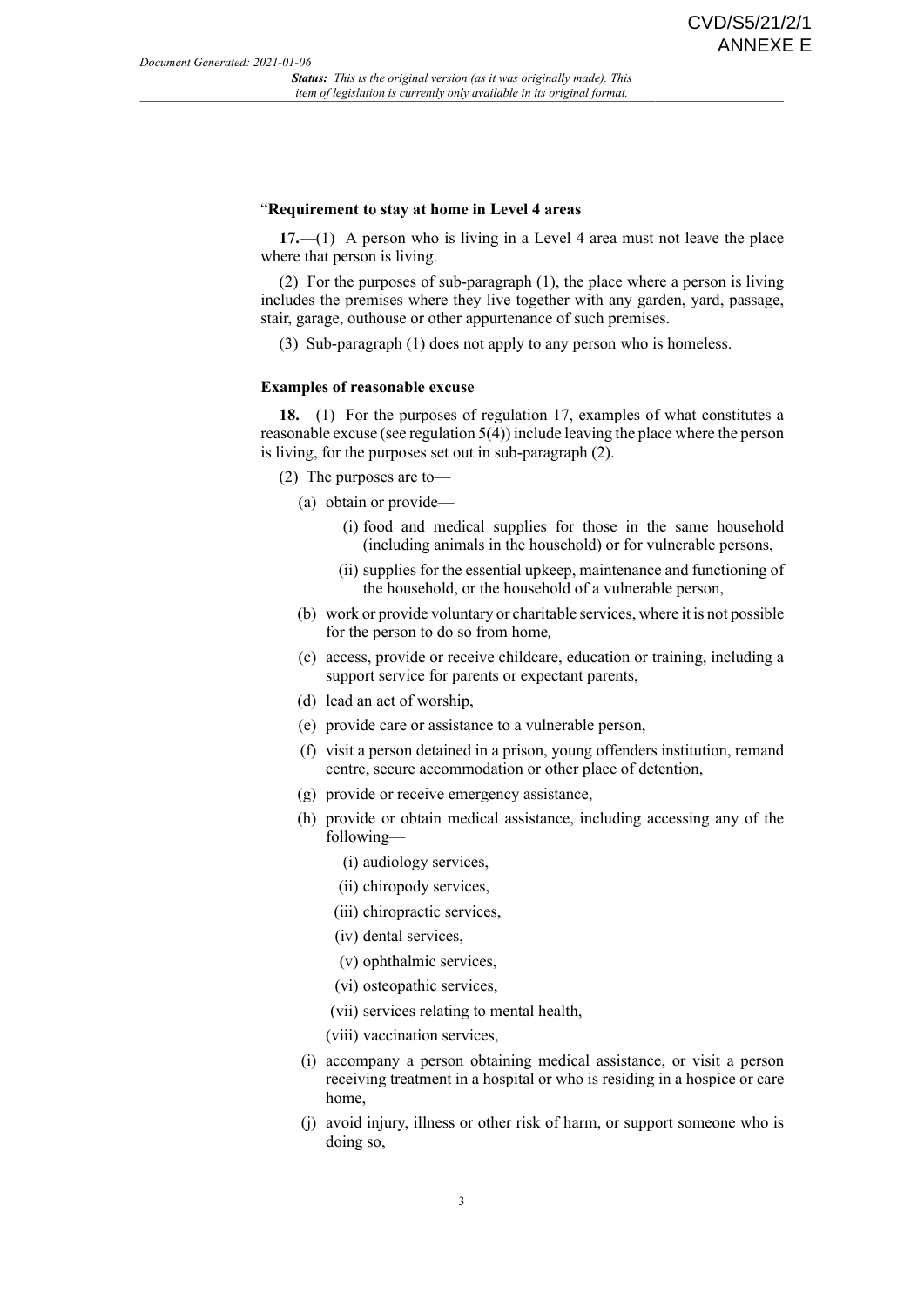"**Requirement to stay at home in Level 4 areas**

**17.**—(1) A person who is living in a Level 4 area must not leave the place where that person is living.

(2) For the purposes of sub-paragraph (1), the place where a person is living includes the premises where they live together with any garden, yard, passage, stair, garage, outhouse or other appurtenance of such premises.

(3) Sub-paragraph (1) does not apply to any person who is homeless.

**Examples of reasonable excuse**

**18.**—(1) For the purposes of regulation 17, examples of what constitutes a reasonable excuse (see regulation 5(4)) include leaving the place where the person is living, for the purposes set out in sub-paragraph (2).

(2) The purposes are to—

- (a) obtain or provide—
  - (i) food and medical supplies for those in the same household (including animals in the household) or for vulnerable persons,
  - (ii) supplies for the essential upkeep, maintenance and functioning of the household, or the household of a vulnerable person,
- (b) work or provide voluntary or charitable services, where it is not possible for the person to do so from home*,*
- (c) access, provide or receive childcare, education or training, including a support service for parents or expectant parents,
- (d) lead an act of worship,
- (e) provide care or assistance to a vulnerable person,
- (f) visit a person detained in a prison, young offenders institution, remand centre, secure accommodation or other place of detention,
- (g) provide or receive emergency assistance,
- (h) provide or obtain medical assistance, including accessing any of the following—
  - (i) audiology services,
  - (ii) chiropody services,
  - (iii) chiropractic services,
  - (iv) dental services,
  - (v) ophthalmic services,
  - (vi) osteopathic services,
  - (vii) services relating to mental health,
  - (viii) vaccination services,
- (i) accompany a person obtaining medical assistance, or visit a person receiving treatment in a hospital or who is residing in a hospice or care home,
- (j) avoid injury, illness or other risk of harm, or support someone who is doing so,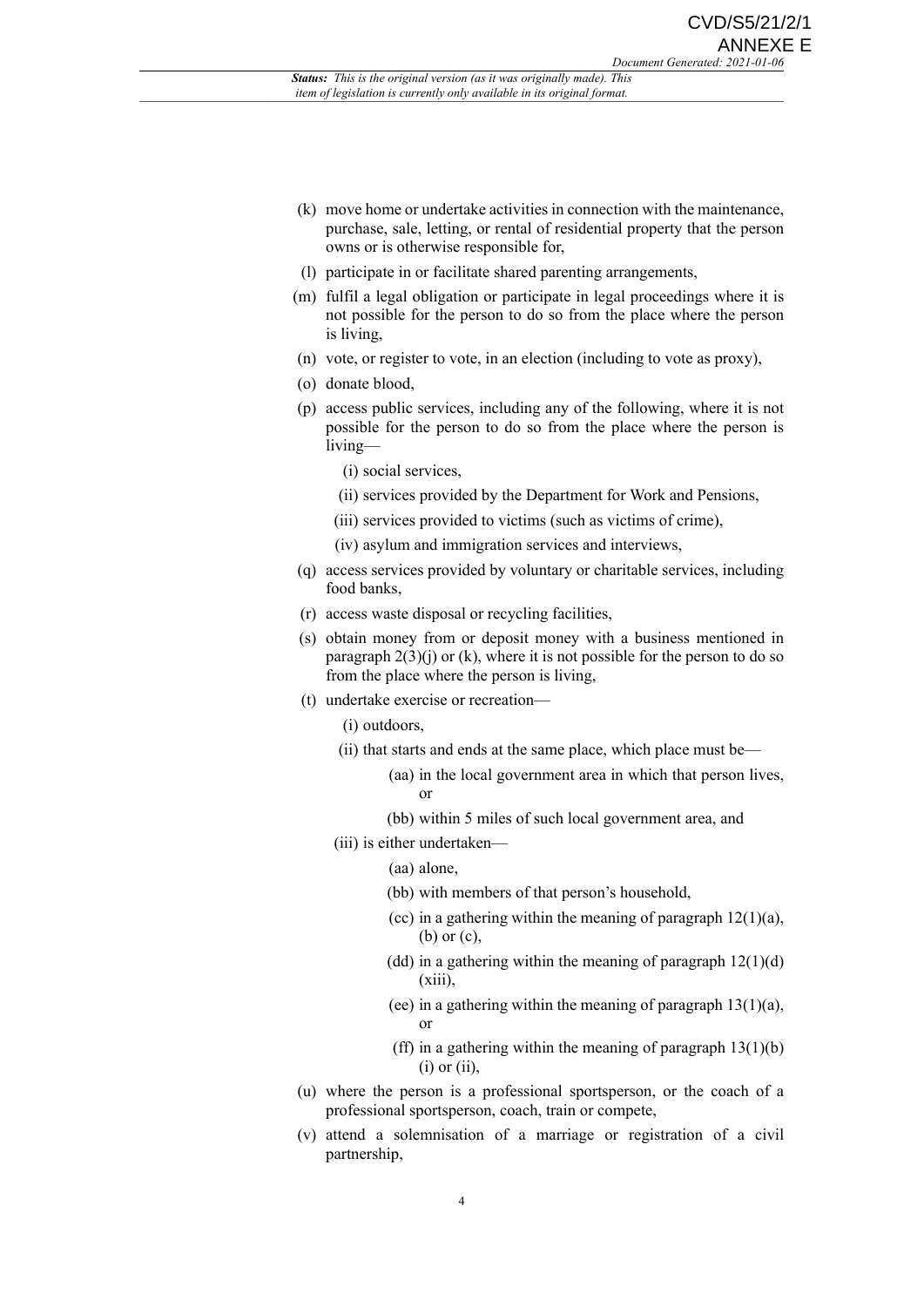(k) move home or undertake activities in connection with the maintenance, purchase, sale, letting, or rental of residential property that the person owns or is otherwise responsible for,

(l) participate in or facilitate shared parenting arrangements,

(m) fulfil a legal obligation or participate in legal proceedings where it is not possible for the person to do so from the place where the person is living,

(n) vote, or register to vote, in an election (including to vote as proxy),

(o) donate blood,

(p) access public services, including any of the following, where it is not possible for the person to do so from the place where the person is living—

  (i) social services,

  (ii) services provided by the Department for Work and Pensions,

  (iii) services provided to victims (such as victims of crime),

  (iv) asylum and immigration services and interviews,

(q) access services provided by voluntary or charitable services, including food banks,

(r) access waste disposal or recycling facilities,

(s) obtain money from or deposit money with a business mentioned in paragraph 2(3)(j) or (k), where it is not possible for the person to do so from the place where the person is living,

(t) undertake exercise or recreation—

  (i) outdoors,

  (ii) that starts and ends at the same place, which place must be—

    (aa) in the local government area in which that person lives, or

    (bb) within 5 miles of such local government area, and

  (iii) is either undertaken—

    (aa) alone,

    (bb) with members of that person's household,

    (cc) in a gathering within the meaning of paragraph 12(1)(a), (b) or (c),

    (dd) in a gathering within the meaning of paragraph 12(1)(d)(xiii),

    (ee) in a gathering within the meaning of paragraph 13(1)(a), or

    (ff) in a gathering within the meaning of paragraph 13(1)(b)(i) or (ii),

(u) where the person is a professional sportsperson, or the coach of a professional sportsperson, coach, train or compete,

(v) attend a solemnisation of a marriage or registration of a civil partnership,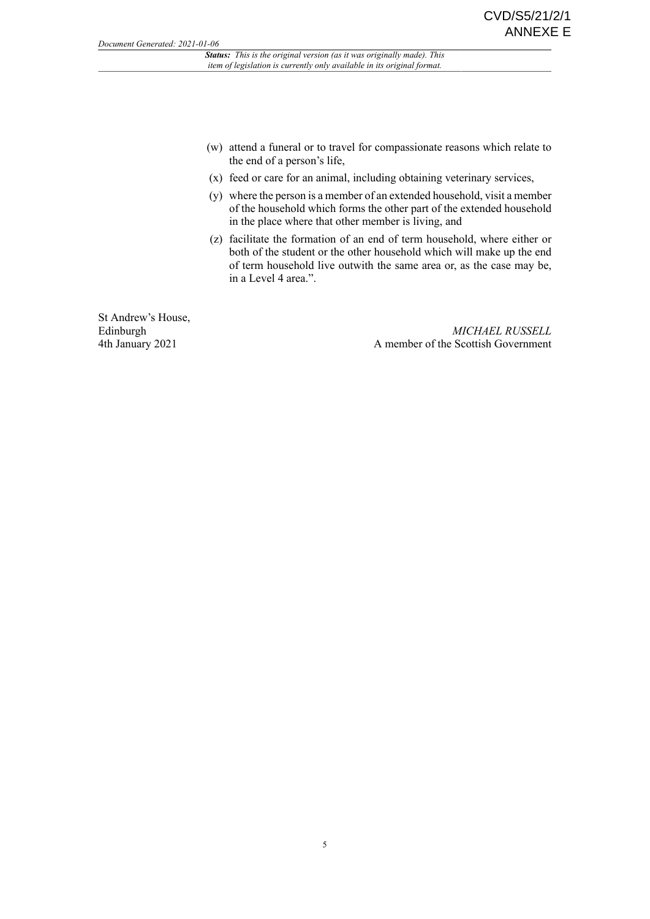(w) attend a funeral or to travel for compassionate reasons which relate to the end of a person's life,

(x) feed or care for an animal, including obtaining veterinary services,

(y) where the person is a member of an extended household, visit a member of the household which forms the other part of the extended household in the place where that other member is living, and

(z) facilitate the formation of an end of term household, where either or both of the student or the other household which will make up the end of term household live outwith the same area or, as the case may be, in a Level 4 area.".

St Andrew's House,
Edinburgh
4th January 2021

*MICHAEL RUSSELL*
A member of the Scottish Government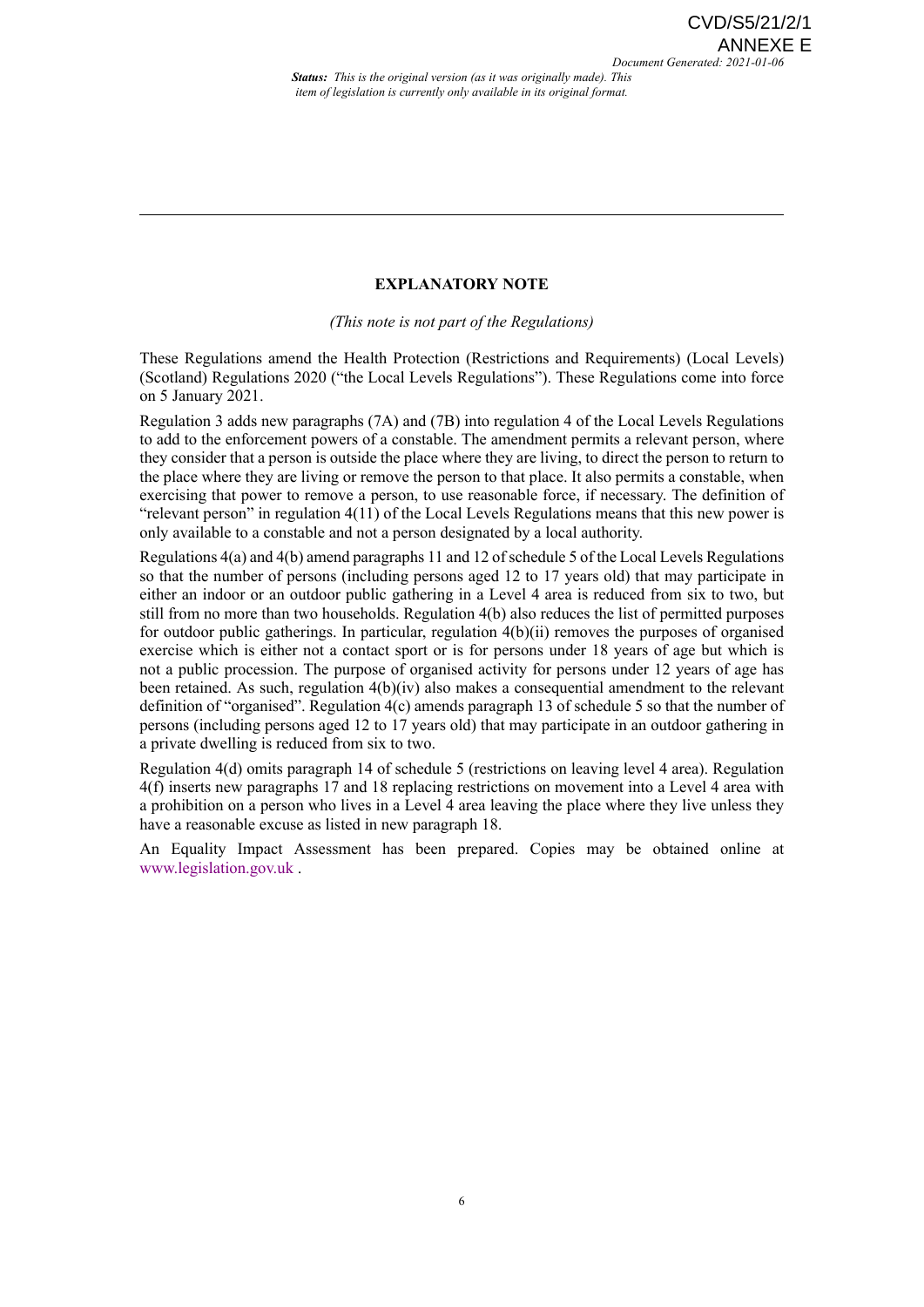## EXPLANATORY NOTE

*(This note is not part of the Regulations)*

These Regulations amend the Health Protection (Restrictions and Requirements) (Local Levels) (Scotland) Regulations 2020 ("the Local Levels Regulations"). These Regulations come into force on 5 January 2021.

Regulation 3 adds new paragraphs (7A) and (7B) into regulation 4 of the Local Levels Regulations to add to the enforcement powers of a constable. The amendment permits a relevant person, where they consider that a person is outside the place where they are living, to direct the person to return to the place where they are living or remove the person to that place. It also permits a constable, when exercising that power to remove a person, to use reasonable force, if necessary. The definition of "relevant person" in regulation 4(11) of the Local Levels Regulations means that this new power is only available to a constable and not a person designated by a local authority.

Regulations 4(a) and 4(b) amend paragraphs 11 and 12 of schedule 5 of the Local Levels Regulations so that the number of persons (including persons aged 12 to 17 years old) that may participate in either an indoor or an outdoor public gathering in a Level 4 area is reduced from six to two, but still from no more than two households. Regulation 4(b) also reduces the list of permitted purposes for outdoor public gatherings. In particular, regulation 4(b)(ii) removes the purposes of organised exercise which is either not a contact sport or is for persons under 18 years of age but which is not a public procession. The purpose of organised activity for persons under 12 years of age has been retained. As such, regulation 4(b)(iv) also makes a consequential amendment to the relevant definition of "organised". Regulation 4(c) amends paragraph 13 of schedule 5 so that the number of persons (including persons aged 12 to 17 years old) that may participate in an outdoor gathering in a private dwelling is reduced from six to two.

Regulation 4(d) omits paragraph 14 of schedule 5 (restrictions on leaving level 4 area). Regulation 4(f) inserts new paragraphs 17 and 18 replacing restrictions on movement into a Level 4 area with a prohibition on a person who lives in a Level 4 area leaving the place where they live unless they have a reasonable excuse as listed in new paragraph 18.

An Equality Impact Assessment has been prepared. Copies may be obtained online at www.legislation.gov.uk .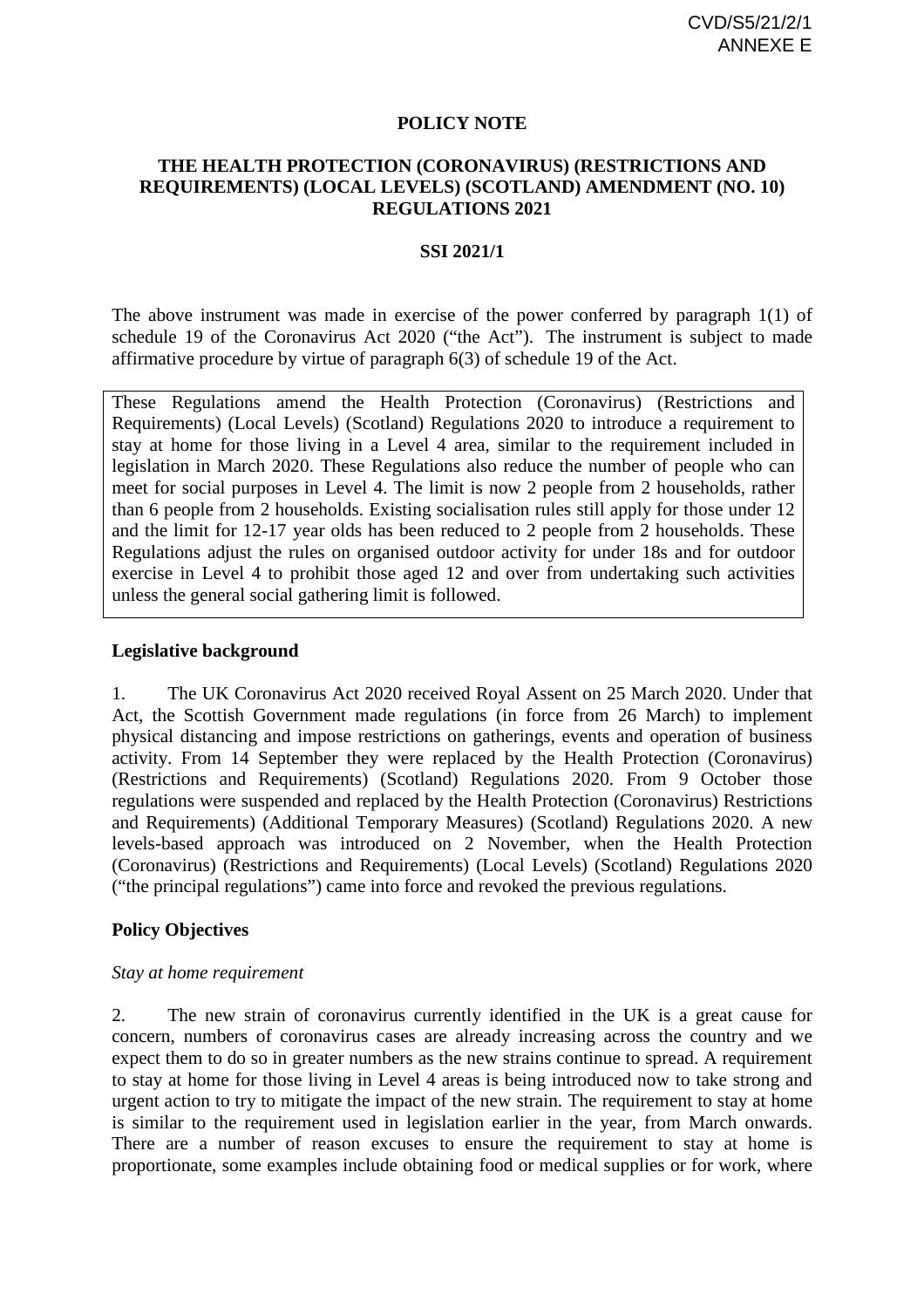CVD/S5/21/2/1
ANNEXE E

**POLICY NOTE**

**THE HEALTH PROTECTION (CORONAVIRUS) (RESTRICTIONS AND REQUIREMENTS) (LOCAL LEVELS) (SCOTLAND) AMENDMENT (NO. 10) REGULATIONS 2021**

**SSI 2021/1**

The above instrument was made in exercise of the power conferred by paragraph 1(1) of schedule 19 of the Coronavirus Act 2020 ("the Act"). The instrument is subject to made affirmative procedure by virtue of paragraph 6(3) of schedule 19 of the Act.

These Regulations amend the Health Protection (Coronavirus) (Restrictions and Requirements) (Local Levels) (Scotland) Regulations 2020 to introduce a requirement to stay at home for those living in a Level 4 area, similar to the requirement included in legislation in March 2020. These Regulations also reduce the number of people who can meet for social purposes in Level 4. The limit is now 2 people from 2 households, rather than 6 people from 2 households. Existing socialisation rules still apply for those under 12 and the limit for 12-17 year olds has been reduced to 2 people from 2 households. These Regulations adjust the rules on organised outdoor activity for under 18s and for outdoor exercise in Level 4 to prohibit those aged 12 and over from undertaking such activities unless the general social gathering limit is followed.

**Legislative background**

1. The UK Coronavirus Act 2020 received Royal Assent on 25 March 2020. Under that Act, the Scottish Government made regulations (in force from 26 March) to implement physical distancing and impose restrictions on gatherings, events and operation of business activity. From 14 September they were replaced by the Health Protection (Coronavirus) (Restrictions and Requirements) (Scotland) Regulations 2020. From 9 October those regulations were suspended and replaced by the Health Protection (Coronavirus) Restrictions and Requirements) (Additional Temporary Measures) (Scotland) Regulations 2020. A new levels-based approach was introduced on 2 November, when the Health Protection (Coronavirus) (Restrictions and Requirements) (Local Levels) (Scotland) Regulations 2020 ("the principal regulations") came into force and revoked the previous regulations.

**Policy Objectives**

*Stay at home requirement*

2. The new strain of coronavirus currently identified in the UK is a great cause for concern, numbers of coronavirus cases are already increasing across the country and we expect them to do so in greater numbers as the new strains continue to spread. A requirement to stay at home for those living in Level 4 areas is being introduced now to take strong and urgent action to try to mitigate the impact of the new strain. The requirement to stay at home is similar to the requirement used in legislation earlier in the year, from March onwards. There are a number of reason excuses to ensure the requirement to stay at home is proportionate, some examples include obtaining food or medical supplies or for work, where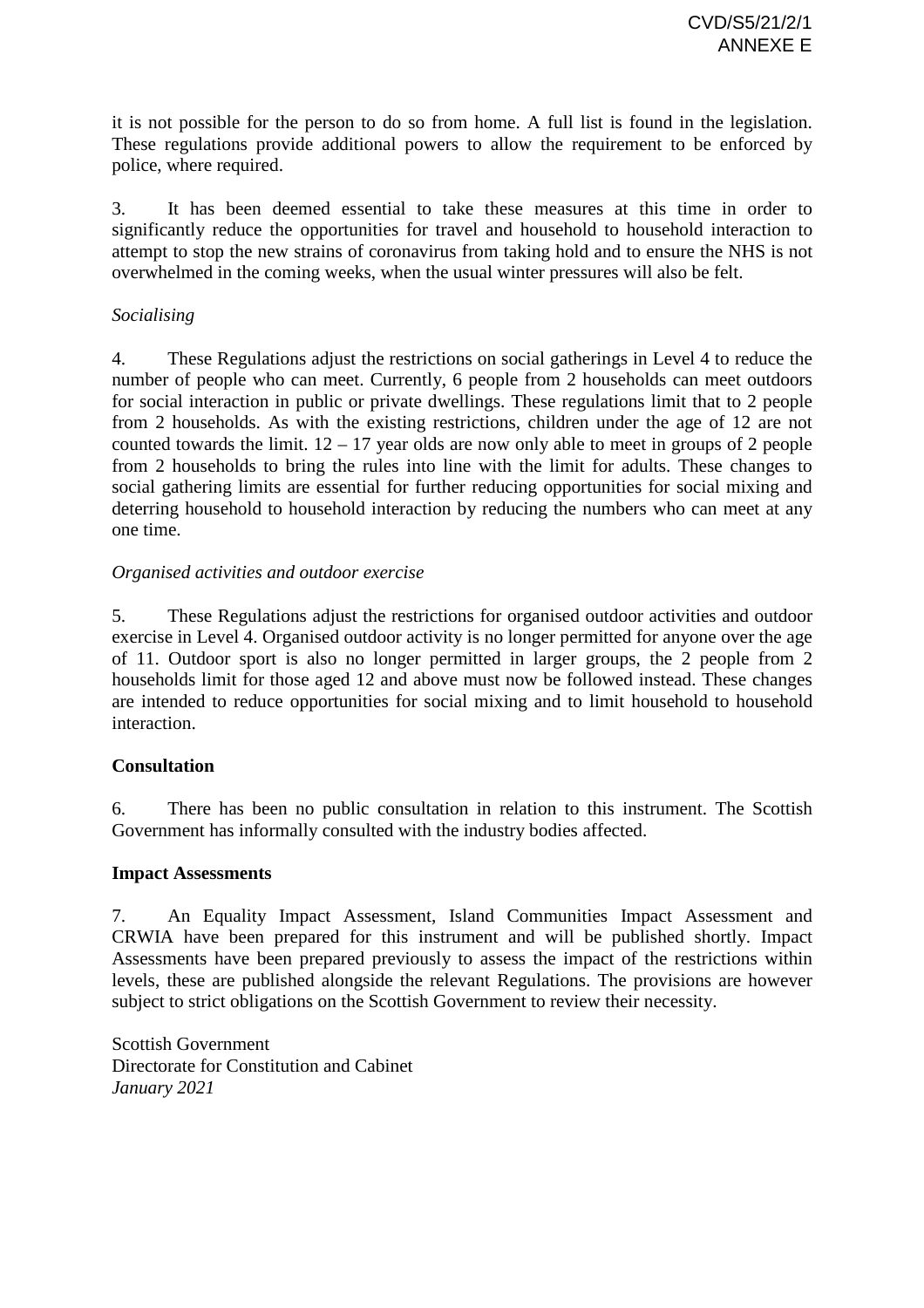it is not possible for the person to do so from home. A full list is found in the legislation. These regulations provide additional powers to allow the requirement to be enforced by police, where required.

3. It has been deemed essential to take these measures at this time in order to significantly reduce the opportunities for travel and household to household interaction to attempt to stop the new strains of coronavirus from taking hold and to ensure the NHS is not overwhelmed in the coming weeks, when the usual winter pressures will also be felt.

*Socialising*

4. These Regulations adjust the restrictions on social gatherings in Level 4 to reduce the number of people who can meet. Currently, 6 people from 2 households can meet outdoors for social interaction in public or private dwellings. These regulations limit that to 2 people from 2 households. As with the existing restrictions, children under the age of 12 are not counted towards the limit. 12 – 17 year olds are now only able to meet in groups of 2 people from 2 households to bring the rules into line with the limit for adults. These changes to social gathering limits are essential for further reducing opportunities for social mixing and deterring household to household interaction by reducing the numbers who can meet at any one time.

*Organised activities and outdoor exercise*

5. These Regulations adjust the restrictions for organised outdoor activities and outdoor exercise in Level 4. Organised outdoor activity is no longer permitted for anyone over the age of 11. Outdoor sport is also no longer permitted in larger groups, the 2 people from 2 households limit for those aged 12 and above must now be followed instead. These changes are intended to reduce opportunities for social mixing and to limit household to household interaction.

**Consultation**

6. There has been no public consultation in relation to this instrument. The Scottish Government has informally consulted with the industry bodies affected.

**Impact Assessments**

7. An Equality Impact Assessment, Island Communities Impact Assessment and CRWIA have been prepared for this instrument and will be published shortly. Impact Assessments have been prepared previously to assess the impact of the restrictions within levels, these are published alongside the relevant Regulations. The provisions are however subject to strict obligations on the Scottish Government to review their necessity.

Scottish Government
Directorate for Constitution and Cabinet
*January 2021*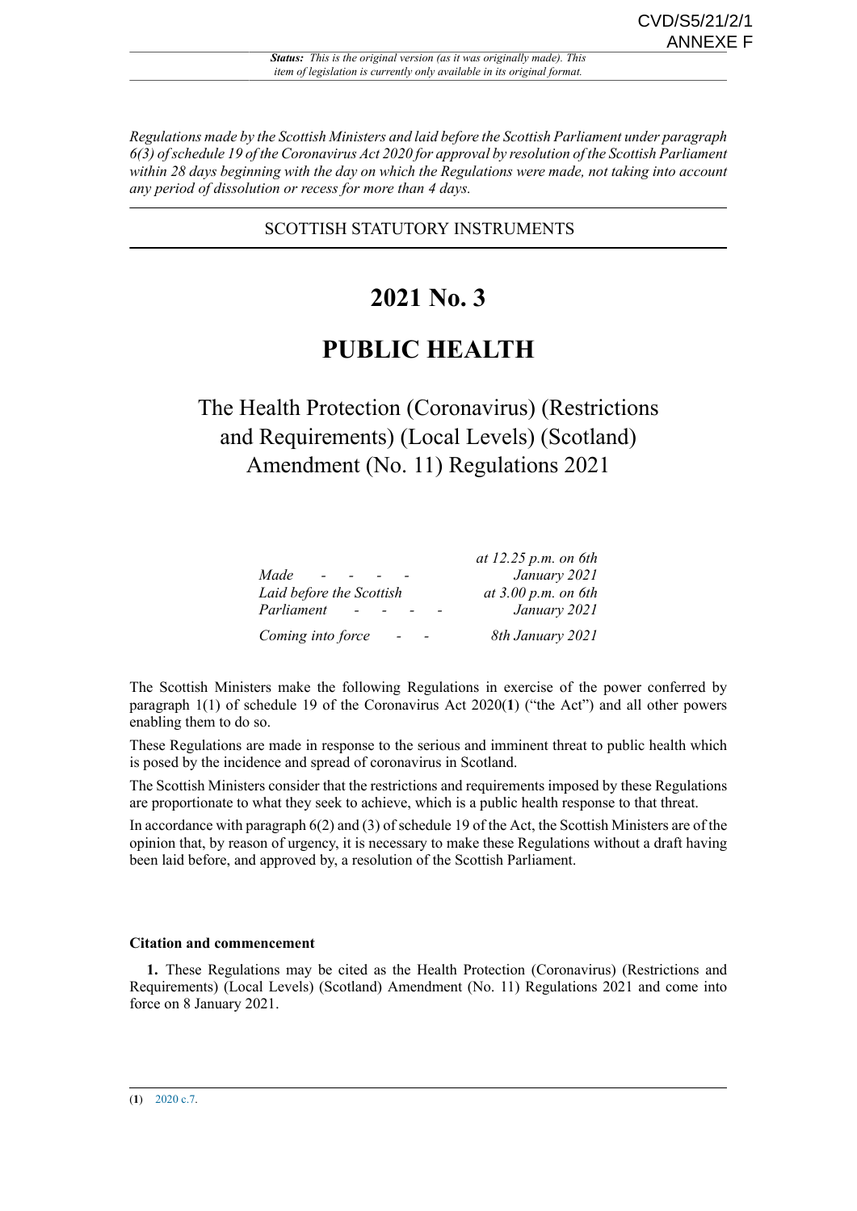CVD/S5/21/2/1
ANNEXE F

*Status: This is the original version (as it was originally made). This item of legislation is currently only available in its original format.*

*Regulations made by the Scottish Ministers and laid before the Scottish Parliament under paragraph 6(3) of schedule 19 of the Coronavirus Act 2020 for approval by resolution of the Scottish Parliament within 28 days beginning with the day on which the Regulations were made, not taking into account any period of dissolution or recess for more than 4 days.*

SCOTTISH STATUTORY INSTRUMENTS

# 2021 No. 3

# PUBLIC HEALTH

## The Health Protection (Coronavirus) (Restrictions and Requirements) (Local Levels) (Scotland) Amendment (No. 11) Regulations 2021

| | |
|---|---|
| *Made* | *at 12.25 p.m. on 6th January 2021* |
| *Laid before the Scottish Parliament* | *at 3.00 p.m. on 6th January 2021* |
| *Coming into force* | *8th January 2021* |

The Scottish Ministers make the following Regulations in exercise of the power conferred by paragraph 1(1) of schedule 19 of the Coronavirus Act 2020(**1**) ("the Act") and all other powers enabling them to do so.

These Regulations are made in response to the serious and imminent threat to public health which is posed by the incidence and spread of coronavirus in Scotland.

The Scottish Ministers consider that the restrictions and requirements imposed by these Regulations are proportionate to what they seek to achieve, which is a public health response to that threat.

In accordance with paragraph 6(2) and (3) of schedule 19 of the Act, the Scottish Ministers are of the opinion that, by reason of urgency, it is necessary to make these Regulations without a draft having been laid before, and approved by, a resolution of the Scottish Parliament.

**Citation and commencement**

**1.** These Regulations may be cited as the Health Protection (Coronavirus) (Restrictions and Requirements) (Local Levels) (Scotland) Amendment (No. 11) Regulations 2021 and come into force on 8 January 2021.

(**1**) 2020 c.7.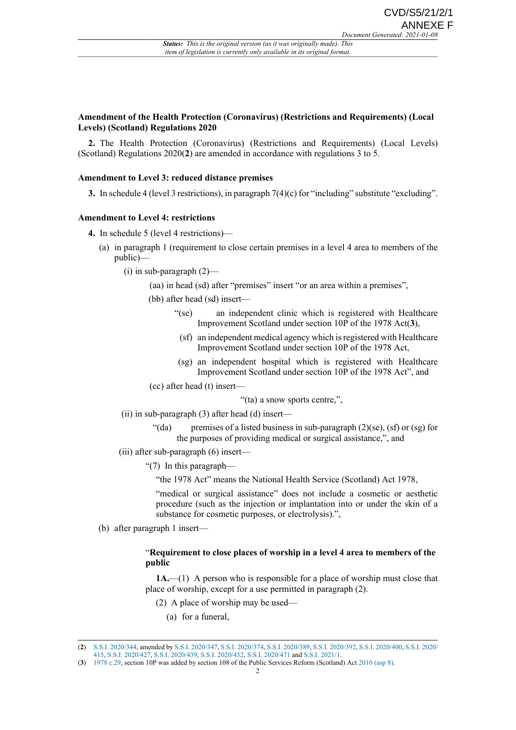**Amendment of the Health Protection (Coronavirus) (Restrictions and Requirements) (Local Levels) (Scotland) Regulations 2020**

**2.** The Health Protection (Coronavirus) (Restrictions and Requirements) (Local Levels) (Scotland) Regulations 2020([2]) are amended in accordance with regulations 3 to 5.

**Amendment to Level 3: reduced distance premises**

**3.** In schedule 4 (level 3 restrictions), in paragraph 7(4)(c) for "including" substitute "excluding".

**Amendment to Level 4: restrictions**

**4.** In schedule 5 (level 4 restrictions)—

(a) in paragraph 1 (requirement to close certain premises in a level 4 area to members of the public)—

(i) in sub-paragraph (2)—

(aa) in head (sd) after "premises" insert "or an area within a premises",

(bb) after head (sd) insert—

"(se) an independent clinic which is registered with Healthcare Improvement Scotland under section 10P of the 1978 Act([3]),

(sf) an independent medical agency which is registered with Healthcare Improvement Scotland under section 10P of the 1978 Act,

(sg) an independent hospital which is registered with Healthcare Improvement Scotland under section 10P of the 1978 Act", and

(cc) after head (t) insert—

"(ta) a snow sports centre,",

(ii) in sub-paragraph (3) after head (d) insert—

"(da) premises of a listed business in sub-paragraph (2)(se), (sf) or (sg) for the purposes of providing medical or surgical assistance,", and

(iii) after sub-paragraph (6) insert—

"(7) In this paragraph—

"the 1978 Act" means the National Health Service (Scotland) Act 1978,

"medical or surgical assistance" does not include a cosmetic or aesthetic procedure (such as the injection or implantation into or under the skin of a substance for cosmetic purposes, or electrolysis).",

(b) after paragraph 1 insert—

"**Requirement to close places of worship in a level 4 area to members of the public**

**1A.**—(1) A person who is responsible for a place of worship must close that place of worship, except for a use permitted in paragraph (2).

(2) A place of worship may be used—

(a) for a funeral,

---

(2) S.S.I. 2020/344, amended by S.S.I. 2020/347, S.S.I. 2020/374, S.S.I. 2020/389, S.S.I. 2020/392, S.S.I. 2020/400, S.S.I. 2020/415, S.S.I. 2020/427, S.S.I. 2020/439, S.S.I. 2020/452, S.S.I. 2020/471 and S.S.I. 2021/1.

(3) 1978 c.29, section 10P was added by section 108 of the Public Services Reform (Scotland) Act 2010 (asp 8).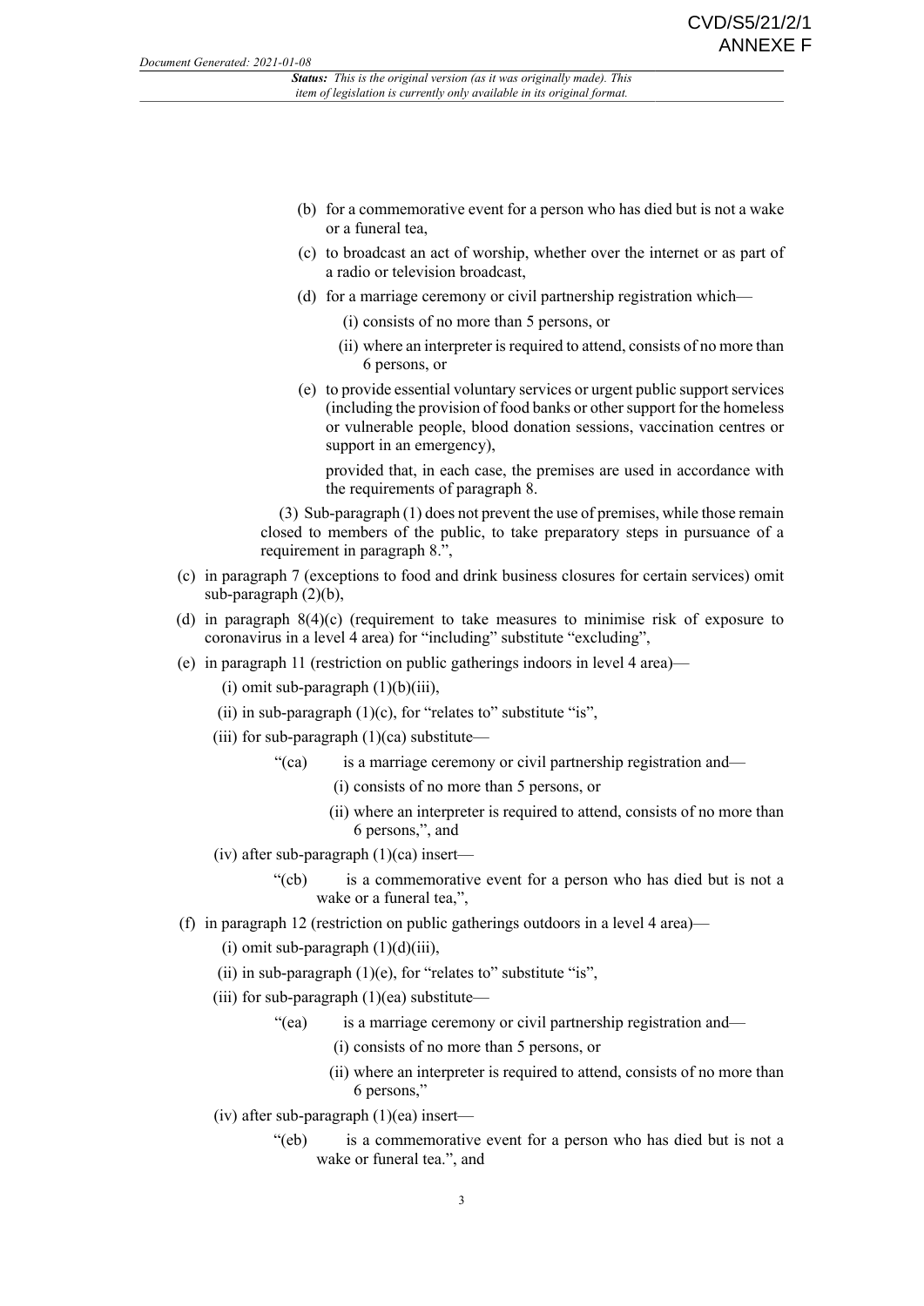(b) for a commemorative event for a person who has died but is not a wake or a funeral tea,

(c) to broadcast an act of worship, whether over the internet or as part of a radio or television broadcast,

(d) for a marriage ceremony or civil partnership registration which—

(i) consists of no more than 5 persons, or

(ii) where an interpreter is required to attend, consists of no more than 6 persons, or

(e) to provide essential voluntary services or urgent public support services (including the provision of food banks or other support for the homeless or vulnerable people, blood donation sessions, vaccination centres or support in an emergency),

provided that, in each case, the premises are used in accordance with the requirements of paragraph 8.

(3) Sub-paragraph (1) does not prevent the use of premises, while those remain closed to members of the public, to take preparatory steps in pursuance of a requirement in paragraph 8.",

(c) in paragraph 7 (exceptions to food and drink business closures for certain services) omit sub-paragraph (2)(b),

(d) in paragraph 8(4)(c) (requirement to take measures to minimise risk of exposure to coronavirus in a level 4 area) for "including" substitute "excluding",

(e) in paragraph 11 (restriction on public gatherings indoors in level 4 area)—

(i) omit sub-paragraph (1)(b)(iii),

(ii) in sub-paragraph (1)(c), for "relates to" substitute "is",

(iii) for sub-paragraph (1)(ca) substitute—

"(ca) is a marriage ceremony or civil partnership registration and—

(i) consists of no more than 5 persons, or

(ii) where an interpreter is required to attend, consists of no more than 6 persons,", and

(iv) after sub-paragraph (1)(ca) insert—

"(cb) is a commemorative event for a person who has died but is not a wake or a funeral tea,",

(f) in paragraph 12 (restriction on public gatherings outdoors in a level 4 area)—

(i) omit sub-paragraph (1)(d)(iii),

(ii) in sub-paragraph (1)(e), for "relates to" substitute "is",

(iii) for sub-paragraph (1)(ea) substitute—

"(ea) is a marriage ceremony or civil partnership registration and—

(i) consists of no more than 5 persons, or

(ii) where an interpreter is required to attend, consists of no more than 6 persons,"

(iv) after sub-paragraph (1)(ea) insert—

"(eb) is a commemorative event for a person who has died but is not a wake or funeral tea.", and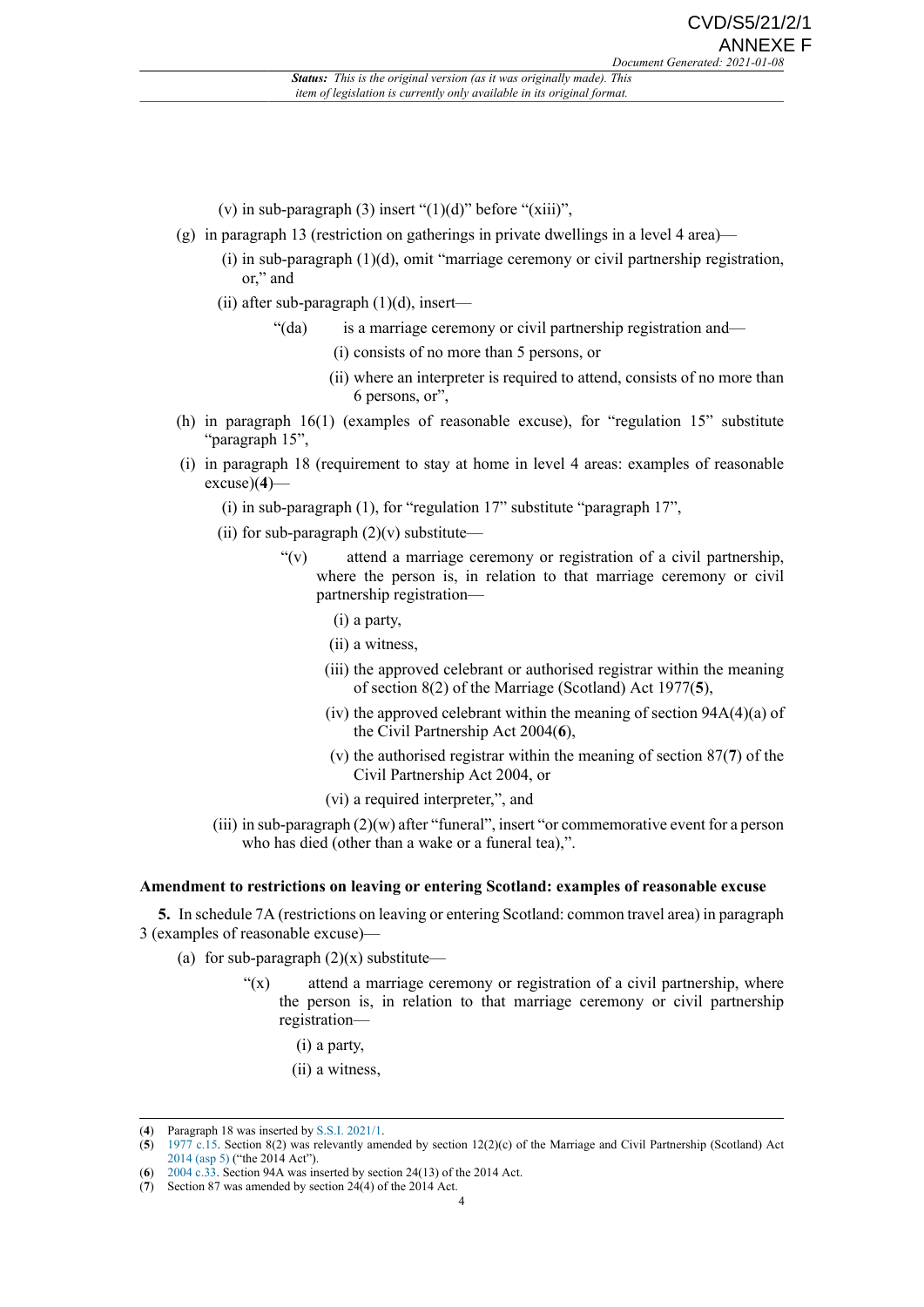(v) in sub-paragraph (3) insert "(1)(d)" before "(xiii)",

(g) in paragraph 13 (restriction on gatherings in private dwellings in a level 4 area)—

(i) in sub-paragraph (1)(d), omit "marriage ceremony or civil partnership registration, or," and

(ii) after sub-paragraph (1)(d), insert—

"(da) is a marriage ceremony or civil partnership registration and—

(i) consists of no more than 5 persons, or

(ii) where an interpreter is required to attend, consists of no more than 6 persons, or",

(h) in paragraph 16(1) (examples of reasonable excuse), for "regulation 15" substitute "paragraph 15",

(i) in paragraph 18 (requirement to stay at home in level 4 areas: examples of reasonable excuse)(**4**)—

(i) in sub-paragraph (1), for "regulation 17" substitute "paragraph 17",

(ii) for sub-paragraph (2)(v) substitute—

"(v) attend a marriage ceremony or registration of a civil partnership, where the person is, in relation to that marriage ceremony or civil partnership registration—

(i) a party,

(ii) a witness,

(iii) the approved celebrant or authorised registrar within the meaning of section 8(2) of the Marriage (Scotland) Act 1977(**5**),

(iv) the approved celebrant within the meaning of section 94A(4)(a) of the Civil Partnership Act 2004(**6**),

(v) the authorised registrar within the meaning of section 87(**7**) of the Civil Partnership Act 2004, or

(vi) a required interpreter,", and

(iii) in sub-paragraph (2)(w) after "funeral", insert "or commemorative event for a person who has died (other than a wake or a funeral tea),".

**Amendment to restrictions on leaving or entering Scotland: examples of reasonable excuse**

**5.** In schedule 7A (restrictions on leaving or entering Scotland: common travel area) in paragraph 3 (examples of reasonable excuse)—

(a) for sub-paragraph (2)(x) substitute—

"(x) attend a marriage ceremony or registration of a civil partnership, where the person is, in relation to that marriage ceremony or civil partnership registration—

(i) a party,

(ii) a witness,

---

(**4**) Paragraph 18 was inserted by S.S.I. 2021/1.

(**5**) 1977 c.15. Section 8(2) was relevantly amended by section 12(2)(c) of the Marriage and Civil Partnership (Scotland) Act 2014 (asp 5) ("the 2014 Act").

(**6**) 2004 c.33. Section 94A was inserted by section 24(13) of the 2014 Act.

(**7**) Section 87 was amended by section 24(4) of the 2014 Act.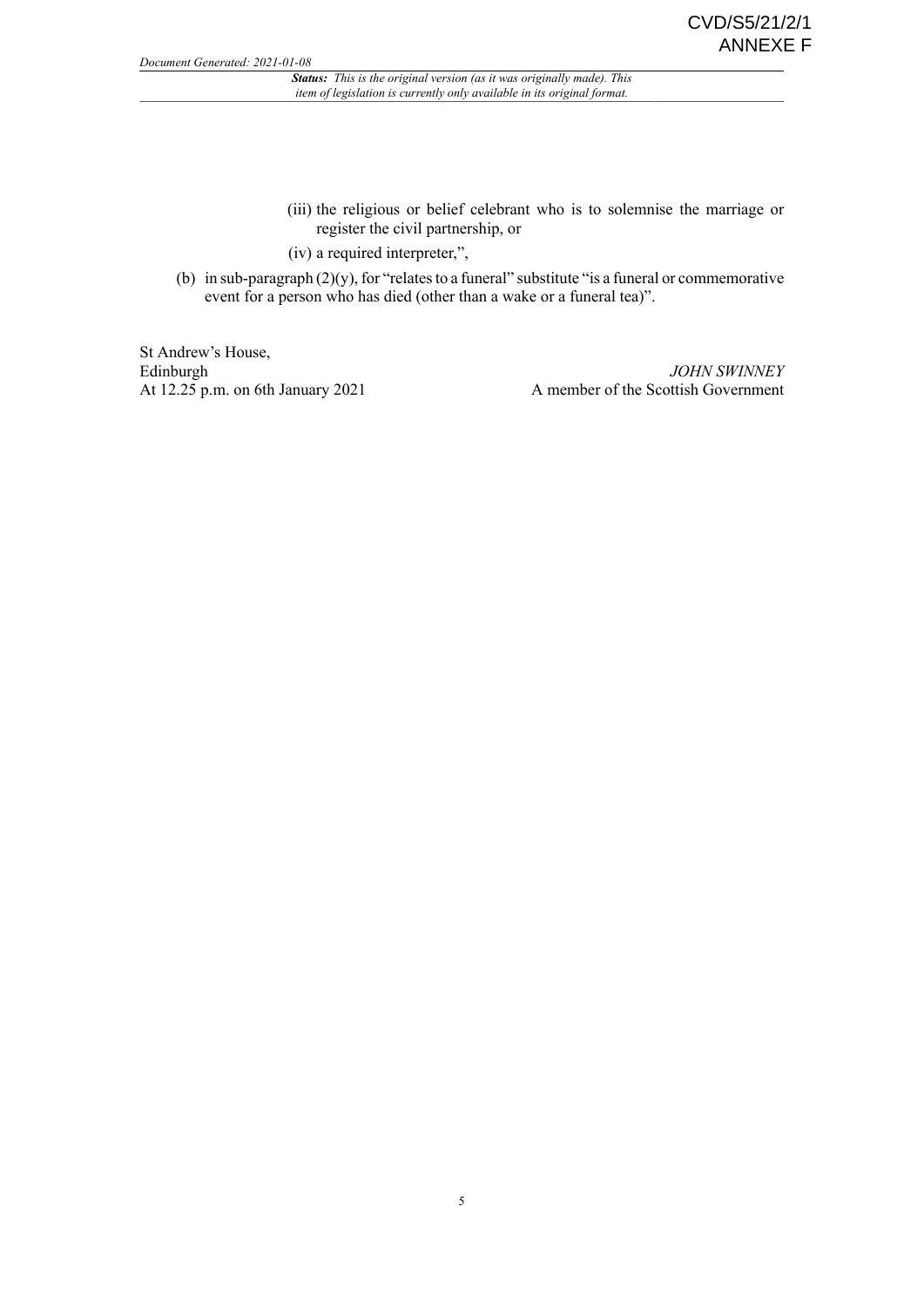(iii) the religious or belief celebrant who is to solemnise the marriage or register the civil partnership, or

(iv) a required interpreter,”,

(b) in sub-paragraph (2)(y), for “relates to a funeral” substitute “is a funeral or commemorative event for a person who has died (other than a wake or a funeral tea)”.

St Andrew’s House,
Edinburgh
At 12.25 p.m. on 6th January 2021

*JOHN SWINNEY*
A member of the Scottish Government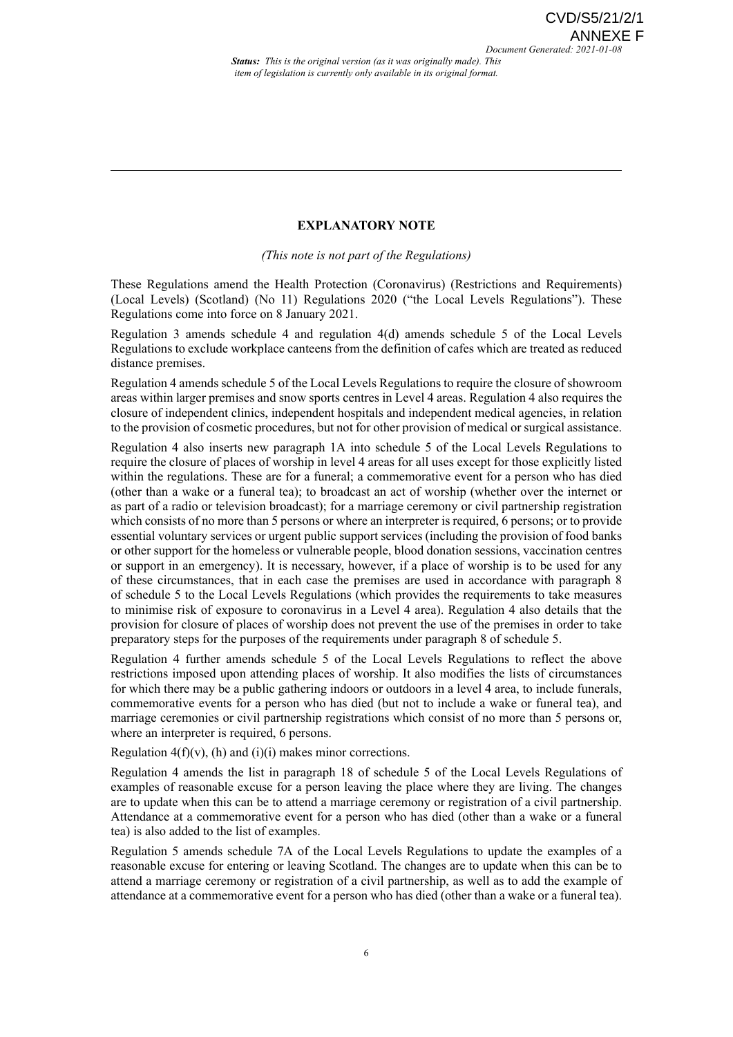## EXPLANATORY NOTE

*(This note is not part of the Regulations)*

These Regulations amend the Health Protection (Coronavirus) (Restrictions and Requirements) (Local Levels) (Scotland) (No 11) Regulations 2020 ("the Local Levels Regulations"). These Regulations come into force on 8 January 2021.

Regulation 3 amends schedule 4 and regulation 4(d) amends schedule 5 of the Local Levels Regulations to exclude workplace canteens from the definition of cafes which are treated as reduced distance premises.

Regulation 4 amends schedule 5 of the Local Levels Regulations to require the closure of showroom areas within larger premises and snow sports centres in Level 4 areas. Regulation 4 also requires the closure of independent clinics, independent hospitals and independent medical agencies, in relation to the provision of cosmetic procedures, but not for other provision of medical or surgical assistance.

Regulation 4 also inserts new paragraph 1A into schedule 5 of the Local Levels Regulations to require the closure of places of worship in level 4 areas for all uses except for those explicitly listed within the regulations. These are for a funeral; a commemorative event for a person who has died (other than a wake or a funeral tea); to broadcast an act of worship (whether over the internet or as part of a radio or television broadcast); for a marriage ceremony or civil partnership registration which consists of no more than 5 persons or where an interpreter is required, 6 persons; or to provide essential voluntary services or urgent public support services (including the provision of food banks or other support for the homeless or vulnerable people, blood donation sessions, vaccination centres or support in an emergency). It is necessary, however, if a place of worship is to be used for any of these circumstances, that in each case the premises are used in accordance with paragraph 8 of schedule 5 to the Local Levels Regulations (which provides the requirements to take measures to minimise risk of exposure to coronavirus in a Level 4 area). Regulation 4 also details that the provision for closure of places of worship does not prevent the use of the premises in order to take preparatory steps for the purposes of the requirements under paragraph 8 of schedule 5.

Regulation 4 further amends schedule 5 of the Local Levels Regulations to reflect the above restrictions imposed upon attending places of worship. It also modifies the lists of circumstances for which there may be a public gathering indoors or outdoors in a level 4 area, to include funerals, commemorative events for a person who has died (but not to include a wake or funeral tea), and marriage ceremonies or civil partnership registrations which consist of no more than 5 persons or, where an interpreter is required, 6 persons.

Regulation 4(f)(v), (h) and (i)(i) makes minor corrections.

Regulation 4 amends the list in paragraph 18 of schedule 5 of the Local Levels Regulations of examples of reasonable excuse for a person leaving the place where they are living. The changes are to update when this can be to attend a marriage ceremony or registration of a civil partnership. Attendance at a commemorative event for a person who has died (other than a wake or a funeral tea) is also added to the list of examples.

Regulation 5 amends schedule 7A of the Local Levels Regulations to update the examples of a reasonable excuse for entering or leaving Scotland. The changes are to update when this can be to attend a marriage ceremony or registration of a civil partnership, as well as to add the example of attendance at a commemorative event for a person who has died (other than a wake or a funeral tea).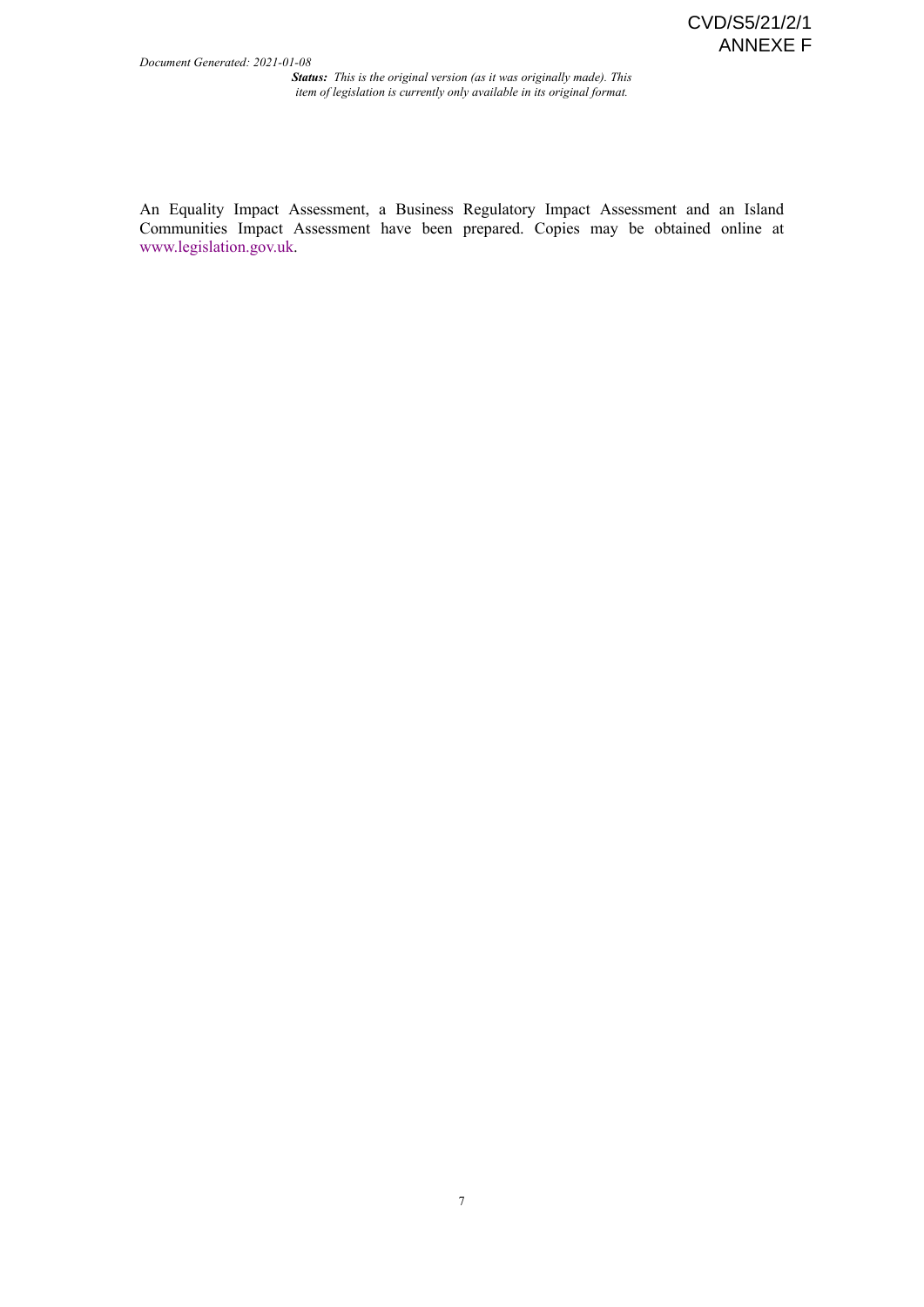An Equality Impact Assessment, a Business Regulatory Impact Assessment and an Island Communities Impact Assessment have been prepared. Copies may be obtained online at www.legislation.gov.uk.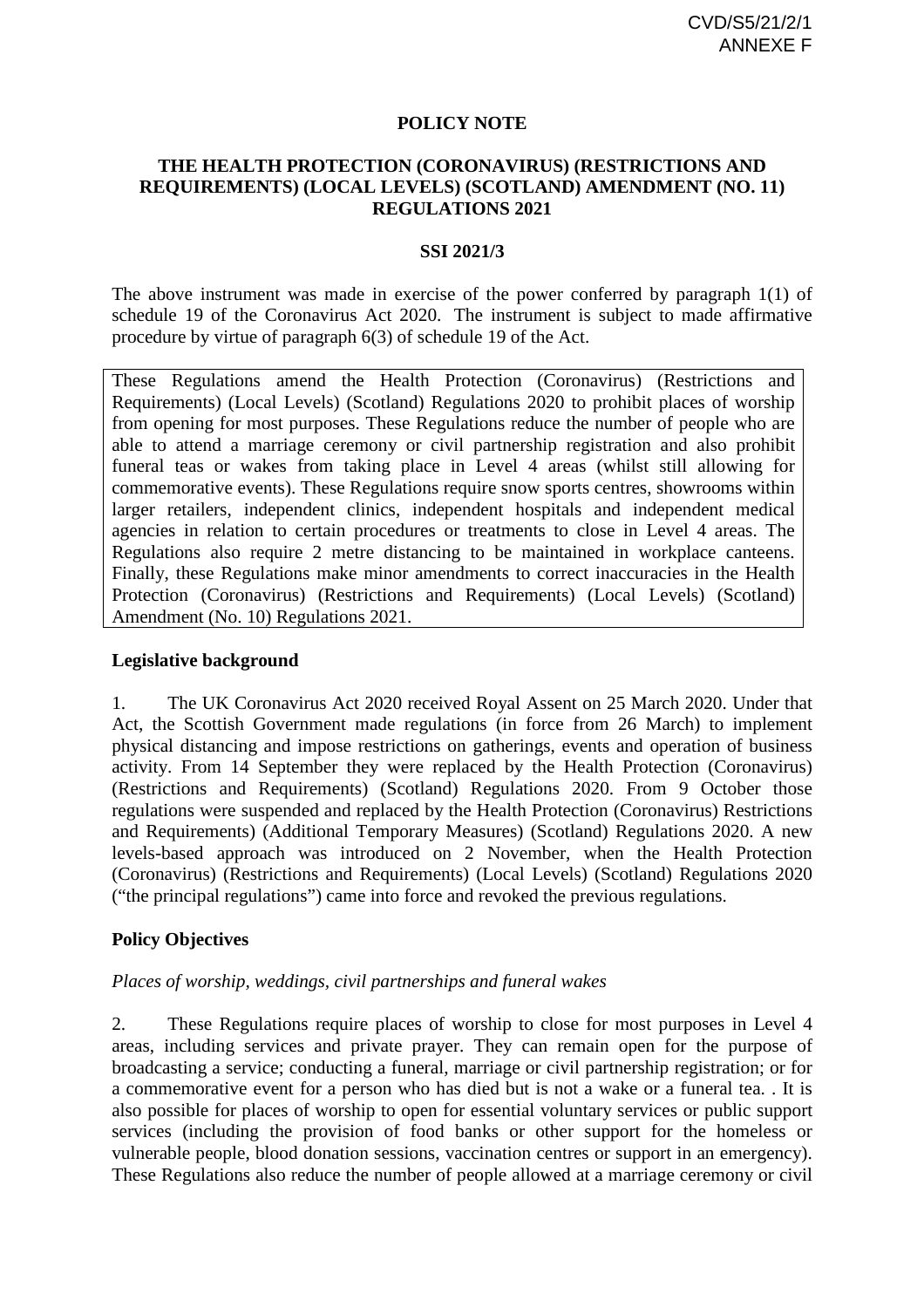CVD/S5/21/2/1
ANNEXE F

**POLICY NOTE**

**THE HEALTH PROTECTION (CORONAVIRUS) (RESTRICTIONS AND REQUIREMENTS) (LOCAL LEVELS) (SCOTLAND) AMENDMENT (NO. 11) REGULATIONS 2021**

**SSI 2021/3**

The above instrument was made in exercise of the power conferred by paragraph 1(1) of schedule 19 of the Coronavirus Act 2020. The instrument is subject to made affirmative procedure by virtue of paragraph 6(3) of schedule 19 of the Act.

> These Regulations amend the Health Protection (Coronavirus) (Restrictions and Requirements) (Local Levels) (Scotland) Regulations 2020 to prohibit places of worship from opening for most purposes. These Regulations reduce the number of people who are able to attend a marriage ceremony or civil partnership registration and also prohibit funeral teas or wakes from taking place in Level 4 areas (whilst still allowing for commemorative events). These Regulations require snow sports centres, showrooms within larger retailers, independent clinics, independent hospitals and independent medical agencies in relation to certain procedures or treatments to close in Level 4 areas. The Regulations also require 2 metre distancing to be maintained in workplace canteens. Finally, these Regulations make minor amendments to correct inaccuracies in the Health Protection (Coronavirus) (Restrictions and Requirements) (Local Levels) (Scotland) Amendment (No. 10) Regulations 2021.

**Legislative background**

1. The UK Coronavirus Act 2020 received Royal Assent on 25 March 2020. Under that Act, the Scottish Government made regulations (in force from 26 March) to implement physical distancing and impose restrictions on gatherings, events and operation of business activity. From 14 September they were replaced by the Health Protection (Coronavirus) (Restrictions and Requirements) (Scotland) Regulations 2020. From 9 October those regulations were suspended and replaced by the Health Protection (Coronavirus) Restrictions and Requirements) (Additional Temporary Measures) (Scotland) Regulations 2020. A new levels-based approach was introduced on 2 November, when the Health Protection (Coronavirus) (Restrictions and Requirements) (Local Levels) (Scotland) Regulations 2020 ("the principal regulations") came into force and revoked the previous regulations.

**Policy Objectives**

*Places of worship, weddings, civil partnerships and funeral wakes*

2. These Regulations require places of worship to close for most purposes in Level 4 areas, including services and private prayer. They can remain open for the purpose of broadcasting a service; conducting a funeral, marriage or civil partnership registration; or for a commemorative event for a person who has died but is not a wake or a funeral tea. . It is also possible for places of worship to open for essential voluntary services or public support services (including the provision of food banks or other support for the homeless or vulnerable people, blood donation sessions, vaccination centres or support in an emergency). These Regulations also reduce the number of people allowed at a marriage ceremony or civil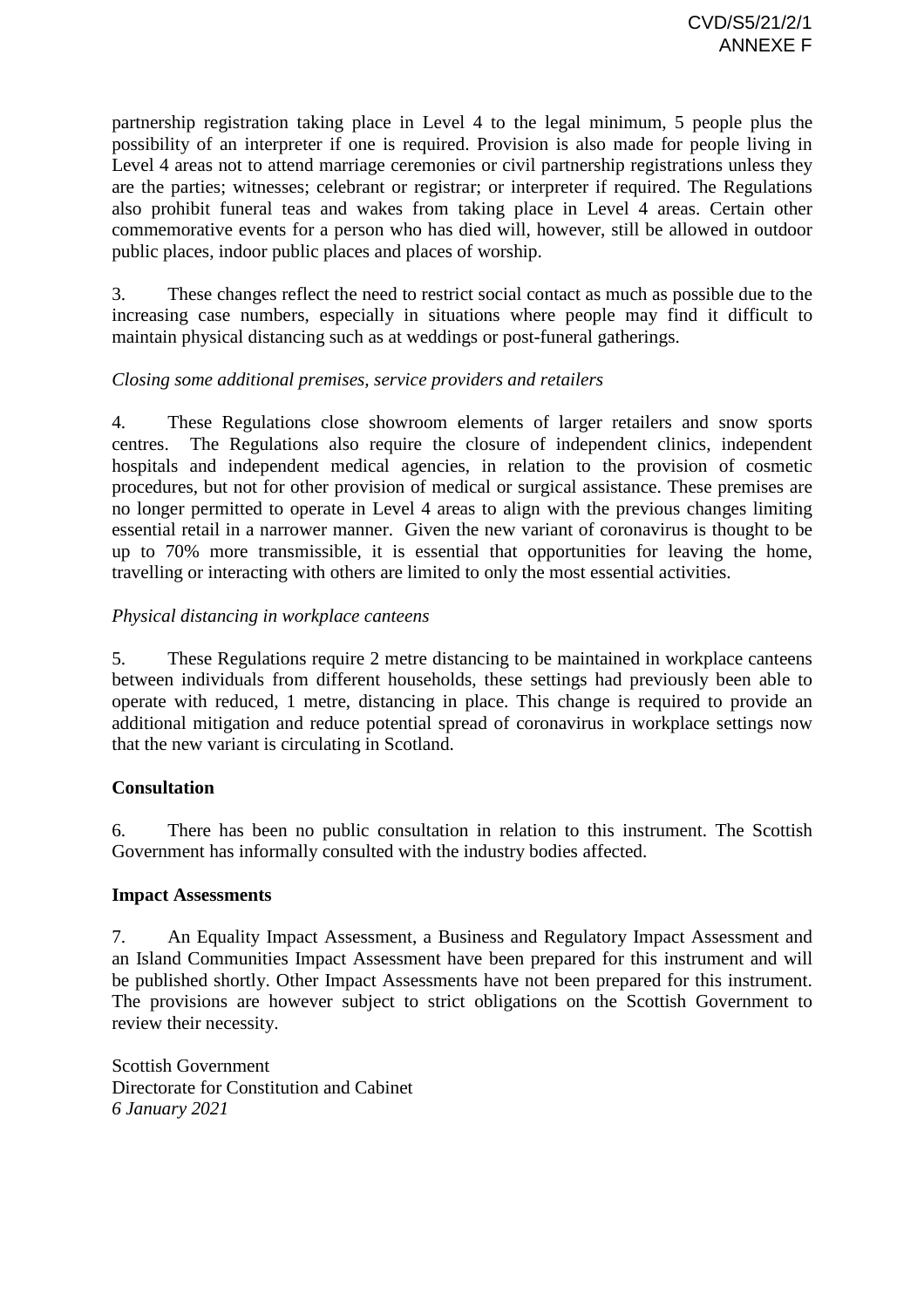partnership registration taking place in Level 4 to the legal minimum, 5 people plus the possibility of an interpreter if one is required. Provision is also made for people living in Level 4 areas not to attend marriage ceremonies or civil partnership registrations unless they are the parties; witnesses; celebrant or registrar; or interpreter if required. The Regulations also prohibit funeral teas and wakes from taking place in Level 4 areas. Certain other commemorative events for a person who has died will, however, still be allowed in outdoor public places, indoor public places and places of worship.

3. These changes reflect the need to restrict social contact as much as possible due to the increasing case numbers, especially in situations where people may find it difficult to maintain physical distancing such as at weddings or post-funeral gatherings.

*Closing some additional premises, service providers and retailers*

4. These Regulations close showroom elements of larger retailers and snow sports centres. The Regulations also require the closure of independent clinics, independent hospitals and independent medical agencies, in relation to the provision of cosmetic procedures, but not for other provision of medical or surgical assistance. These premises are no longer permitted to operate in Level 4 areas to align with the previous changes limiting essential retail in a narrower manner. Given the new variant of coronavirus is thought to be up to 70% more transmissible, it is essential that opportunities for leaving the home, travelling or interacting with others are limited to only the most essential activities.

*Physical distancing in workplace canteens*

5. These Regulations require 2 metre distancing to be maintained in workplace canteens between individuals from different households, these settings had previously been able to operate with reduced, 1 metre, distancing in place. This change is required to provide an additional mitigation and reduce potential spread of coronavirus in workplace settings now that the new variant is circulating in Scotland.

**Consultation**

6. There has been no public consultation in relation to this instrument. The Scottish Government has informally consulted with the industry bodies affected.

**Impact Assessments**

7. An Equality Impact Assessment, a Business and Regulatory Impact Assessment and an Island Communities Impact Assessment have been prepared for this instrument and will be published shortly. Other Impact Assessments have not been prepared for this instrument. The provisions are however subject to strict obligations on the Scottish Government to review their necessity.

Scottish Government
Directorate for Constitution and Cabinet
*6 January 2021*